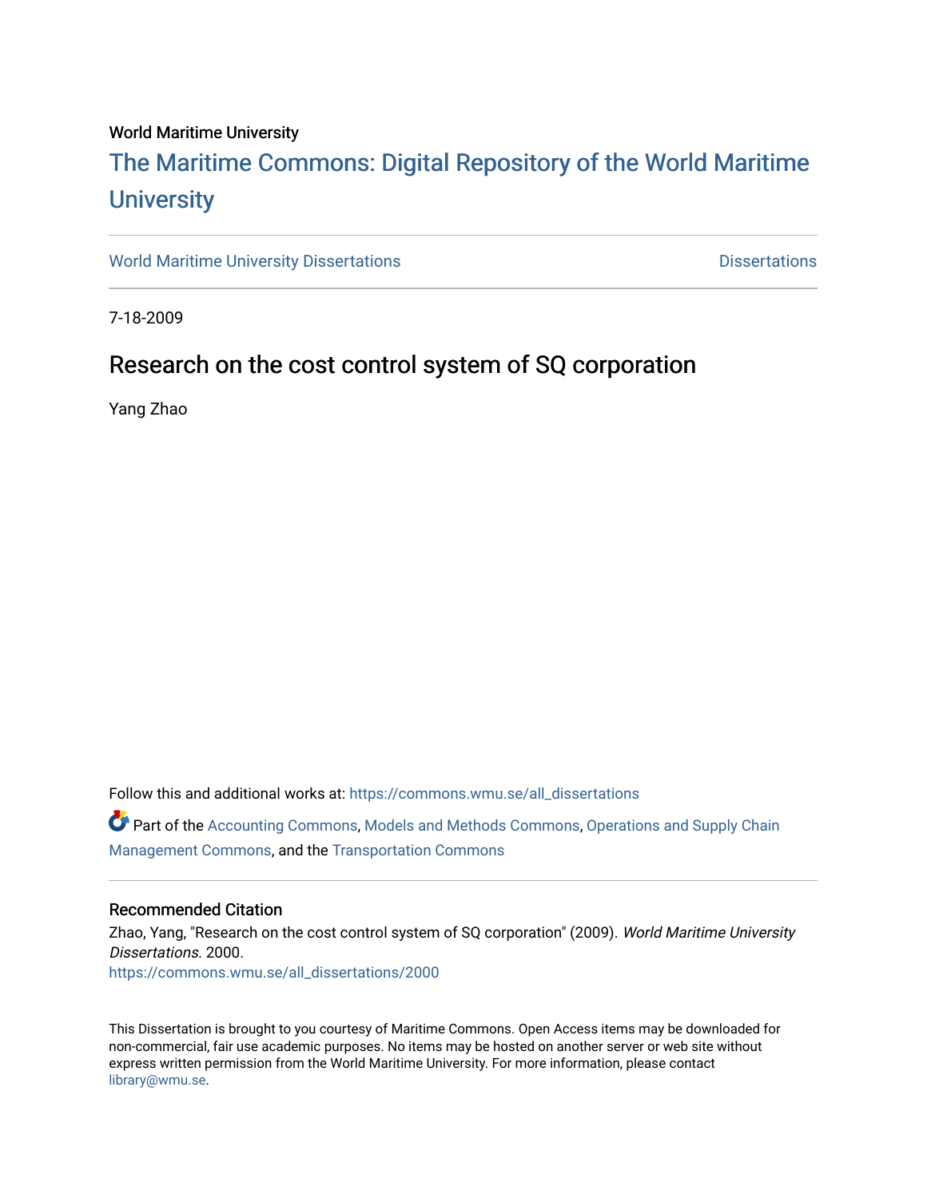World Maritime University

# The Maritime Commons: Digital Repository of the World Maritime University

World Maritime University Dissertations | Dissertations

7-18-2009

## Research on the cost control system of SQ corporation

Yang Zhao

Follow this and additional works at: https://commons.wmu.se/all_dissertations

Part of the Accounting Commons, Models and Methods Commons, Operations and Supply Chain Management Commons, and the Transportation Commons

### Recommended Citation

Zhao, Yang, "Research on the cost control system of SQ corporation" (2009). *World Maritime University Dissertations*. 2000.
https://commons.wmu.se/all_dissertations/2000

This Dissertation is brought to you courtesy of Maritime Commons. Open Access items may be downloaded for non-commercial, fair use academic purposes. No items may be hosted on another server or web site without express written permission from the World Maritime University. For more information, please contact library@wmu.se.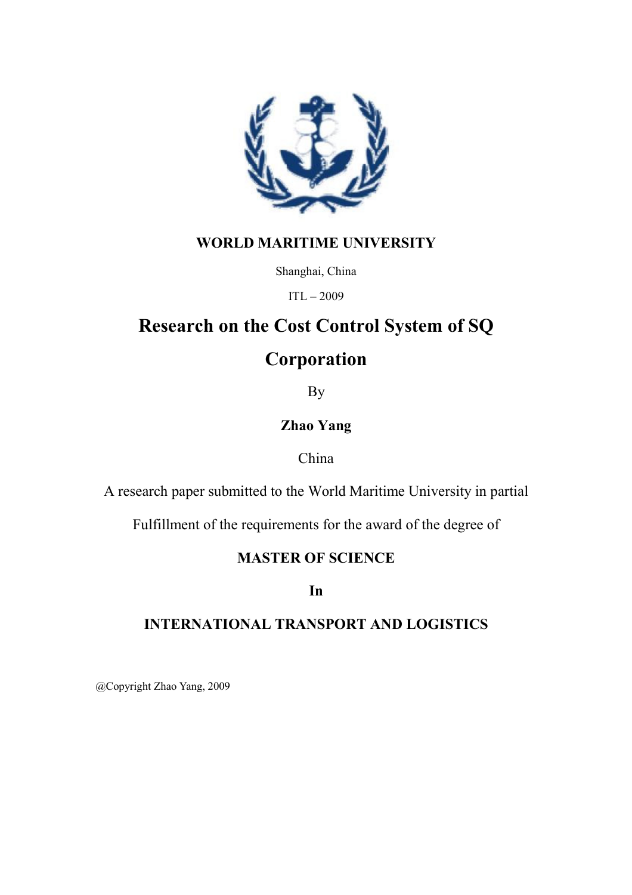**WORLD MARITIME UNIVERSITY**

Shanghai, China

ITL – 2009

# Research on the Cost Control System of SQ Corporation

By

**Zhao Yang**

China

A research paper submitted to the World Maritime University in partial

Fulfillment of the requirements for the award of the degree of

**MASTER OF SCIENCE**

**In**

**INTERNATIONAL TRANSPORT AND LOGISTICS**

@Copyright Zhao Yang, 2009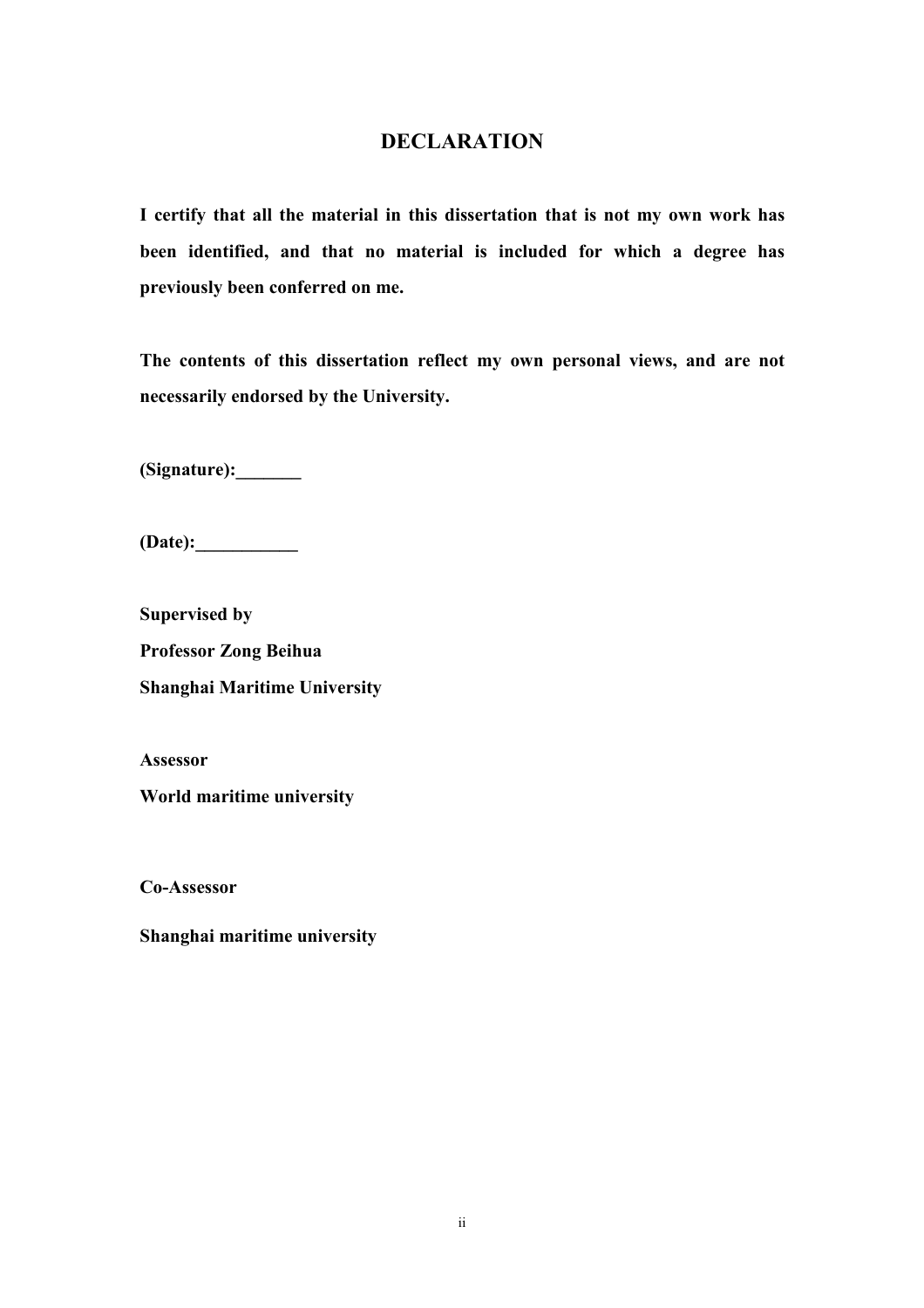# DECLARATION

**I certify that all the material in this dissertation that is not my own work has been identified, and that no material is included for which a degree has previously been conferred on me.**

**The contents of this dissertation reflect my own personal views, and are not necessarily endorsed by the University.**

**(Signature):_______**

**(Date):___________**

**Supervised by**
**Professor Zong Beihua**
**Shanghai Maritime University**

**Assessor**
**World maritime university**

**Co-Assessor**

**Shanghai maritime university**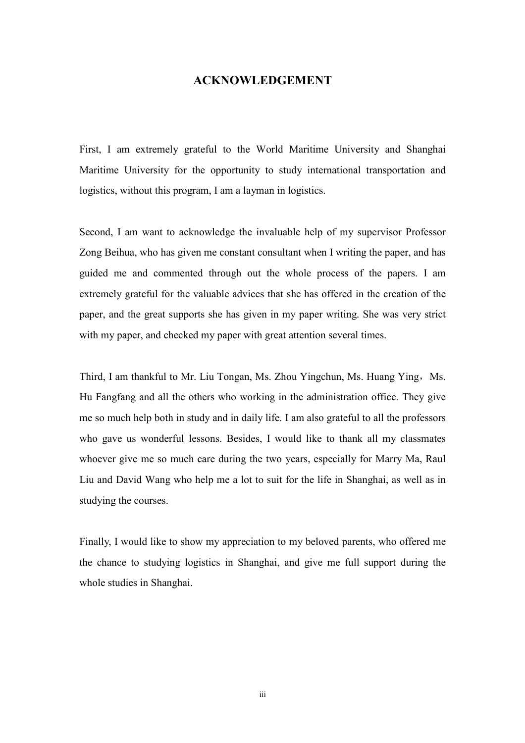# ACKNOWLEDGEMENT

First, I am extremely grateful to the World Maritime University and Shanghai Maritime University for the opportunity to study international transportation and logistics, without this program, I am a layman in logistics.

Second, I am want to acknowledge the invaluable help of my supervisor Professor Zong Beihua, who has given me constant consultant when I writing the paper, and has guided me and commented through out the whole process of the papers. I am extremely grateful for the valuable advices that she has offered in the creation of the paper, and the great supports she has given in my paper writing. She was very strict with my paper, and checked my paper with great attention several times.

Third, I am thankful to Mr. Liu Tongan, Ms. Zhou Yingchun, Ms. Huang Ying，Ms. Hu Fangfang and all the others who working in the administration office. They give me so much help both in study and in daily life. I am also grateful to all the professors who gave us wonderful lessons. Besides, I would like to thank all my classmates whoever give me so much care during the two years, especially for Marry Ma, Raul Liu and David Wang who help me a lot to suit for the life in Shanghai, as well as in studying the courses.

Finally, I would like to show my appreciation to my beloved parents, who offered me the chance to studying logistics in Shanghai, and give me full support during the whole studies in Shanghai.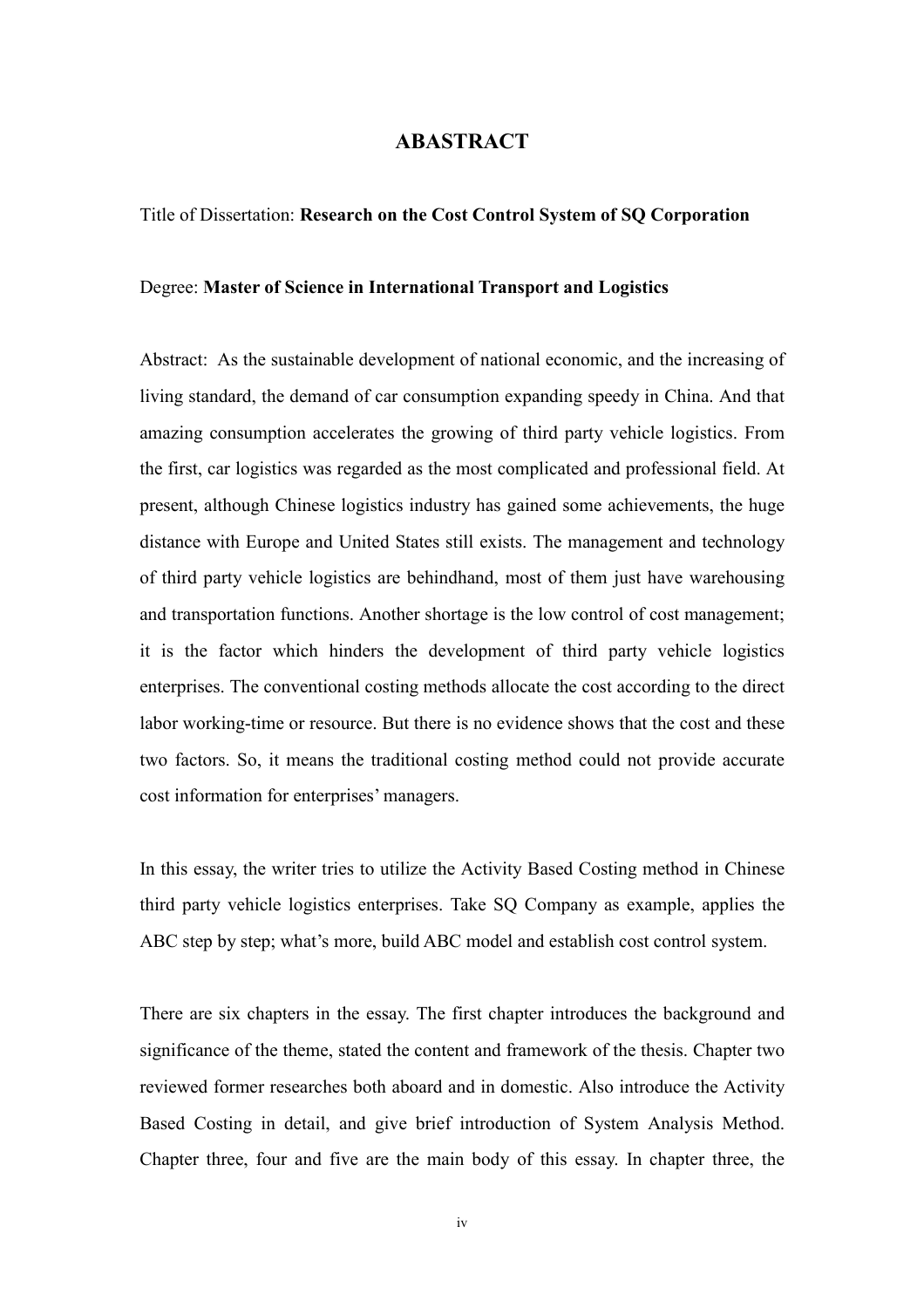# ABASTRACT

Title of Dissertation: **Research on the Cost Control System of SQ Corporation**

Degree: **Master of Science in International Transport and Logistics**

Abstract: As the sustainable development of national economic, and the increasing of living standard, the demand of car consumption expanding speedy in China. And that amazing consumption accelerates the growing of third party vehicle logistics. From the first, car logistics was regarded as the most complicated and professional field. At present, although Chinese logistics industry has gained some achievements, the huge distance with Europe and United States still exists. The management and technology of third party vehicle logistics are behindhand, most of them just have warehousing and transportation functions. Another shortage is the low control of cost management; it is the factor which hinders the development of third party vehicle logistics enterprises. The conventional costing methods allocate the cost according to the direct labor working-time or resource. But there is no evidence shows that the cost and these two factors. So, it means the traditional costing method could not provide accurate cost information for enterprises' managers.

In this essay, the writer tries to utilize the Activity Based Costing method in Chinese third party vehicle logistics enterprises. Take SQ Company as example, applies the ABC step by step; what's more, build ABC model and establish cost control system.

There are six chapters in the essay. The first chapter introduces the background and significance of the theme, stated the content and framework of the thesis. Chapter two reviewed former researches both aboard and in domestic. Also introduce the Activity Based Costing in detail, and give brief introduction of System Analysis Method. Chapter three, four and five are the main body of this essay. In chapter three, the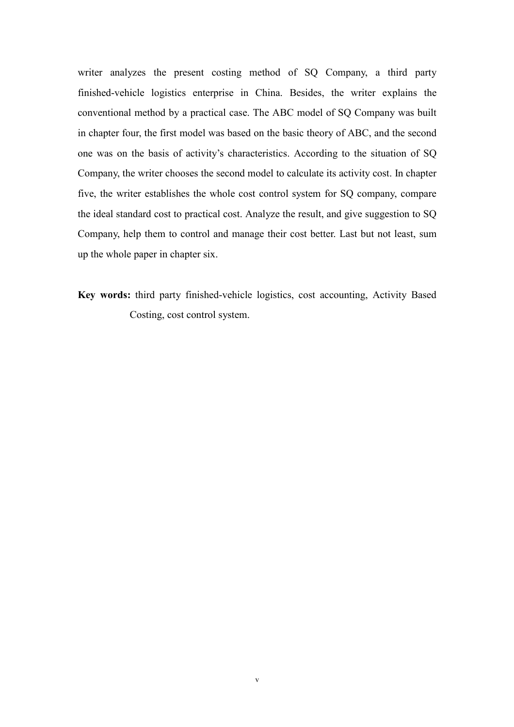writer analyzes the present costing method of SQ Company, a third party finished-vehicle logistics enterprise in China. Besides, the writer explains the conventional method by a practical case. The ABC model of SQ Company was built in chapter four, the first model was based on the basic theory of ABC, and the second one was on the basis of activity's characteristics. According to the situation of SQ Company, the writer chooses the second model to calculate its activity cost. In chapter five, the writer establishes the whole cost control system for SQ company, compare the ideal standard cost to practical cost. Analyze the result, and give suggestion to SQ Company, help them to control and manage their cost better. Last but not least, sum up the whole paper in chapter six.

**Key words:** third party finished-vehicle logistics, cost accounting, Activity Based Costing, cost control system.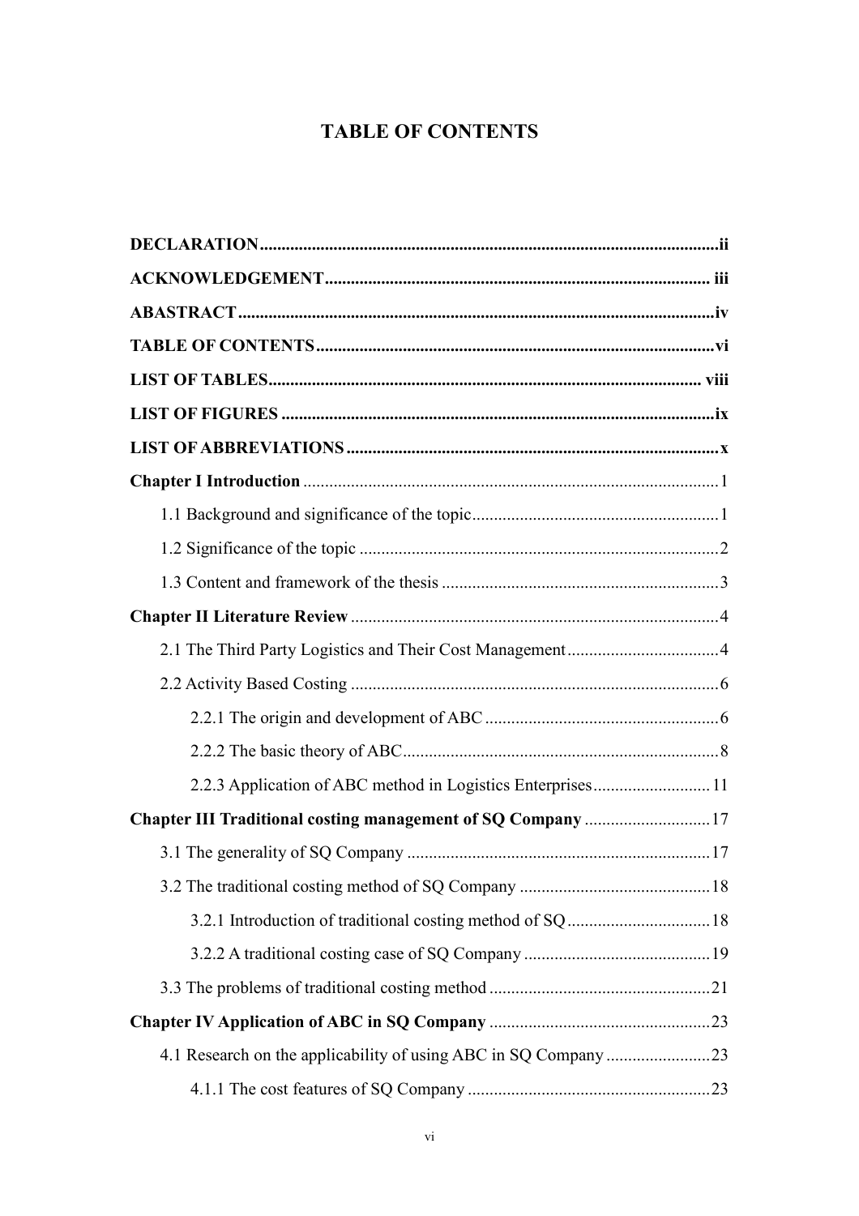# TABLE OF CONTENTS

**DECLARATION** .......... ii

**ACKNOWLEDGEMENT** .......... iii

**ABASTRACT** .......... iv

**TABLE OF CONTENTS** .......... vi

**LIST OF TABLES** .......... viii

**LIST OF FIGURES** .......... ix

**LIST OF ABBREVIATIONS** .......... x

**Chapter I Introduction** .......... 1

- 1.1 Background and significance of the topic .......... 1
- 1.2 Significance of the topic .......... 2
- 1.3 Content and framework of the thesis .......... 3

**Chapter II Literature Review** .......... 4

- 2.1 The Third Party Logistics and Their Cost Management .......... 4
- 2.2 Activity Based Costing .......... 6
  - 2.2.1 The origin and development of ABC .......... 6
  - 2.2.2 The basic theory of ABC .......... 8
  - 2.2.3 Application of ABC method in Logistics Enterprises .......... 11

**Chapter III Traditional costing management of SQ Company** .......... 17

- 3.1 The generality of SQ Company .......... 17
- 3.2 The traditional costing method of SQ Company .......... 18
  - 3.2.1 Introduction of traditional costing method of SQ .......... 18
  - 3.2.2 A traditional costing case of SQ Company .......... 19
- 3.3 The problems of traditional costing method .......... 21

**Chapter IV Application of ABC in SQ Company** .......... 23

- 4.1 Research on the applicability of using ABC in SQ Company .......... 23
  - 4.1.1 The cost features of SQ Company .......... 23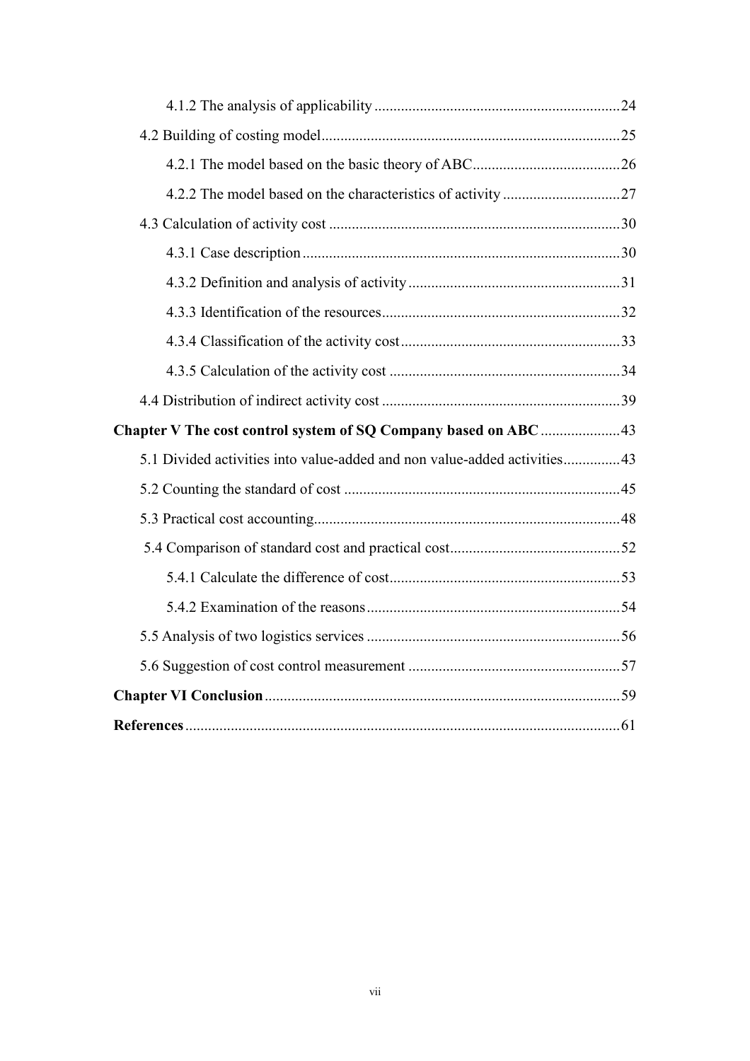4.1.2 The analysis of applicability ........................................................................ 24

4.2 Building of costing model ........................................................................ 25

4.2.1 The model based on the basic theory of ABC ........................................ 26

4.2.2 The model based on the characteristics of activity ................................ 27

4.3 Calculation of activity cost ........................................................................ 30

4.3.1 Case description ........................................................................ 30

4.3.2 Definition and analysis of activity ........................................................ 31

4.3.3 Identification of the resources ........................................................ 32

4.3.4 Classification of the activity cost ........................................................ 33

4.3.5 Calculation of the activity cost ........................................................ 34

4.4 Distribution of indirect activity cost ........................................................ 39

**Chapter V The cost control system of SQ Company based on ABC** ..................... 43

5.1 Divided activities into value-added and non value-added activities ............... 43

5.2 Counting the standard of cost ........................................................................ 45

5.3 Practical cost accounting ........................................................................ 48

5.4 Comparison of standard cost and practical cost ........................................ 52

5.4.1 Calculate the difference of cost ........................................................ 53

5.4.2 Examination of the reasons ........................................................ 54

5.5 Analysis of two logistics services ........................................................ 56

5.6 Suggestion of cost control measurement ........................................................ 57

**Chapter VI Conclusion** ........................................................................ 59

**References** ........................................................................ 61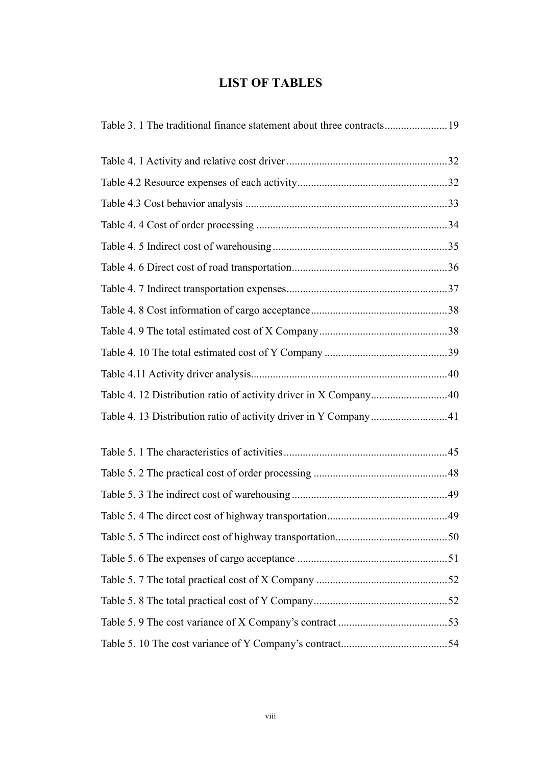# LIST OF TABLES

Table 3. 1 The traditional finance statement about three contracts....................... 19

Table 4. 1 Activity and relative cost driver........................................................... 32

Table 4.2 Resource expenses of each activity....................................................... 32

Table 4.3 Cost behavior analysis ......................................................................... 33

Table 4. 4 Cost of order processing ..................................................................... 34

Table 4. 5 Indirect cost of warehousing ................................................................ 35

Table 4. 6 Direct cost of road transportation......................................................... 36

Table 4. 7 Indirect transportation expenses........................................................... 37

Table 4. 8 Cost information of cargo acceptance.................................................. 38

Table 4. 9 The total estimated cost of X Company............................................... 38

Table 4. 10 The total estimated cost of Y Company ............................................. 39

Table 4.11 Activity driver analysis........................................................................ 40

Table 4. 12 Distribution ratio of activity driver in X Company............................ 40

Table 4. 13 Distribution ratio of activity driver in Y Company............................ 41

Table 5. 1 The characteristics of activities............................................................ 45

Table 5. 2 The practical cost of order processing ................................................. 48

Table 5. 3 The indirect cost of warehousing ......................................................... 49

Table 5. 4 The direct cost of highway transportation............................................ 49

Table 5. 5 The indirect cost of highway transportation......................................... 50

Table 5. 6 The expenses of cargo acceptance ....................................................... 51

Table 5. 7 The total practical cost of X Company ................................................ 52

Table 5. 8 The total practical cost of Y Company................................................. 52

Table 5. 9 The cost variance of X Company's contract ........................................ 53

Table 5. 10 The cost variance of Y Company's contract....................................... 54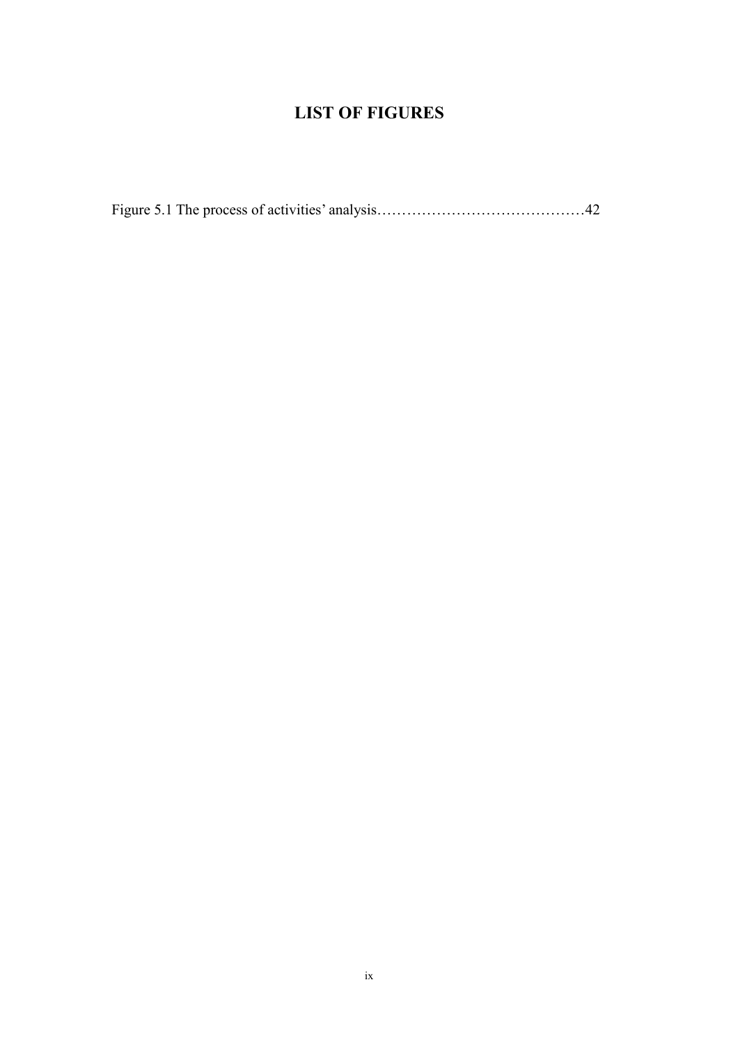# LIST OF FIGURES

Figure 5.1 The process of activities' analysis……………………………………42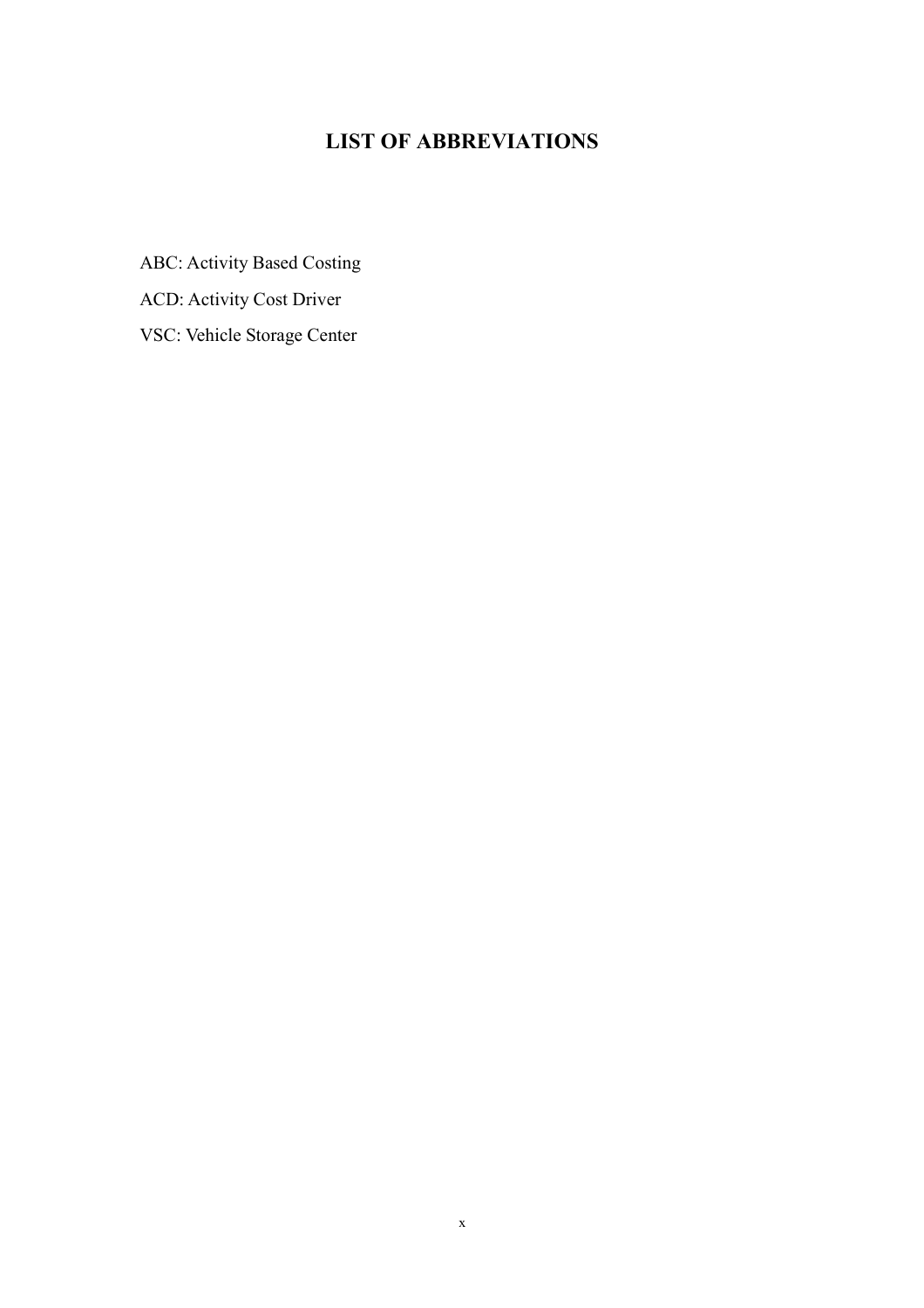# LIST OF ABBREVIATIONS

ABC: Activity Based Costing

ACD: Activity Cost Driver

VSC: Vehicle Storage Center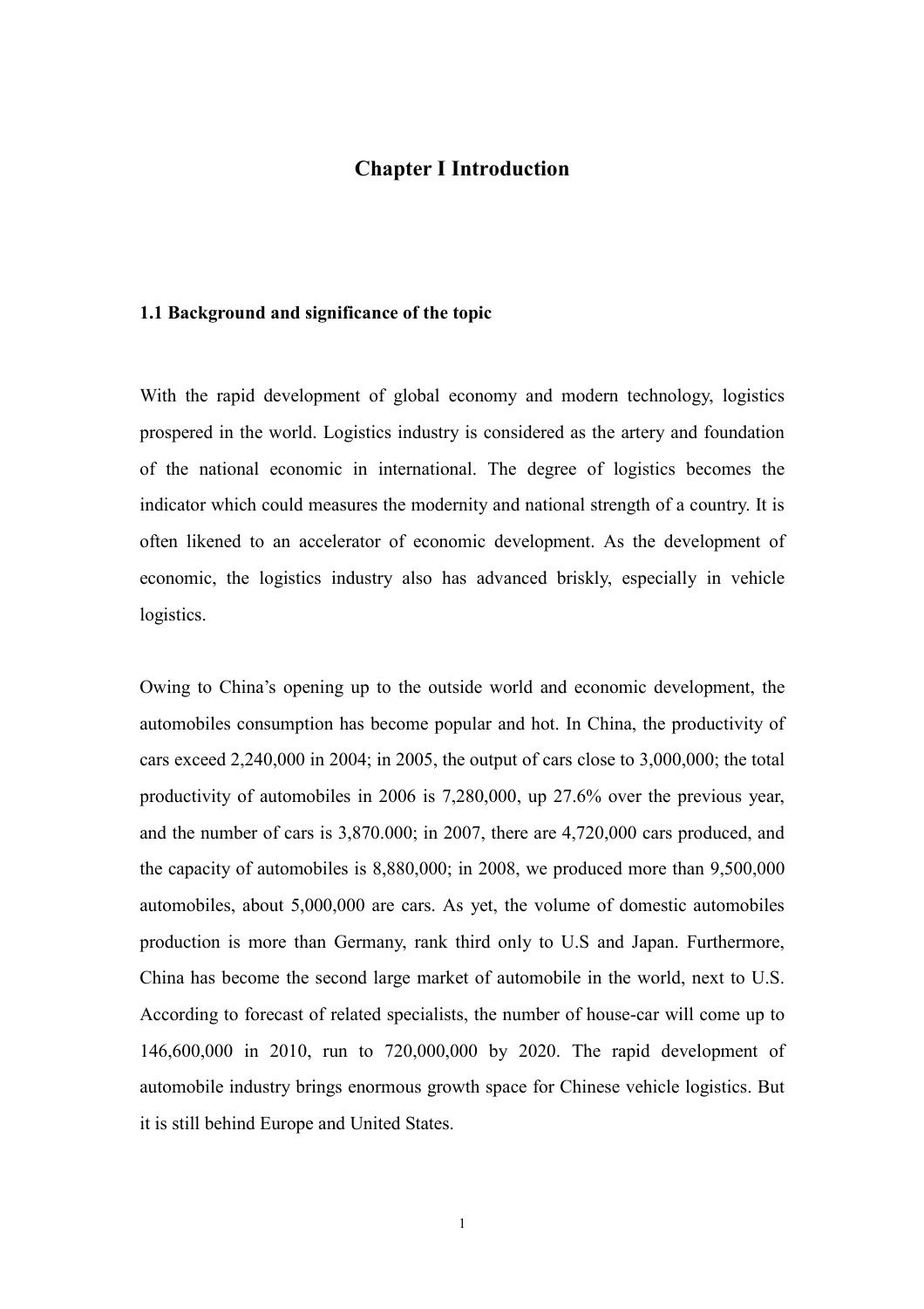# Chapter I Introduction

## 1.1 Background and significance of the topic

With the rapid development of global economy and modern technology, logistics prospered in the world. Logistics industry is considered as the artery and foundation of the national economic in international. The degree of logistics becomes the indicator which could measures the modernity and national strength of a country. It is often likened to an accelerator of economic development. As the development of economic, the logistics industry also has advanced briskly, especially in vehicle logistics.

Owing to China's opening up to the outside world and economic development, the automobiles consumption has become popular and hot. In China, the productivity of cars exceed 2,240,000 in 2004; in 2005, the output of cars close to 3,000,000; the total productivity of automobiles in 2006 is 7,280,000, up 27.6% over the previous year, and the number of cars is 3,870.000; in 2007, there are 4,720,000 cars produced, and the capacity of automobiles is 8,880,000; in 2008, we produced more than 9,500,000 automobiles, about 5,000,000 are cars. As yet, the volume of domestic automobiles production is more than Germany, rank third only to U.S and Japan. Furthermore, China has become the second large market of automobile in the world, next to U.S. According to forecast of related specialists, the number of house-car will come up to 146,600,000 in 2010, run to 720,000,000 by 2020. The rapid development of automobile industry brings enormous growth space for Chinese vehicle logistics. But it is still behind Europe and United States.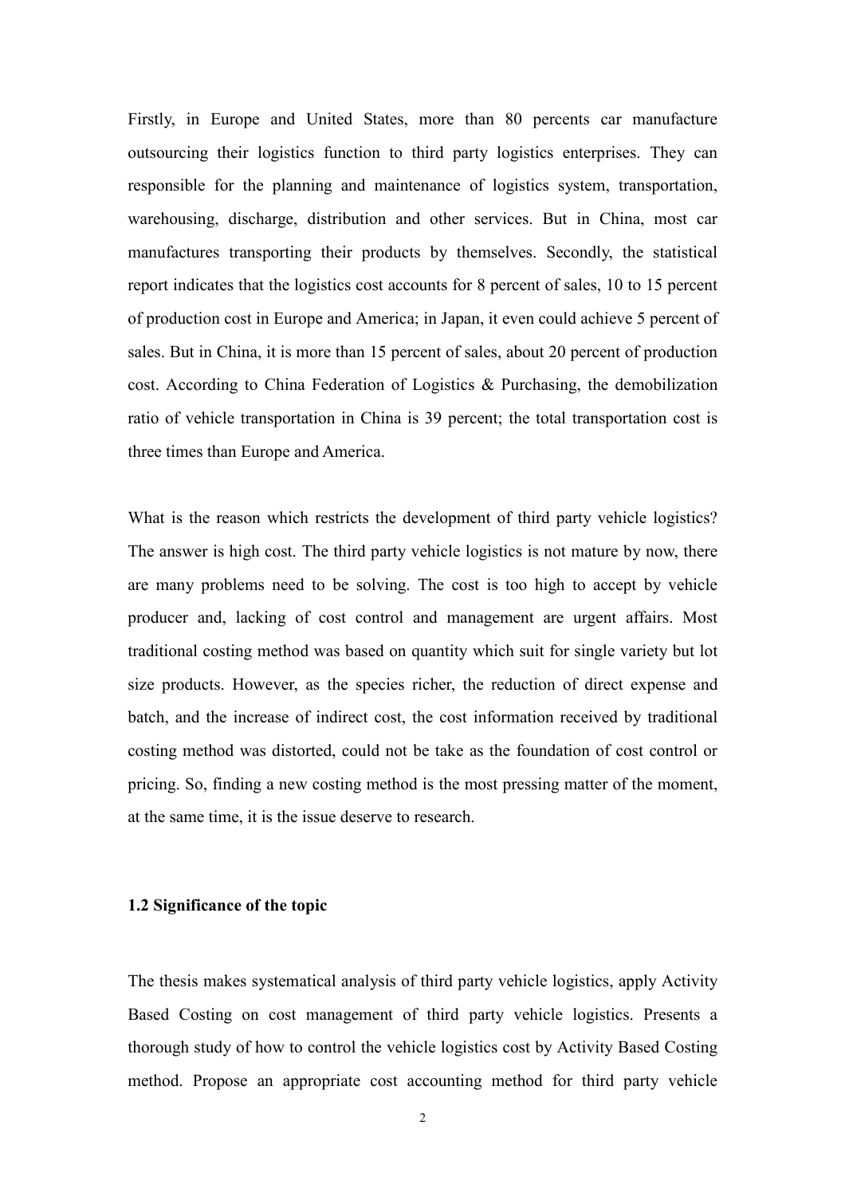Firstly, in Europe and United States, more than 80 percents car manufacture outsourcing their logistics function to third party logistics enterprises. They can responsible for the planning and maintenance of logistics system, transportation, warehousing, discharge, distribution and other services. But in China, most car manufactures transporting their products by themselves. Secondly, the statistical report indicates that the logistics cost accounts for 8 percent of sales, 10 to 15 percent of production cost in Europe and America; in Japan, it even could achieve 5 percent of sales. But in China, it is more than 15 percent of sales, about 20 percent of production cost. According to China Federation of Logistics & Purchasing, the demobilization ratio of vehicle transportation in China is 39 percent; the total transportation cost is three times than Europe and America.

What is the reason which restricts the development of third party vehicle logistics? The answer is high cost. The third party vehicle logistics is not mature by now, there are many problems need to be solving. The cost is too high to accept by vehicle producer and, lacking of cost control and management are urgent affairs. Most traditional costing method was based on quantity which suit for single variety but lot size products. However, as the species richer, the reduction of direct expense and batch, and the increase of indirect cost, the cost information received by traditional costing method was distorted, could not be take as the foundation of cost control or pricing. So, finding a new costing method is the most pressing matter of the moment, at the same time, it is the issue deserve to research.

### 1.2 Significance of the topic

The thesis makes systematical analysis of third party vehicle logistics, apply Activity Based Costing on cost management of third party vehicle logistics. Presents a thorough study of how to control the vehicle logistics cost by Activity Based Costing method. Propose an appropriate cost accounting method for third party vehicle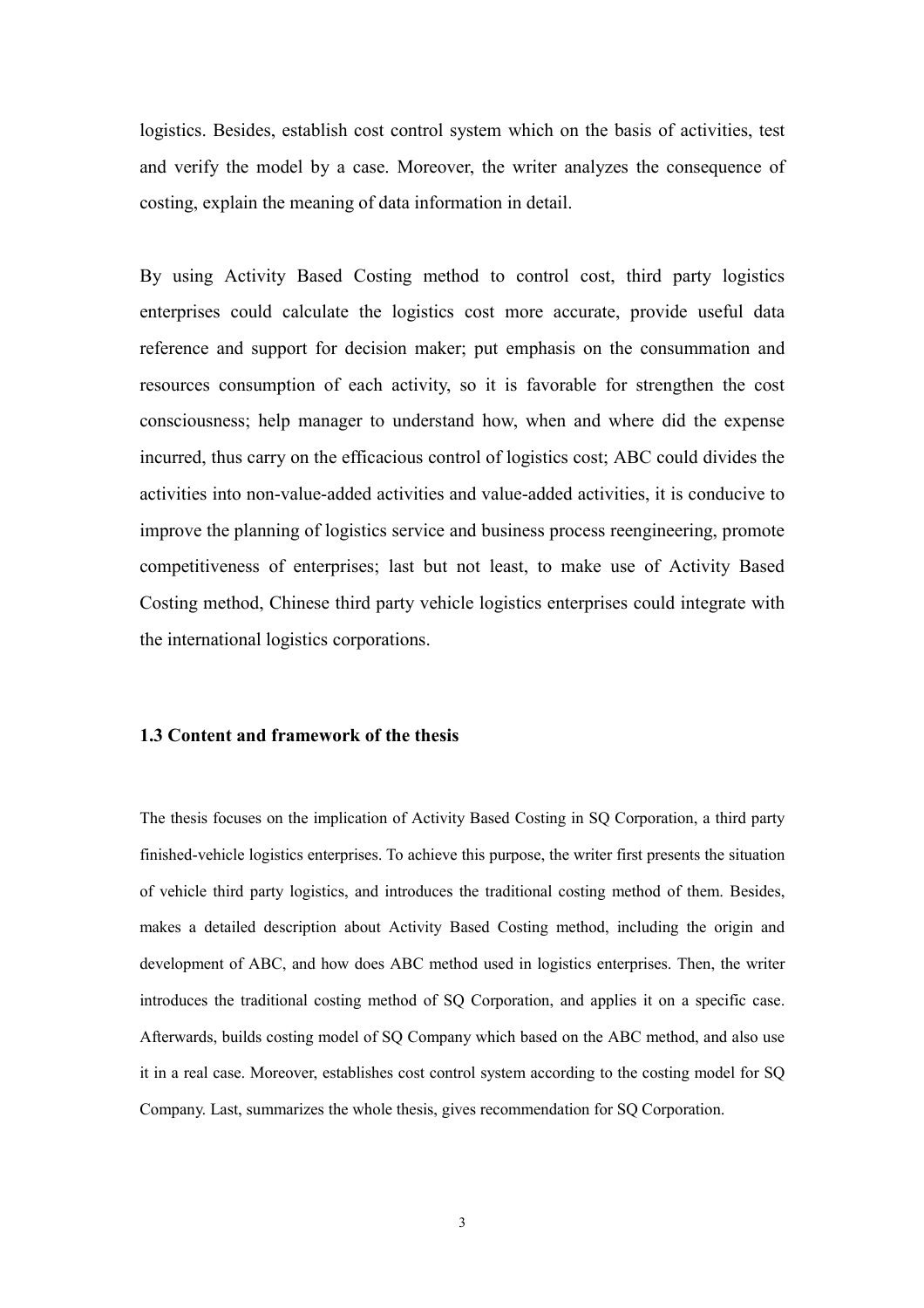logistics. Besides, establish cost control system which on the basis of activities, test and verify the model by a case. Moreover, the writer analyzes the consequence of costing, explain the meaning of data information in detail.

By using Activity Based Costing method to control cost, third party logistics enterprises could calculate the logistics cost more accurate, provide useful data reference and support for decision maker; put emphasis on the consummation and resources consumption of each activity, so it is favorable for strengthen the cost consciousness; help manager to understand how, when and where did the expense incurred, thus carry on the efficacious control of logistics cost; ABC could divides the activities into non-value-added activities and value-added activities, it is conducive to improve the planning of logistics service and business process reengineering, promote competitiveness of enterprises; last but not least, to make use of Activity Based Costing method, Chinese third party vehicle logistics enterprises could integrate with the international logistics corporations.

### 1.3 Content and framework of the thesis

The thesis focuses on the implication of Activity Based Costing in SQ Corporation, a third party finished-vehicle logistics enterprises. To achieve this purpose, the writer first presents the situation of vehicle third party logistics, and introduces the traditional costing method of them. Besides, makes a detailed description about Activity Based Costing method, including the origin and development of ABC, and how does ABC method used in logistics enterprises. Then, the writer introduces the traditional costing method of SQ Corporation, and applies it on a specific case. Afterwards, builds costing model of SQ Company which based on the ABC method, and also use it in a real case. Moreover, establishes cost control system according to the costing model for SQ Company. Last, summarizes the whole thesis, gives recommendation for SQ Corporation.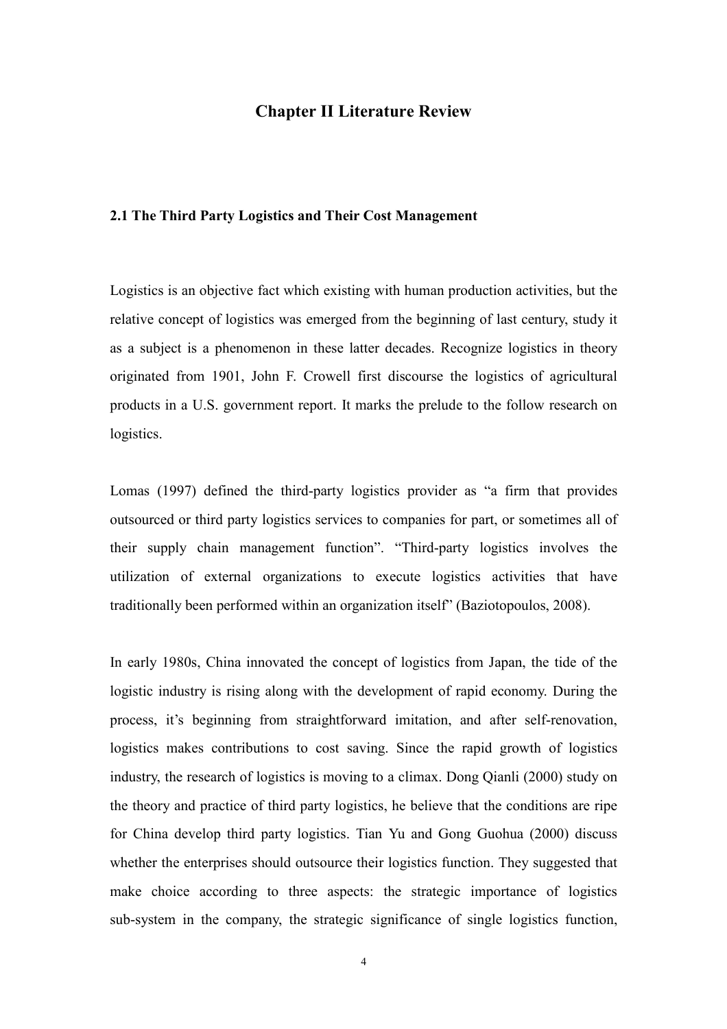# Chapter II Literature Review

## 2.1 The Third Party Logistics and Their Cost Management

Logistics is an objective fact which existing with human production activities, but the relative concept of logistics was emerged from the beginning of last century, study it as a subject is a phenomenon in these latter decades. Recognize logistics in theory originated from 1901, John F. Crowell first discourse the logistics of agricultural products in a U.S. government report. It marks the prelude to the follow research on logistics.

Lomas (1997) defined the third-party logistics provider as "a firm that provides outsourced or third party logistics services to companies for part, or sometimes all of their supply chain management function". "Third-party logistics involves the utilization of external organizations to execute logistics activities that have traditionally been performed within an organization itself" (Baziotopoulos, 2008).

In early 1980s, China innovated the concept of logistics from Japan, the tide of the logistic industry is rising along with the development of rapid economy. During the process, it's beginning from straightforward imitation, and after self-renovation, logistics makes contributions to cost saving. Since the rapid growth of logistics industry, the research of logistics is moving to a climax. Dong Qianli (2000) study on the theory and practice of third party logistics, he believe that the conditions are ripe for China develop third party logistics. Tian Yu and Gong Guohua (2000) discuss whether the enterprises should outsource their logistics function. They suggested that make choice according to three aspects: the strategic importance of logistics sub-system in the company, the strategic significance of single logistics function,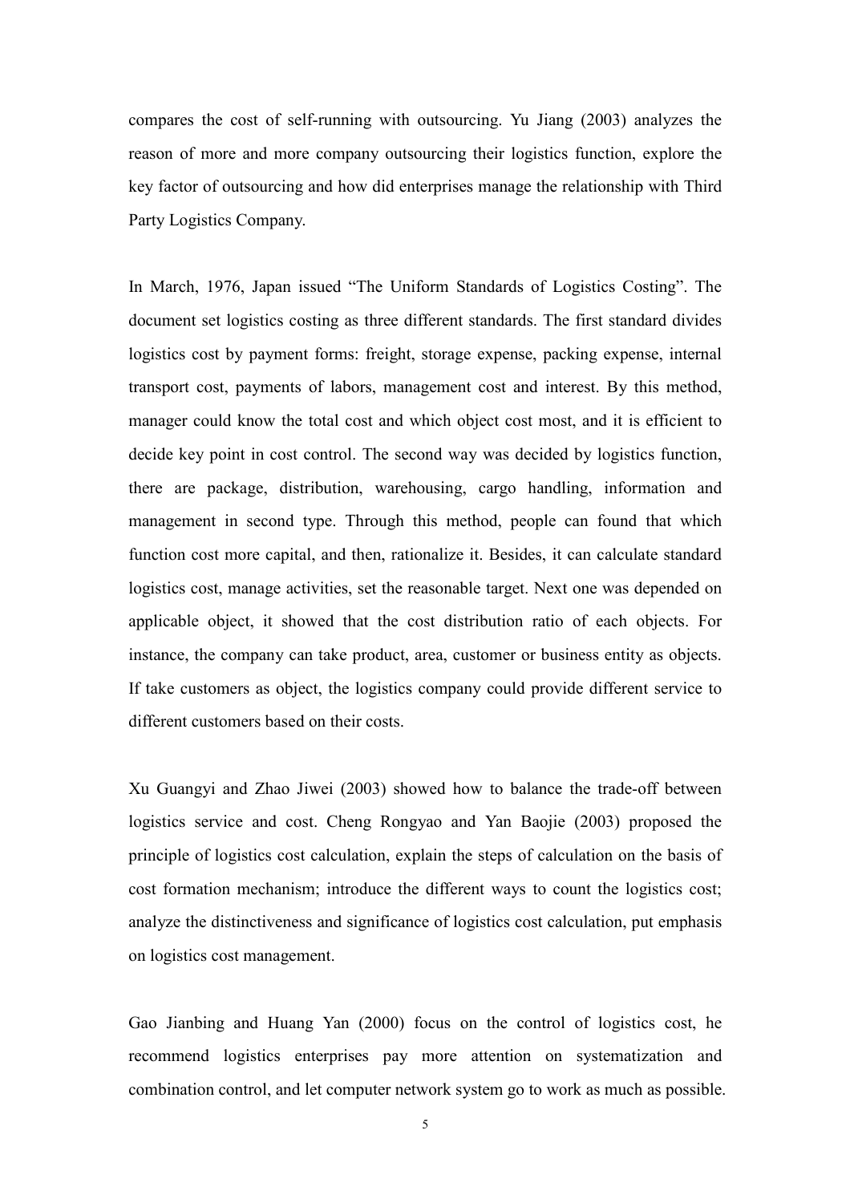compares the cost of self-running with outsourcing. Yu Jiang (2003) analyzes the reason of more and more company outsourcing their logistics function, explore the key factor of outsourcing and how did enterprises manage the relationship with Third Party Logistics Company.

In March, 1976, Japan issued "The Uniform Standards of Logistics Costing". The document set logistics costing as three different standards. The first standard divides logistics cost by payment forms: freight, storage expense, packing expense, internal transport cost, payments of labors, management cost and interest. By this method, manager could know the total cost and which object cost most, and it is efficient to decide key point in cost control. The second way was decided by logistics function, there are package, distribution, warehousing, cargo handling, information and management in second type. Through this method, people can found that which function cost more capital, and then, rationalize it. Besides, it can calculate standard logistics cost, manage activities, set the reasonable target. Next one was depended on applicable object, it showed that the cost distribution ratio of each objects. For instance, the company can take product, area, customer or business entity as objects. If take customers as object, the logistics company could provide different service to different customers based on their costs.

Xu Guangyi and Zhao Jiwei (2003) showed how to balance the trade-off between logistics service and cost. Cheng Rongyao and Yan Baojie (2003) proposed the principle of logistics cost calculation, explain the steps of calculation on the basis of cost formation mechanism; introduce the different ways to count the logistics cost; analyze the distinctiveness and significance of logistics cost calculation, put emphasis on logistics cost management.

Gao Jianbing and Huang Yan (2000) focus on the control of logistics cost, he recommend logistics enterprises pay more attention on systematization and combination control, and let computer network system go to work as much as possible.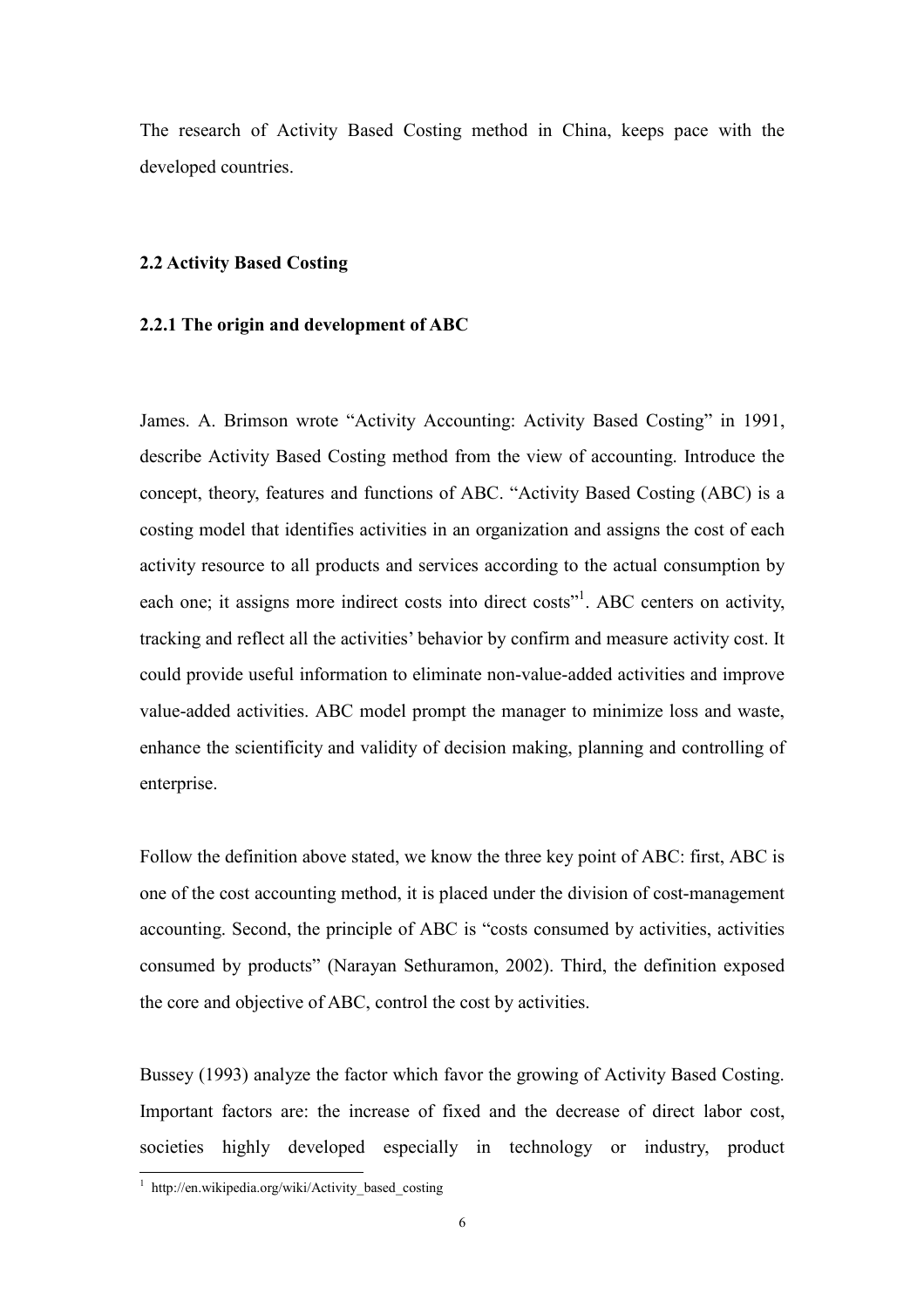The research of Activity Based Costing method in China, keeps pace with the developed countries.

## 2.2 Activity Based Costing

### 2.2.1 The origin and development of ABC

James. A. Brimson wrote "Activity Accounting: Activity Based Costing" in 1991, describe Activity Based Costing method from the view of accounting. Introduce the concept, theory, features and functions of ABC. "Activity Based Costing (ABC) is a costing model that identifies activities in an organization and assigns the cost of each activity resource to all products and services according to the actual consumption by each one; it assigns more indirect costs into direct costs"[1]. ABC centers on activity, tracking and reflect all the activities' behavior by confirm and measure activity cost. It could provide useful information to eliminate non-value-added activities and improve value-added activities. ABC model prompt the manager to minimize loss and waste, enhance the scientificity and validity of decision making, planning and controlling of enterprise.

Follow the definition above stated, we know the three key point of ABC: first, ABC is one of the cost accounting method, it is placed under the division of cost-management accounting. Second, the principle of ABC is "costs consumed by activities, activities consumed by products" (Narayan Sethuramon, 2002). Third, the definition exposed the core and objective of ABC, control the cost by activities.

Bussey (1993) analyze the factor which favor the growing of Activity Based Costing. Important factors are: the increase of fixed and the decrease of direct labor cost, societies highly developed especially in technology or industry, product

[1] http://en.wikipedia.org/wiki/Activity_based_costing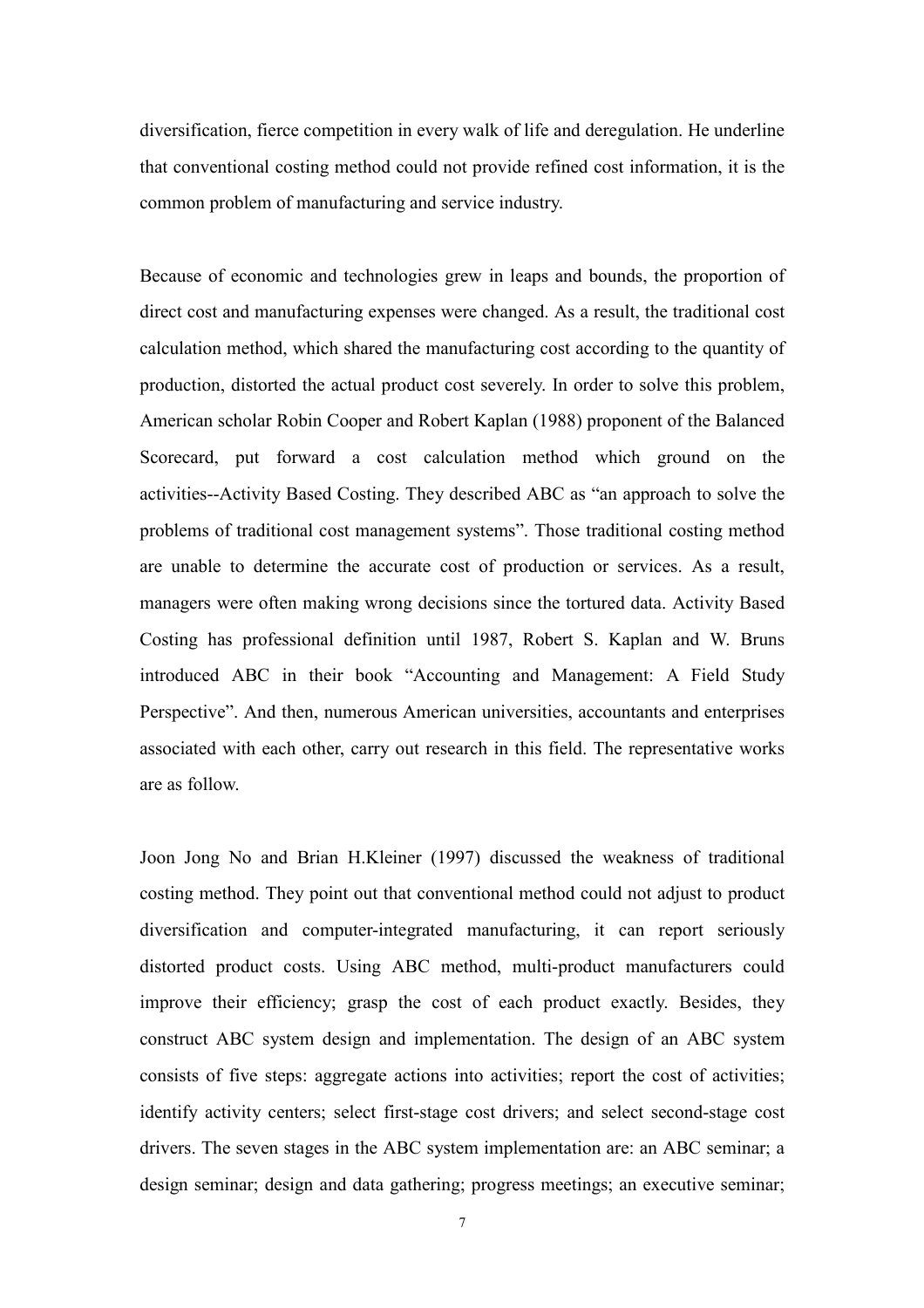diversification, fierce competition in every walk of life and deregulation. He underline that conventional costing method could not provide refined cost information, it is the common problem of manufacturing and service industry.

Because of economic and technologies grew in leaps and bounds, the proportion of direct cost and manufacturing expenses were changed. As a result, the traditional cost calculation method, which shared the manufacturing cost according to the quantity of production, distorted the actual product cost severely. In order to solve this problem, American scholar Robin Cooper and Robert Kaplan (1988) proponent of the Balanced Scorecard, put forward a cost calculation method which ground on the activities--Activity Based Costing. They described ABC as "an approach to solve the problems of traditional cost management systems". Those traditional costing method are unable to determine the accurate cost of production or services. As a result, managers were often making wrong decisions since the tortured data. Activity Based Costing has professional definition until 1987, Robert S. Kaplan and W. Bruns introduced ABC in their book "Accounting and Management: A Field Study Perspective". And then, numerous American universities, accountants and enterprises associated with each other, carry out research in this field. The representative works are as follow.

Joon Jong No and Brian H.Kleiner (1997) discussed the weakness of traditional costing method. They point out that conventional method could not adjust to product diversification and computer-integrated manufacturing, it can report seriously distorted product costs. Using ABC method, multi-product manufacturers could improve their efficiency; grasp the cost of each product exactly. Besides, they construct ABC system design and implementation. The design of an ABC system consists of five steps: aggregate actions into activities; report the cost of activities; identify activity centers; select first-stage cost drivers; and select second-stage cost drivers. The seven stages in the ABC system implementation are: an ABC seminar; a design seminar; design and data gathering; progress meetings; an executive seminar;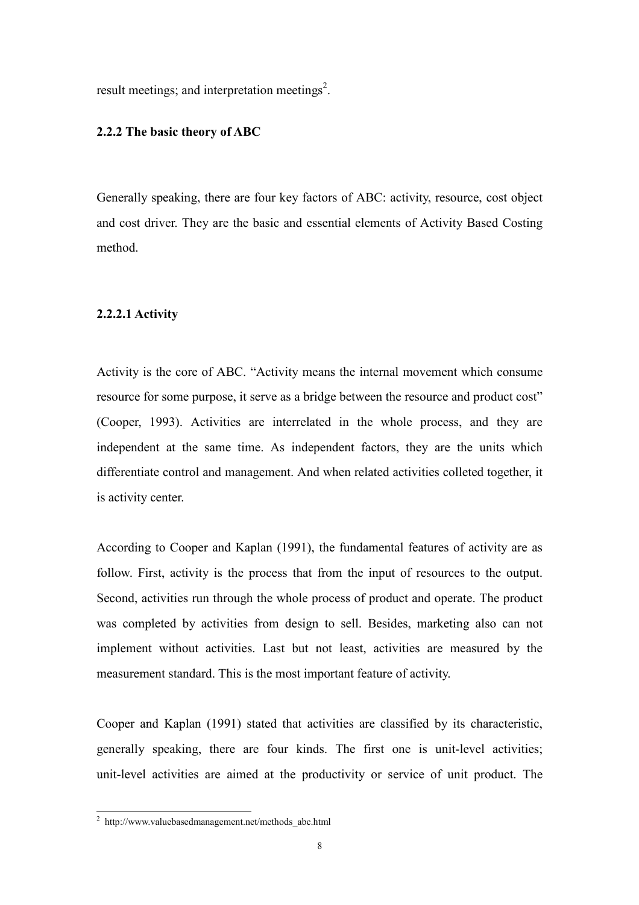result meetings; and interpretation meetings[2].

### 2.2.2 The basic theory of ABC

Generally speaking, there are four key factors of ABC: activity, resource, cost object and cost driver. They are the basic and essential elements of Activity Based Costing method.

#### 2.2.2.1 Activity

Activity is the core of ABC. "Activity means the internal movement which consume resource for some purpose, it serve as a bridge between the resource and product cost" (Cooper, 1993). Activities are interrelated in the whole process, and they are independent at the same time. As independent factors, they are the units which differentiate control and management. And when related activities colleted together, it is activity center.

According to Cooper and Kaplan (1991), the fundamental features of activity are as follow. First, activity is the process that from the input of resources to the output. Second, activities run through the whole process of product and operate. The product was completed by activities from design to sell. Besides, marketing also can not implement without activities. Last but not least, activities are measured by the measurement standard. This is the most important feature of activity.

Cooper and Kaplan (1991) stated that activities are classified by its characteristic, generally speaking, there are four kinds. The first one is unit-level activities; unit-level activities are aimed at the productivity or service of unit product. The

[2] http://www.valuebasedmanagement.net/methods_abc.html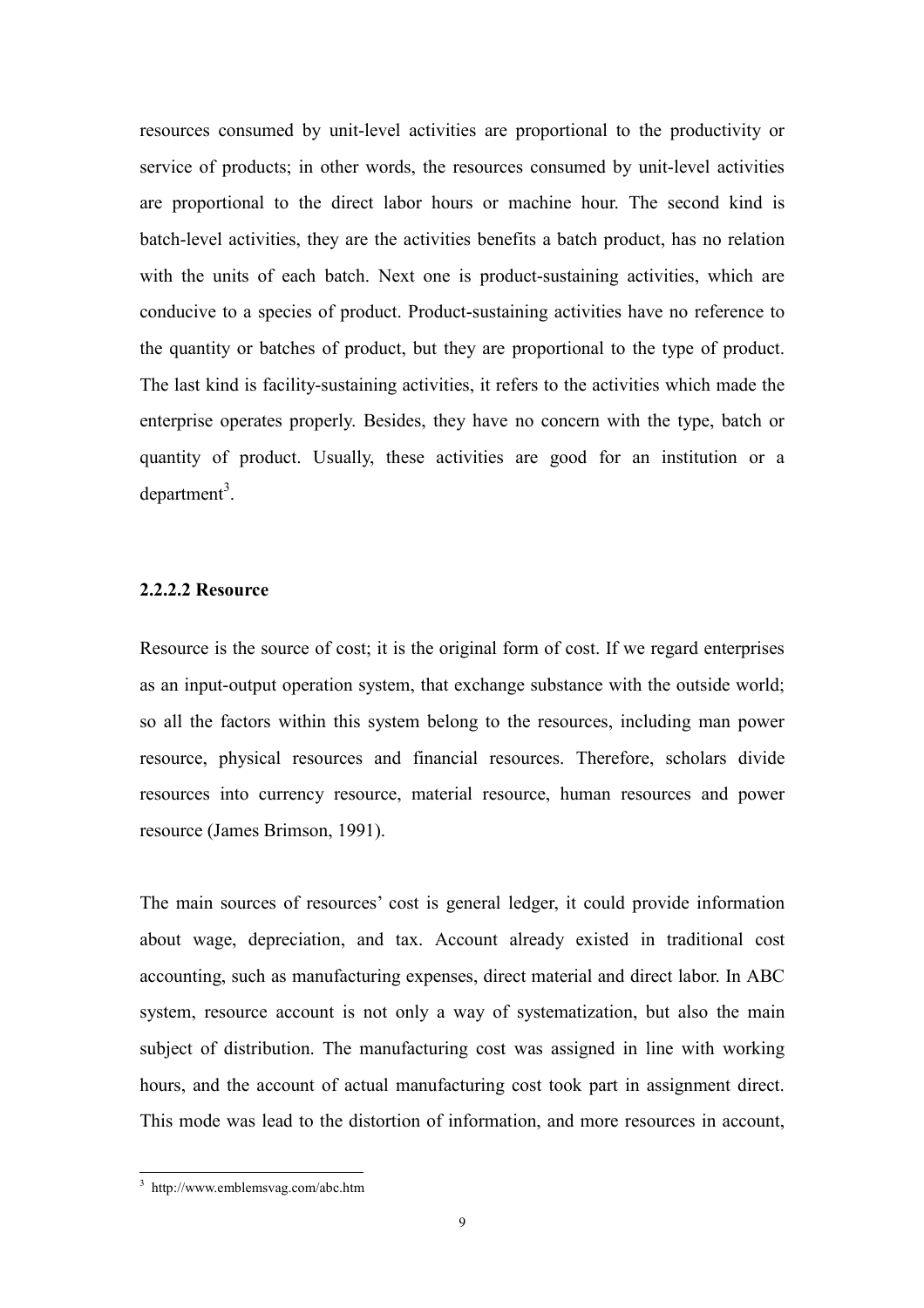resources consumed by unit-level activities are proportional to the productivity or service of products; in other words, the resources consumed by unit-level activities are proportional to the direct labor hours or machine hour. The second kind is batch-level activities, they are the activities benefits a batch product, has no relation with the units of each batch. Next one is product-sustaining activities, which are conducive to a species of product. Product-sustaining activities have no reference to the quantity or batches of product, but they are proportional to the type of product. The last kind is facility-sustaining activities, it refers to the activities which made the enterprise operates properly. Besides, they have no concern with the type, batch or quantity of product. Usually, these activities are good for an institution or a department[3].

#### 2.2.2.2 Resource

Resource is the source of cost; it is the original form of cost. If we regard enterprises as an input-output operation system, that exchange substance with the outside world; so all the factors within this system belong to the resources, including man power resource, physical resources and financial resources. Therefore, scholars divide resources into currency resource, material resource, human resources and power resource (James Brimson, 1991).

The main sources of resources' cost is general ledger, it could provide information about wage, depreciation, and tax. Account already existed in traditional cost accounting, such as manufacturing expenses, direct material and direct labor. In ABC system, resource account is not only a way of systematization, but also the main subject of distribution. The manufacturing cost was assigned in line with working hours, and the account of actual manufacturing cost took part in assignment direct. This mode was lead to the distortion of information, and more resources in account,

[3] http://www.emblemsvag.com/abc.htm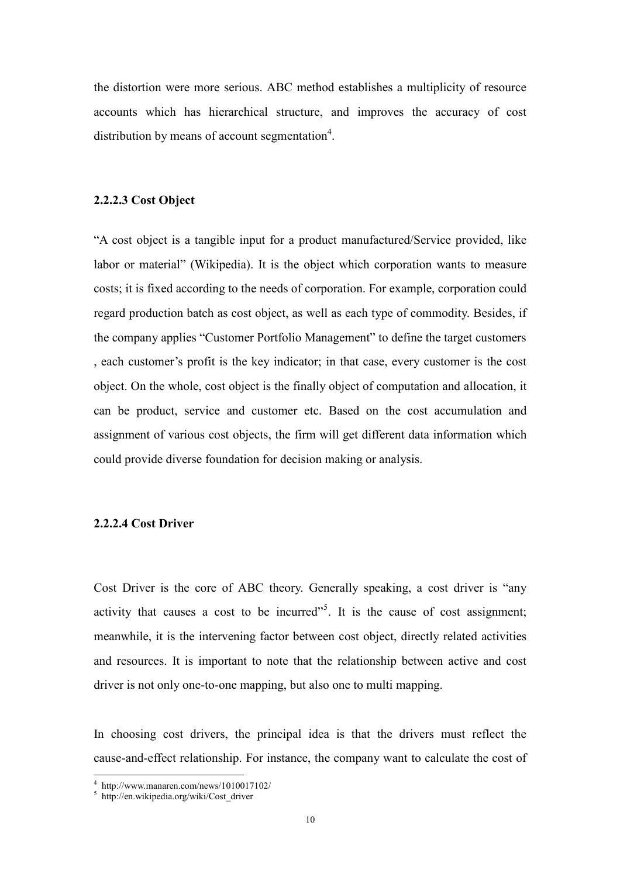the distortion were more serious. ABC method establishes a multiplicity of resource accounts which has hierarchical structure, and improves the accuracy of cost distribution by means of account segmentation[4].

#### 2.2.2.3 Cost Object

"A cost object is a tangible input for a product manufactured/Service provided, like labor or material" (Wikipedia). It is the object which corporation wants to measure costs; it is fixed according to the needs of corporation. For example, corporation could regard production batch as cost object, as well as each type of commodity. Besides, if the company applies "Customer Portfolio Management" to define the target customers , each customer's profit is the key indicator; in that case, every customer is the cost object. On the whole, cost object is the finally object of computation and allocation, it can be product, service and customer etc. Based on the cost accumulation and assignment of various cost objects, the firm will get different data information which could provide diverse foundation for decision making or analysis.

#### 2.2.2.4 Cost Driver

Cost Driver is the core of ABC theory. Generally speaking, a cost driver is "any activity that causes a cost to be incurred"[5]. It is the cause of cost assignment; meanwhile, it is the intervening factor between cost object, directly related activities and resources. It is important to note that the relationship between active and cost driver is not only one-to-one mapping, but also one to multi mapping.

In choosing cost drivers, the principal idea is that the drivers must reflect the cause-and-effect relationship. For instance, the company want to calculate the cost of

[4] http://www.manaren.com/news/1010017102/

[5] http://en.wikipedia.org/wiki/Cost_driver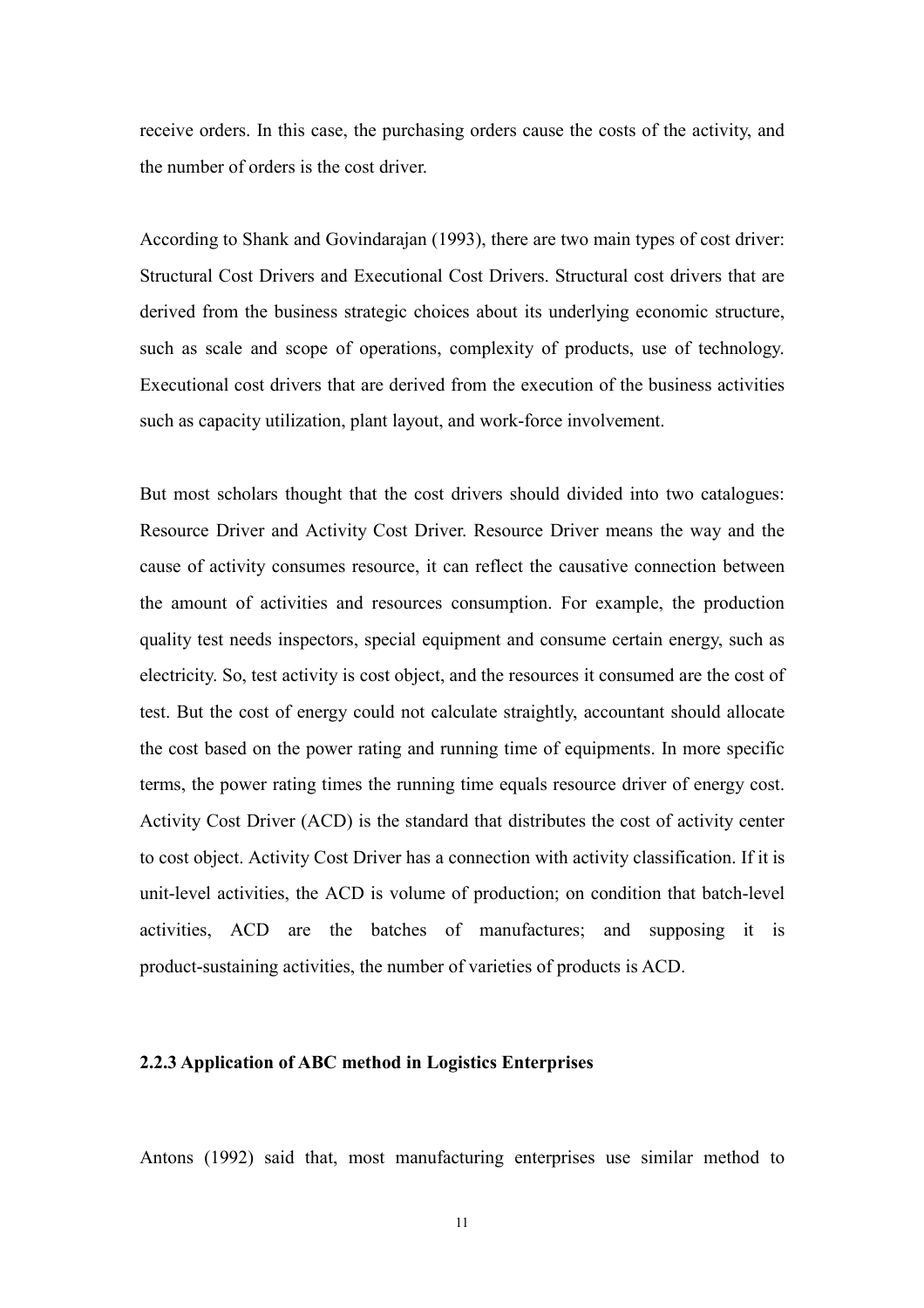receive orders. In this case, the purchasing orders cause the costs of the activity, and the number of orders is the cost driver.

According to Shank and Govindarajan (1993), there are two main types of cost driver: Structural Cost Drivers and Executional Cost Drivers. Structural cost drivers that are derived from the business strategic choices about its underlying economic structure, such as scale and scope of operations, complexity of products, use of technology. Executional cost drivers that are derived from the execution of the business activities such as capacity utilization, plant layout, and work-force involvement.

But most scholars thought that the cost drivers should divided into two catalogues: Resource Driver and Activity Cost Driver. Resource Driver means the way and the cause of activity consumes resource, it can reflect the causative connection between the amount of activities and resources consumption. For example, the production quality test needs inspectors, special equipment and consume certain energy, such as electricity. So, test activity is cost object, and the resources it consumed are the cost of test. But the cost of energy could not calculate straightly, accountant should allocate the cost based on the power rating and running time of equipments. In more specific terms, the power rating times the running time equals resource driver of energy cost. Activity Cost Driver (ACD) is the standard that distributes the cost of activity center to cost object. Activity Cost Driver has a connection with activity classification. If it is unit-level activities, the ACD is volume of production; on condition that batch-level activities, ACD are the batches of manufactures; and supposing it is product-sustaining activities, the number of varieties of products is ACD.

### 2.2.3 Application of ABC method in Logistics Enterprises

Antons (1992) said that, most manufacturing enterprises use similar method to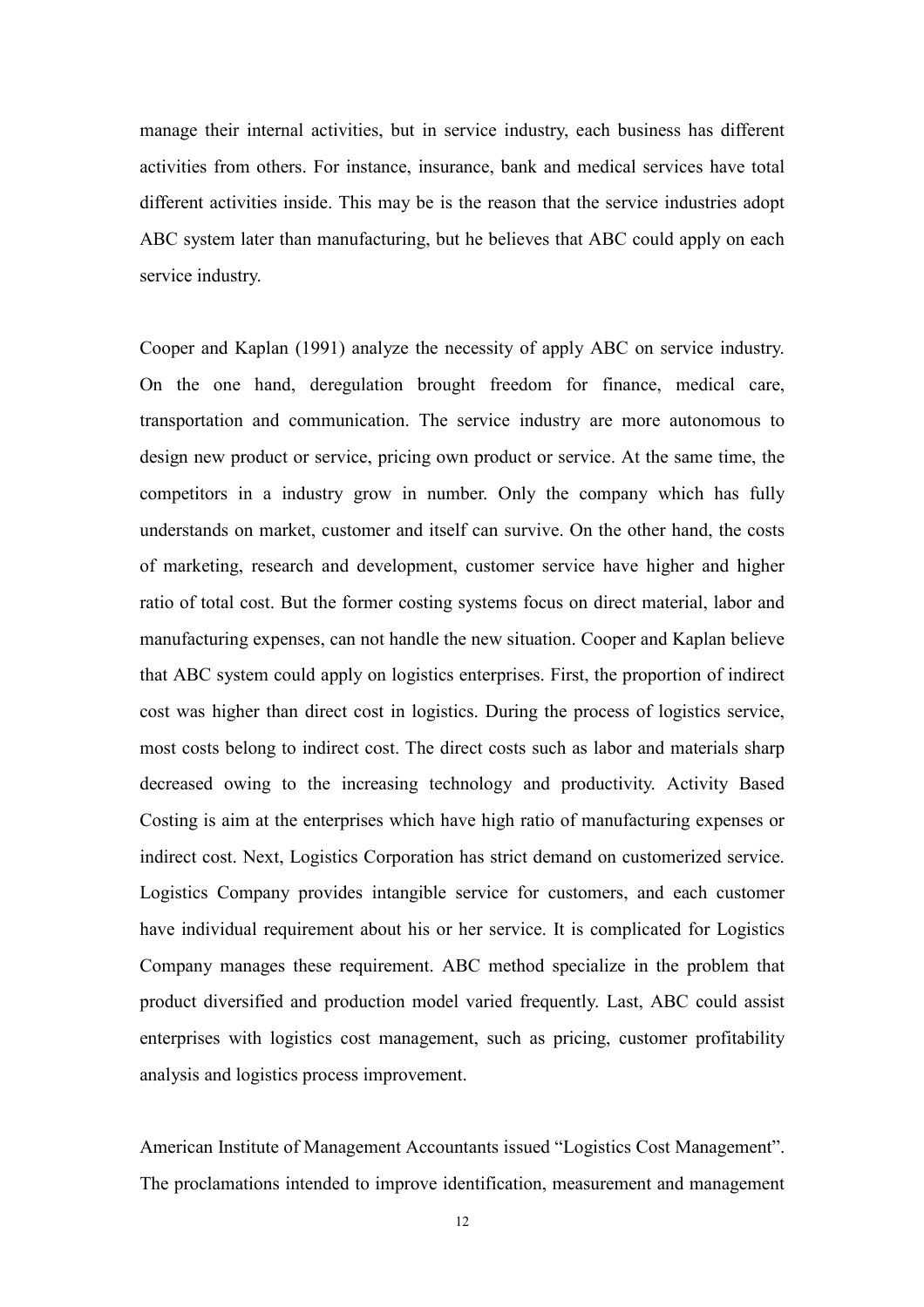manage their internal activities, but in service industry, each business has different activities from others. For instance, insurance, bank and medical services have total different activities inside. This may be is the reason that the service industries adopt ABC system later than manufacturing, but he believes that ABC could apply on each service industry.

Cooper and Kaplan (1991) analyze the necessity of apply ABC on service industry. On the one hand, deregulation brought freedom for finance, medical care, transportation and communication. The service industry are more autonomous to design new product or service, pricing own product or service. At the same time, the competitors in a industry grow in number. Only the company which has fully understands on market, customer and itself can survive. On the other hand, the costs of marketing, research and development, customer service have higher and higher ratio of total cost. But the former costing systems focus on direct material, labor and manufacturing expenses, can not handle the new situation. Cooper and Kaplan believe that ABC system could apply on logistics enterprises. First, the proportion of indirect cost was higher than direct cost in logistics. During the process of logistics service, most costs belong to indirect cost. The direct costs such as labor and materials sharp decreased owing to the increasing technology and productivity. Activity Based Costing is aim at the enterprises which have high ratio of manufacturing expenses or indirect cost. Next, Logistics Corporation has strict demand on customerized service. Logistics Company provides intangible service for customers, and each customer have individual requirement about his or her service. It is complicated for Logistics Company manages these requirement. ABC method specialize in the problem that product diversified and production model varied frequently. Last, ABC could assist enterprises with logistics cost management, such as pricing, customer profitability analysis and logistics process improvement.

American Institute of Management Accountants issued “Logistics Cost Management”. The proclamations intended to improve identification, measurement and management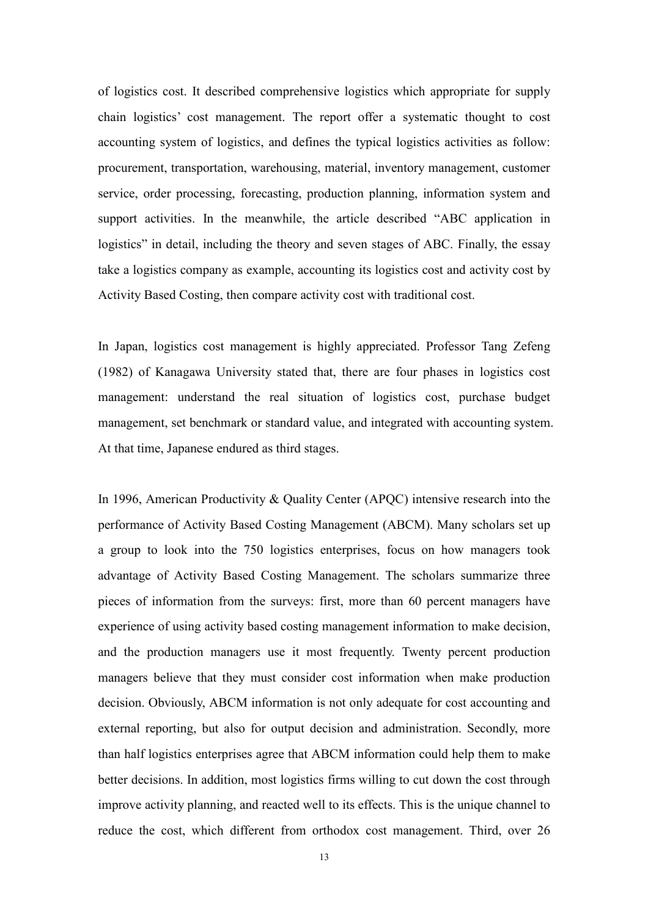of logistics cost. It described comprehensive logistics which appropriate for supply chain logistics' cost management. The report offer a systematic thought to cost accounting system of logistics, and defines the typical logistics activities as follow: procurement, transportation, warehousing, material, inventory management, customer service, order processing, forecasting, production planning, information system and support activities. In the meanwhile, the article described "ABC application in logistics" in detail, including the theory and seven stages of ABC. Finally, the essay take a logistics company as example, accounting its logistics cost and activity cost by Activity Based Costing, then compare activity cost with traditional cost.

In Japan, logistics cost management is highly appreciated. Professor Tang Zefeng (1982) of Kanagawa University stated that, there are four phases in logistics cost management: understand the real situation of logistics cost, purchase budget management, set benchmark or standard value, and integrated with accounting system. At that time, Japanese endured as third stages.

In 1996, American Productivity & Quality Center (APQC) intensive research into the performance of Activity Based Costing Management (ABCM). Many scholars set up a group to look into the 750 logistics enterprises, focus on how managers took advantage of Activity Based Costing Management. The scholars summarize three pieces of information from the surveys: first, more than 60 percent managers have experience of using activity based costing management information to make decision, and the production managers use it most frequently. Twenty percent production managers believe that they must consider cost information when make production decision. Obviously, ABCM information is not only adequate for cost accounting and external reporting, but also for output decision and administration. Secondly, more than half logistics enterprises agree that ABCM information could help them to make better decisions. In addition, most logistics firms willing to cut down the cost through improve activity planning, and reacted well to its effects. This is the unique channel to reduce the cost, which different from orthodox cost management. Third, over 26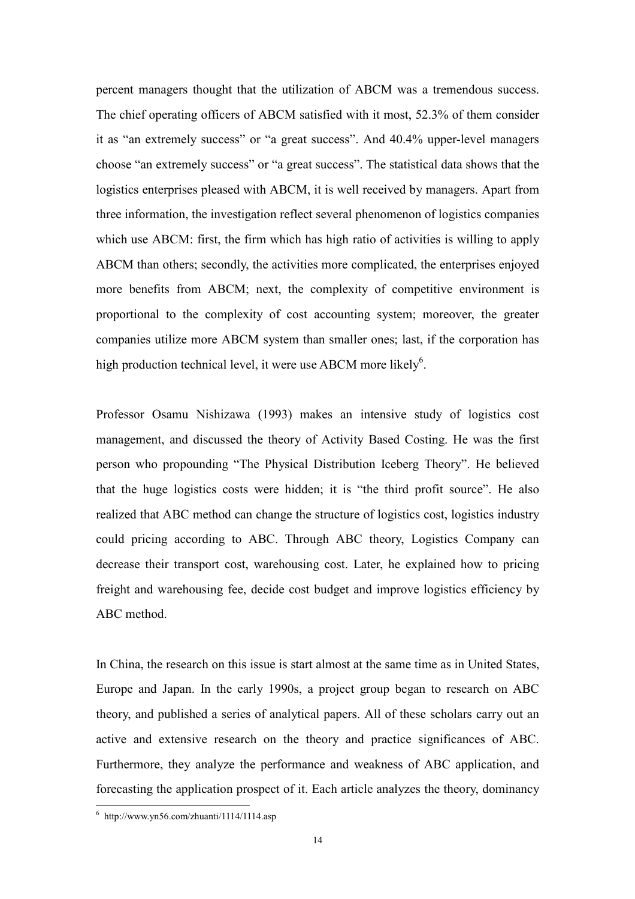percent managers thought that the utilization of ABCM was a tremendous success. The chief operating officers of ABCM satisfied with it most, 52.3% of them consider it as "an extremely success" or "a great success". And 40.4% upper-level managers choose "an extremely success" or "a great success". The statistical data shows that the logistics enterprises pleased with ABCM, it is well received by managers. Apart from three information, the investigation reflect several phenomenon of logistics companies which use ABCM: first, the firm which has high ratio of activities is willing to apply ABCM than others; secondly, the activities more complicated, the enterprises enjoyed more benefits from ABCM; next, the complexity of competitive environment is proportional to the complexity of cost accounting system; moreover, the greater companies utilize more ABCM system than smaller ones; last, if the corporation has high production technical level, it were use ABCM more likely[6].

Professor Osamu Nishizawa (1993) makes an intensive study of logistics cost management, and discussed the theory of Activity Based Costing. He was the first person who propounding "The Physical Distribution Iceberg Theory". He believed that the huge logistics costs were hidden; it is "the third profit source". He also realized that ABC method can change the structure of logistics cost, logistics industry could pricing according to ABC. Through ABC theory, Logistics Company can decrease their transport cost, warehousing cost. Later, he explained how to pricing freight and warehousing fee, decide cost budget and improve logistics efficiency by ABC method.

In China, the research on this issue is start almost at the same time as in United States, Europe and Japan. In the early 1990s, a project group began to research on ABC theory, and published a series of analytical papers. All of these scholars carry out an active and extensive research on the theory and practice significances of ABC. Furthermore, they analyze the performance and weakness of ABC application, and forecasting the application prospect of it. Each article analyzes the theory, dominancy

[6] http://www.yn56.com/zhuanti/1114/1114.asp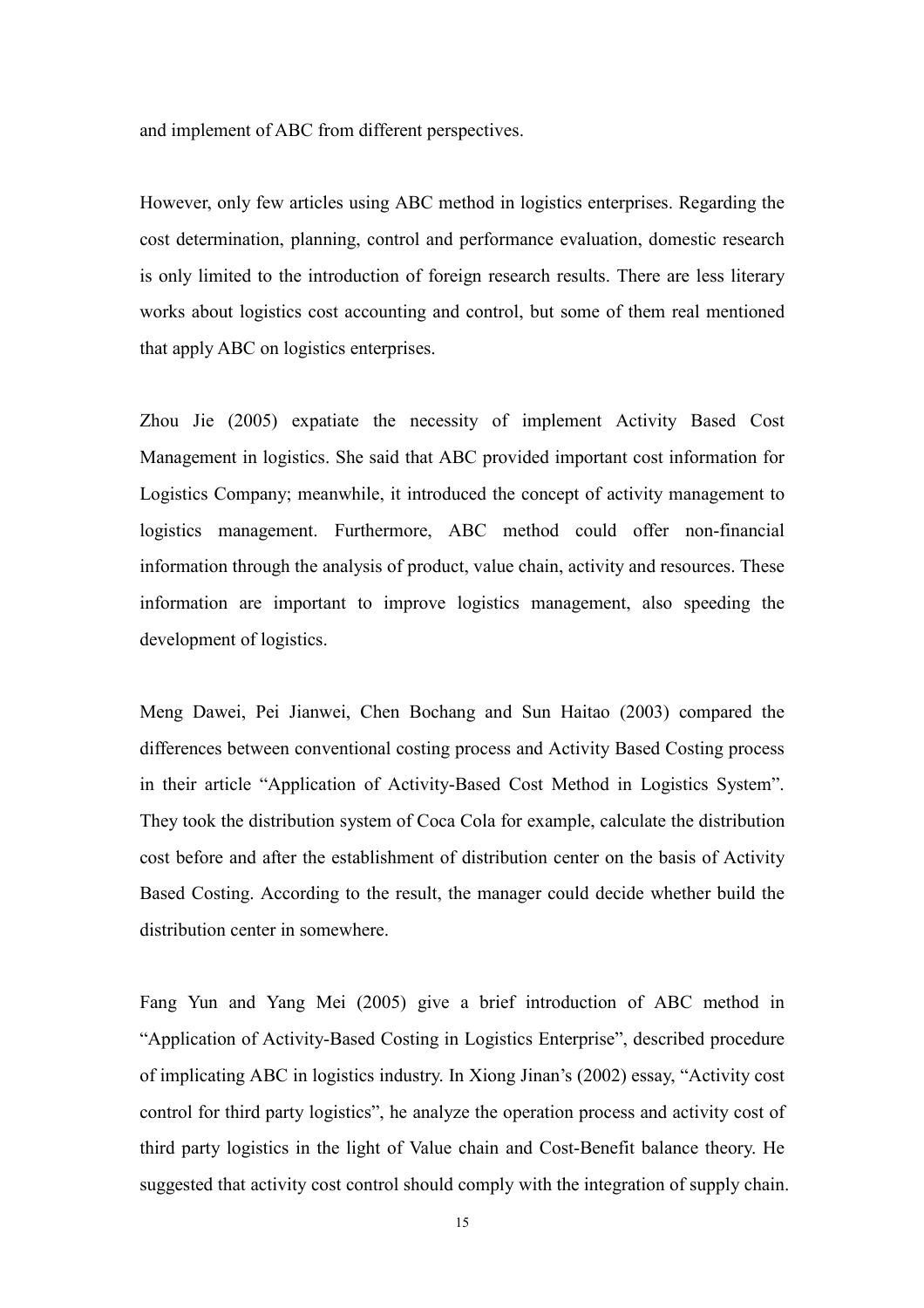and implement of ABC from different perspectives.

However, only few articles using ABC method in logistics enterprises. Regarding the cost determination, planning, control and performance evaluation, domestic research is only limited to the introduction of foreign research results. There are less literary works about logistics cost accounting and control, but some of them real mentioned that apply ABC on logistics enterprises.

Zhou Jie (2005) expatiate the necessity of implement Activity Based Cost Management in logistics. She said that ABC provided important cost information for Logistics Company; meanwhile, it introduced the concept of activity management to logistics management. Furthermore, ABC method could offer non-financial information through the analysis of product, value chain, activity and resources. These information are important to improve logistics management, also speeding the development of logistics.

Meng Dawei, Pei Jianwei, Chen Bochang and Sun Haitao (2003) compared the differences between conventional costing process and Activity Based Costing process in their article "Application of Activity-Based Cost Method in Logistics System". They took the distribution system of Coca Cola for example, calculate the distribution cost before and after the establishment of distribution center on the basis of Activity Based Costing. According to the result, the manager could decide whether build the distribution center in somewhere.

Fang Yun and Yang Mei (2005) give a brief introduction of ABC method in "Application of Activity-Based Costing in Logistics Enterprise", described procedure of implicating ABC in logistics industry. In Xiong Jinan's (2002) essay, "Activity cost control for third party logistics", he analyze the operation process and activity cost of third party logistics in the light of Value chain and Cost-Benefit balance theory. He suggested that activity cost control should comply with the integration of supply chain.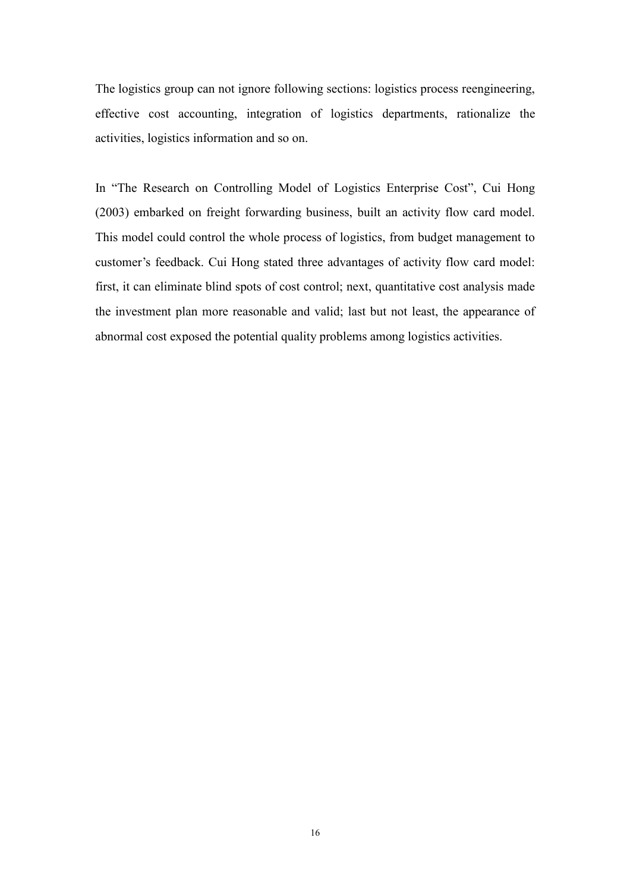The logistics group can not ignore following sections: logistics process reengineering, effective cost accounting, integration of logistics departments, rationalize the activities, logistics information and so on.

In “The Research on Controlling Model of Logistics Enterprise Cost”, Cui Hong (2003) embarked on freight forwarding business, built an activity flow card model. This model could control the whole process of logistics, from budget management to customer’s feedback. Cui Hong stated three advantages of activity flow card model: first, it can eliminate blind spots of cost control; next, quantitative cost analysis made the investment plan more reasonable and valid; last but not least, the appearance of abnormal cost exposed the potential quality problems among logistics activities.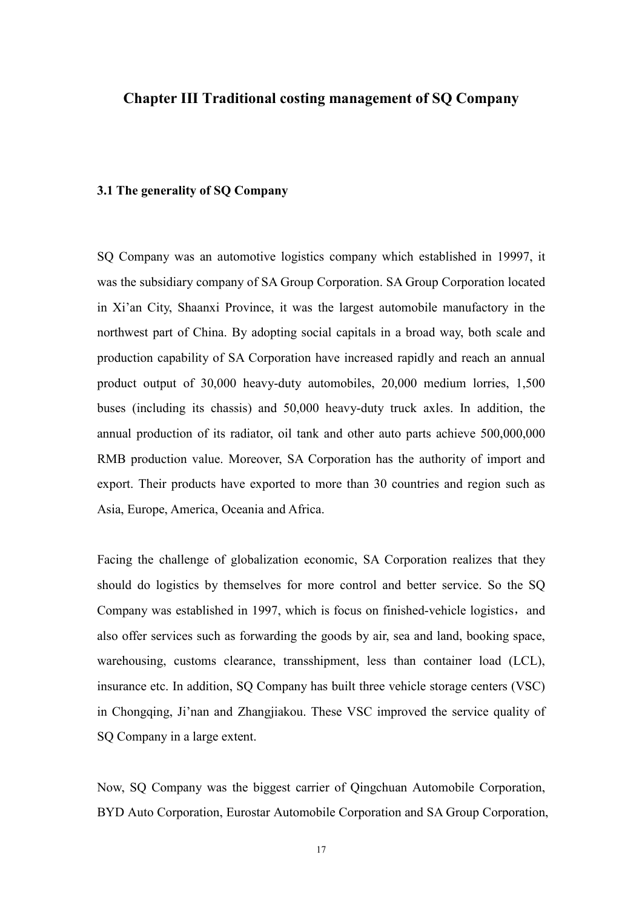# Chapter III Traditional costing management of SQ Company

### 3.1 The generality of SQ Company

SQ Company was an automotive logistics company which established in 19997, it was the subsidiary company of SA Group Corporation. SA Group Corporation located in Xi'an City, Shaanxi Province, it was the largest automobile manufactory in the northwest part of China. By adopting social capitals in a broad way, both scale and production capability of SA Corporation have increased rapidly and reach an annual product output of 30,000 heavy-duty automobiles, 20,000 medium lorries, 1,500 buses (including its chassis) and 50,000 heavy-duty truck axles. In addition, the annual production of its radiator, oil tank and other auto parts achieve 500,000,000 RMB production value. Moreover, SA Corporation has the authority of import and export. Their products have exported to more than 30 countries and region such as Asia, Europe, America, Oceania and Africa.

Facing the challenge of globalization economic, SA Corporation realizes that they should do logistics by themselves for more control and better service. So the SQ Company was established in 1997, which is focus on finished-vehicle logistics，and also offer services such as forwarding the goods by air, sea and land, booking space, warehousing, customs clearance, transshipment, less than container load (LCL), insurance etc. In addition, SQ Company has built three vehicle storage centers (VSC) in Chongqing, Ji'nan and Zhangjiakou. These VSC improved the service quality of SQ Company in a large extent.

Now, SQ Company was the biggest carrier of Qingchuan Automobile Corporation, BYD Auto Corporation, Eurostar Automobile Corporation and SA Group Corporation,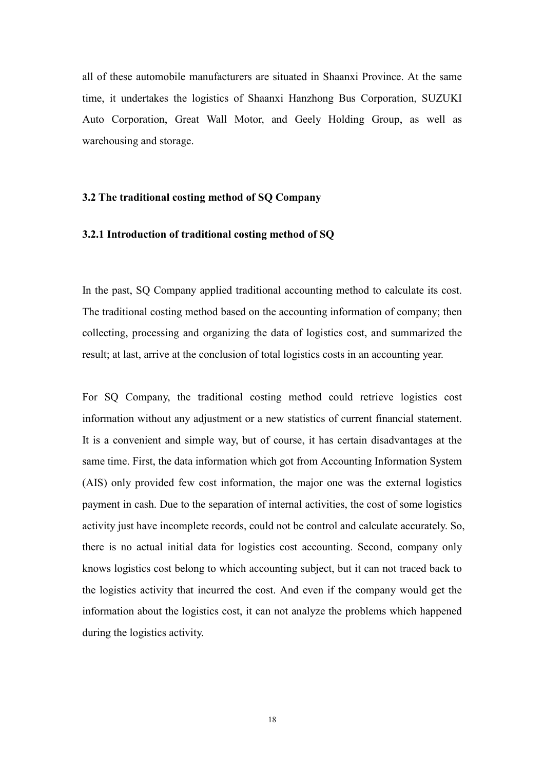all of these automobile manufacturers are situated in Shaanxi Province. At the same time, it undertakes the logistics of Shaanxi Hanzhong Bus Corporation, SUZUKI Auto Corporation, Great Wall Motor, and Geely Holding Group, as well as warehousing and storage.

### 3.2 The traditional costing method of SQ Company

#### 3.2.1 Introduction of traditional costing method of SQ

In the past, SQ Company applied traditional accounting method to calculate its cost. The traditional costing method based on the accounting information of company; then collecting, processing and organizing the data of logistics cost, and summarized the result; at last, arrive at the conclusion of total logistics costs in an accounting year.

For SQ Company, the traditional costing method could retrieve logistics cost information without any adjustment or a new statistics of current financial statement. It is a convenient and simple way, but of course, it has certain disadvantages at the same time. First, the data information which got from Accounting Information System (AIS) only provided few cost information, the major one was the external logistics payment in cash. Due to the separation of internal activities, the cost of some logistics activity just have incomplete records, could not be control and calculate accurately. So, there is no actual initial data for logistics cost accounting. Second, company only knows logistics cost belong to which accounting subject, but it can not traced back to the logistics activity that incurred the cost. And even if the company would get the information about the logistics cost, it can not analyze the problems which happened during the logistics activity.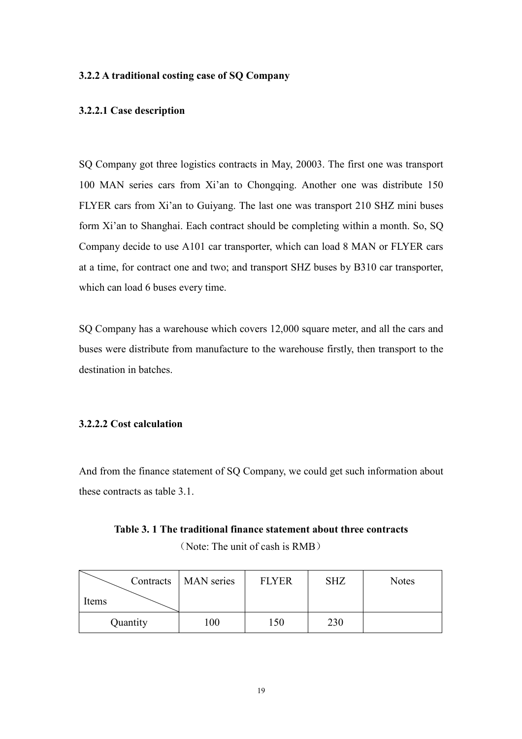**3.2.2 A traditional costing case of SQ Company**

**3.2.2.1 Case description**

SQ Company got three logistics contracts in May, 20003. The first one was transport 100 MAN series cars from Xi'an to Chongqing. Another one was distribute 150 FLYER cars from Xi'an to Guiyang. The last one was transport 210 SHZ mini buses form Xi'an to Shanghai. Each contract should be completing within a month. So, SQ Company decide to use A101 car transporter, which can load 8 MAN or FLYER cars at a time, for contract one and two; and transport SHZ buses by B310 car transporter, which can load 6 buses every time.

SQ Company has a warehouse which covers 12,000 square meter, and all the cars and buses were distribute from manufacture to the warehouse firstly, then transport to the destination in batches.

**3.2.2.2 Cost calculation**

And from the finance statement of SQ Company, we could get such information about these contracts as table 3.1.

**Table 3. 1 The traditional finance statement about three contracts**

（Note: The unit of cash is RMB）

| Items \ Contracts | MAN series | FLYER | SHZ | Notes |
|---|---|---|---|---|
| Quantity | 100 | 150 | 230 | |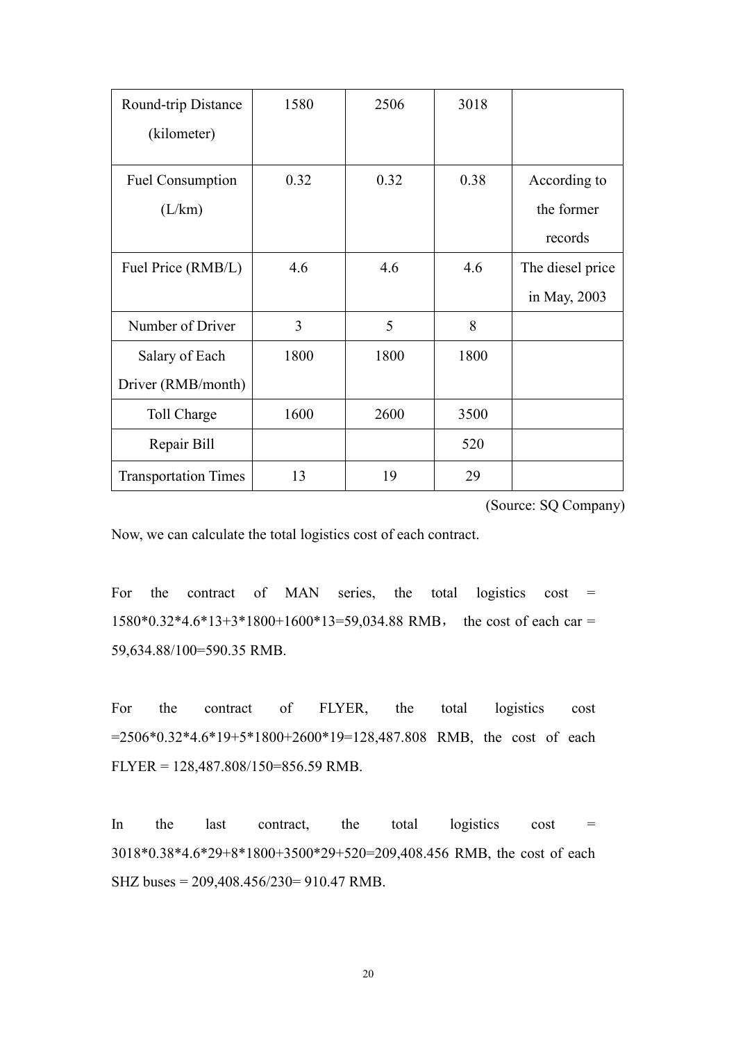| Round-trip Distance (kilometer) | 1580 | 2506 | 3018 | |
|---|---|---|---|---|
| Fuel Consumption (L/km) | 0.32 | 0.32 | 0.38 | According to the former records |
| Fuel Price (RMB/L) | 4.6 | 4.6 | 4.6 | The diesel price in May, 2003 |
| Number of Driver | 3 | 5 | 8 | |
| Salary of Each Driver (RMB/month) | 1800 | 1800 | 1800 | |
| Toll Charge | 1600 | 2600 | 3500 | |
| Repair Bill | | | 520 | |
| Transportation Times | 13 | 19 | 29 | |

(Source: SQ Company)

Now, we can calculate the total logistics cost of each contract.

For the contract of MAN series, the total logistics cost = 1580*0.32*4.6*13+3*1800+1600*13=59,034.88 RMB， the cost of each car = 59,634.88/100=590.35 RMB.

For the contract of FLYER, the total logistics cost =2506*0.32*4.6*19+5*1800+2600*19=128,487.808 RMB, the cost of each FLYER = 128,487.808/150=856.59 RMB.

In the last contract, the total logistics cost = 3018*0.38*4.6*29+8*1800+3500*29+520=209,408.456 RMB, the cost of each SHZ buses = 209,408.456/230= 910.47 RMB.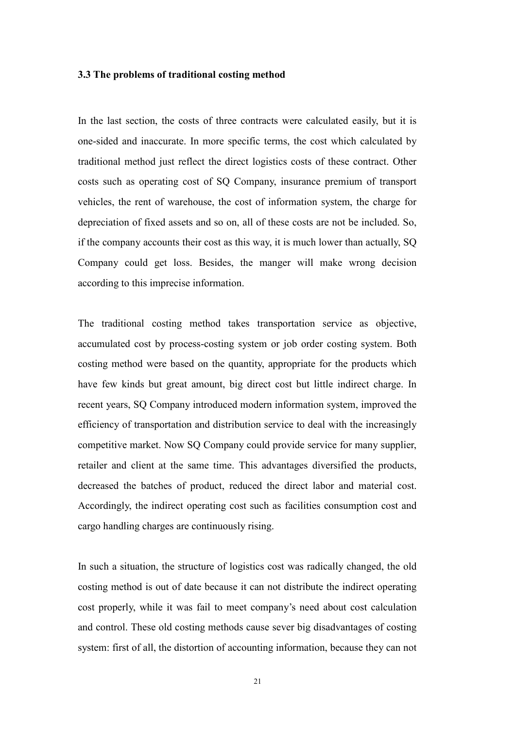### 3.3 The problems of traditional costing method

In the last section, the costs of three contracts were calculated easily, but it is one-sided and inaccurate. In more specific terms, the cost which calculated by traditional method just reflect the direct logistics costs of these contract. Other costs such as operating cost of SQ Company, insurance premium of transport vehicles, the rent of warehouse, the cost of information system, the charge for depreciation of fixed assets and so on, all of these costs are not be included. So, if the company accounts their cost as this way, it is much lower than actually, SQ Company could get loss. Besides, the manger will make wrong decision according to this imprecise information.

The traditional costing method takes transportation service as objective, accumulated cost by process-costing system or job order costing system. Both costing method were based on the quantity, appropriate for the products which have few kinds but great amount, big direct cost but little indirect charge. In recent years, SQ Company introduced modern information system, improved the efficiency of transportation and distribution service to deal with the increasingly competitive market. Now SQ Company could provide service for many supplier, retailer and client at the same time. This advantages diversified the products, decreased the batches of product, reduced the direct labor and material cost. Accordingly, the indirect operating cost such as facilities consumption cost and cargo handling charges are continuously rising.

In such a situation, the structure of logistics cost was radically changed, the old costing method is out of date because it can not distribute the indirect operating cost properly, while it was fail to meet company's need about cost calculation and control. These old costing methods cause sever big disadvantages of costing system: first of all, the distortion of accounting information, because they can not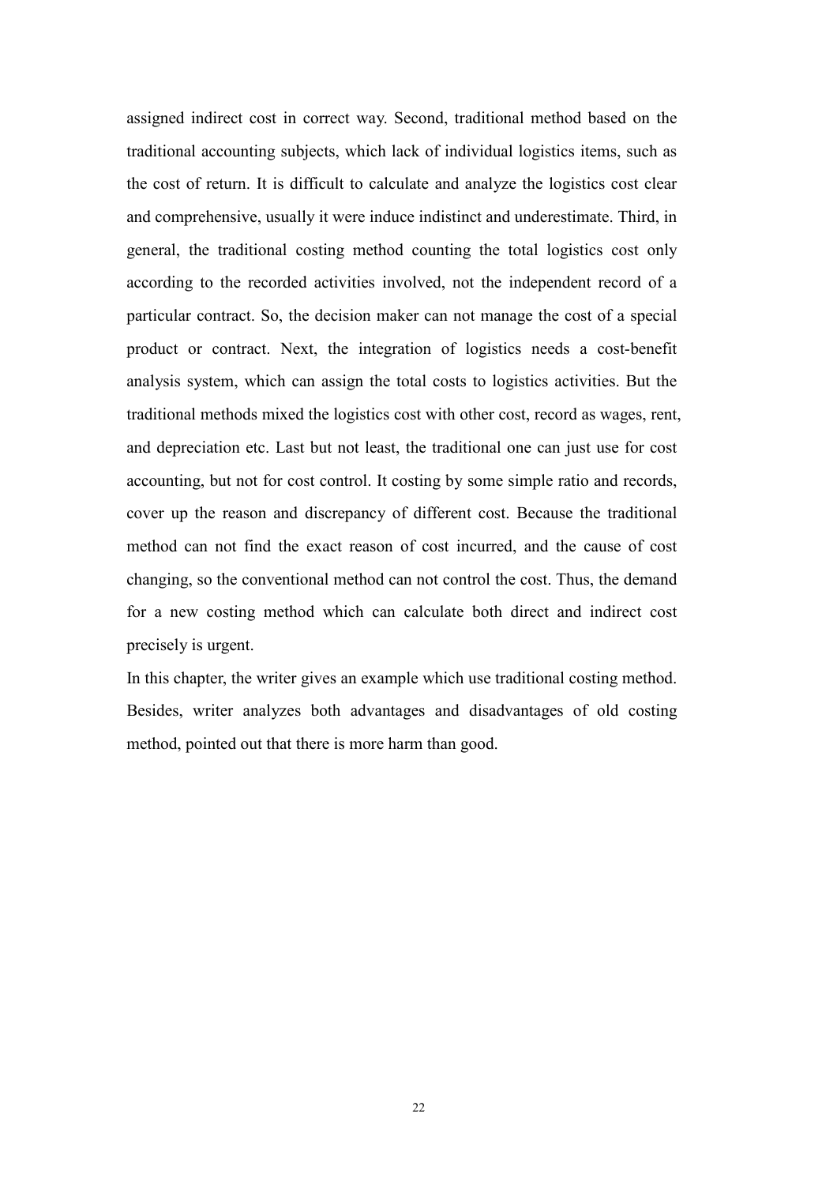assigned indirect cost in correct way. Second, traditional method based on the traditional accounting subjects, which lack of individual logistics items, such as the cost of return. It is difficult to calculate and analyze the logistics cost clear and comprehensive, usually it were induce indistinct and underestimate. Third, in general, the traditional costing method counting the total logistics cost only according to the recorded activities involved, not the independent record of a particular contract. So, the decision maker can not manage the cost of a special product or contract. Next, the integration of logistics needs a cost-benefit analysis system, which can assign the total costs to logistics activities. But the traditional methods mixed the logistics cost with other cost, record as wages, rent, and depreciation etc. Last but not least, the traditional one can just use for cost accounting, but not for cost control. It costing by some simple ratio and records, cover up the reason and discrepancy of different cost. Because the traditional method can not find the exact reason of cost incurred, and the cause of cost changing, so the conventional method can not control the cost. Thus, the demand for a new costing method which can calculate both direct and indirect cost precisely is urgent.

In this chapter, the writer gives an example which use traditional costing method. Besides, writer analyzes both advantages and disadvantages of old costing method, pointed out that there is more harm than good.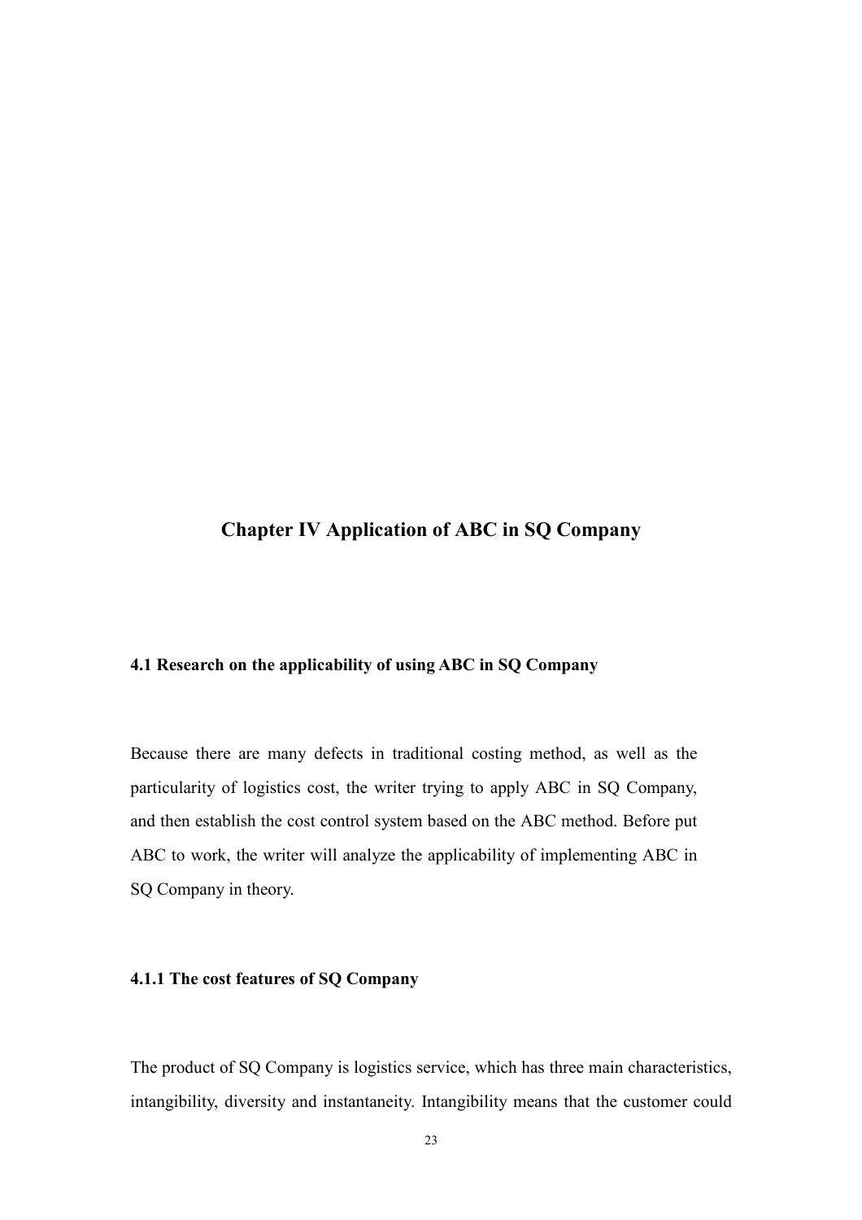# Chapter IV Application of ABC in SQ Company

## 4.1 Research on the applicability of using ABC in SQ Company

Because there are many defects in traditional costing method, as well as the particularity of logistics cost, the writer trying to apply ABC in SQ Company, and then establish the cost control system based on the ABC method. Before put ABC to work, the writer will analyze the applicability of implementing ABC in SQ Company in theory.

### 4.1.1 The cost features of SQ Company

The product of SQ Company is logistics service, which has three main characteristics, intangibility, diversity and instantaneity. Intangibility means that the customer could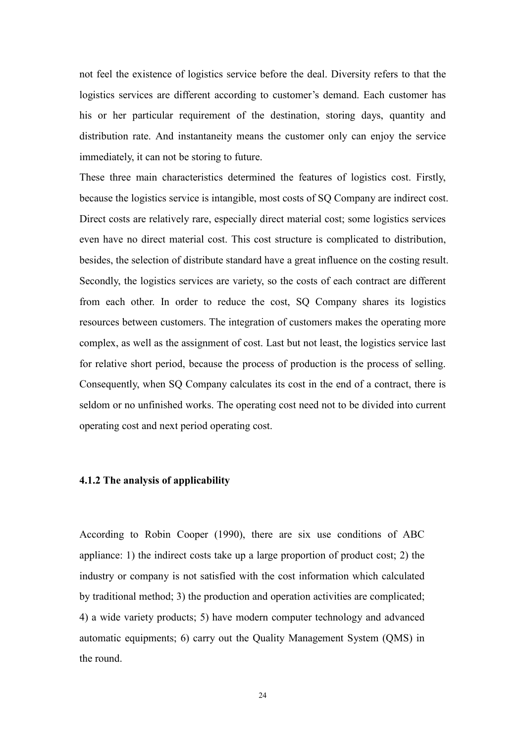not feel the existence of logistics service before the deal. Diversity refers to that the logistics services are different according to customer's demand. Each customer has his or her particular requirement of the destination, storing days, quantity and distribution rate. And instantaneity means the customer only can enjoy the service immediately, it can not be storing to future.

These three main characteristics determined the features of logistics cost. Firstly, because the logistics service is intangible, most costs of SQ Company are indirect cost. Direct costs are relatively rare, especially direct material cost; some logistics services even have no direct material cost. This cost structure is complicated to distribution, besides, the selection of distribute standard have a great influence on the costing result. Secondly, the logistics services are variety, so the costs of each contract are different from each other. In order to reduce the cost, SQ Company shares its logistics resources between customers. The integration of customers makes the operating more complex, as well as the assignment of cost. Last but not least, the logistics service last for relative short period, because the process of production is the process of selling. Consequently, when SQ Company calculates its cost in the end of a contract, there is seldom or no unfinished works. The operating cost need not to be divided into current operating cost and next period operating cost.

### 4.1.2 The analysis of applicability

According to Robin Cooper (1990), there are six use conditions of ABC appliance: 1) the indirect costs take up a large proportion of product cost; 2) the industry or company is not satisfied with the cost information which calculated by traditional method; 3) the production and operation activities are complicated; 4) a wide variety products; 5) have modern computer technology and advanced automatic equipments; 6) carry out the Quality Management System (QMS) in the round.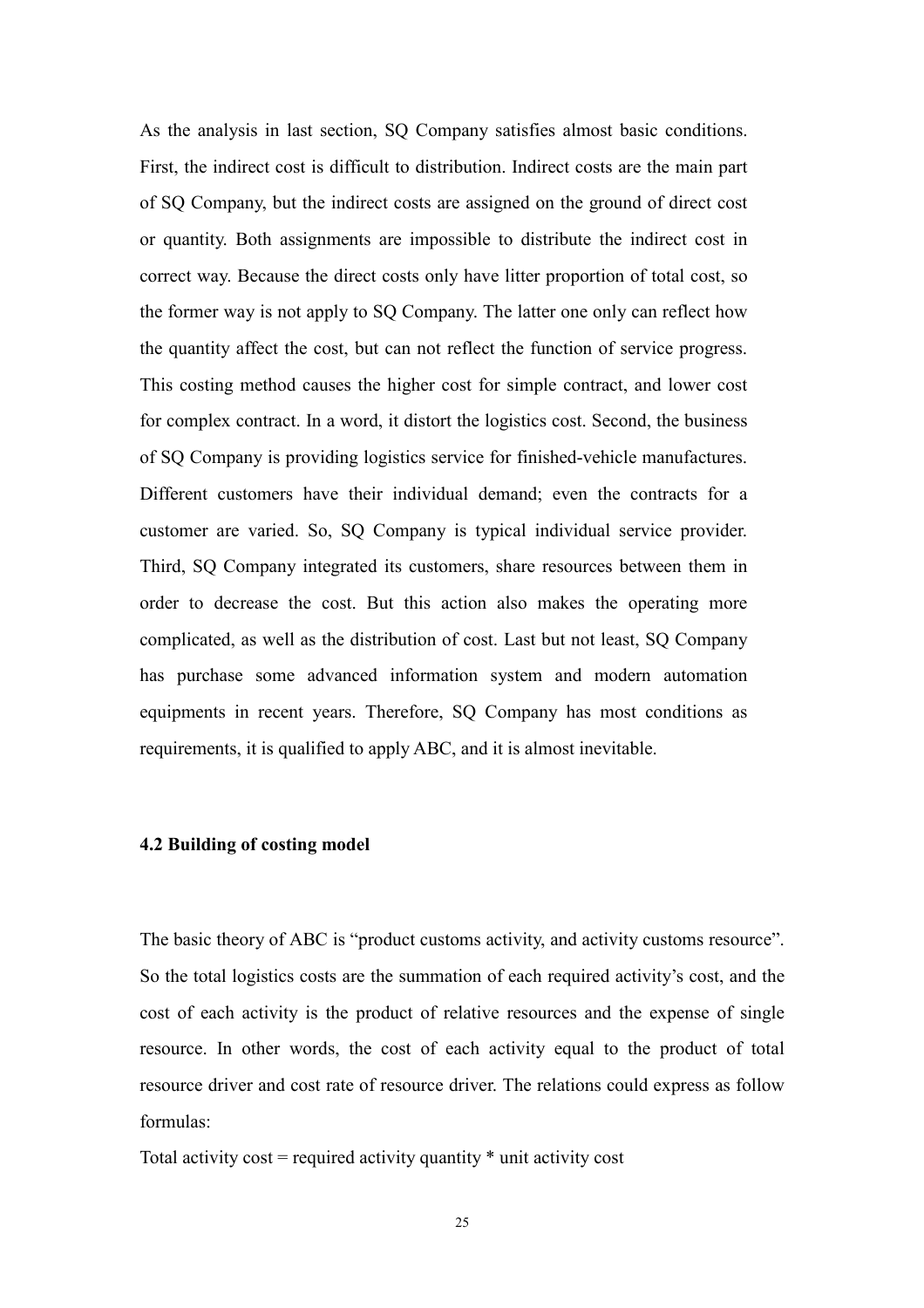As the analysis in last section, SQ Company satisfies almost basic conditions. First, the indirect cost is difficult to distribution. Indirect costs are the main part of SQ Company, but the indirect costs are assigned on the ground of direct cost or quantity. Both assignments are impossible to distribute the indirect cost in correct way. Because the direct costs only have litter proportion of total cost, so the former way is not apply to SQ Company. The latter one only can reflect how the quantity affect the cost, but can not reflect the function of service progress. This costing method causes the higher cost for simple contract, and lower cost for complex contract. In a word, it distort the logistics cost. Second, the business of SQ Company is providing logistics service for finished-vehicle manufactures. Different customers have their individual demand; even the contracts for a customer are varied. So, SQ Company is typical individual service provider. Third, SQ Company integrated its customers, share resources between them in order to decrease the cost. But this action also makes the operating more complicated, as well as the distribution of cost. Last but not least, SQ Company has purchase some advanced information system and modern automation equipments in recent years. Therefore, SQ Company has most conditions as requirements, it is qualified to apply ABC, and it is almost inevitable.

### 4.2 Building of costing model

The basic theory of ABC is "product customs activity, and activity customs resource". So the total logistics costs are the summation of each required activity's cost, and the cost of each activity is the product of relative resources and the expense of single resource. In other words, the cost of each activity equal to the product of total resource driver and cost rate of resource driver. The relations could express as follow formulas:

Total activity cost = required activity quantity * unit activity cost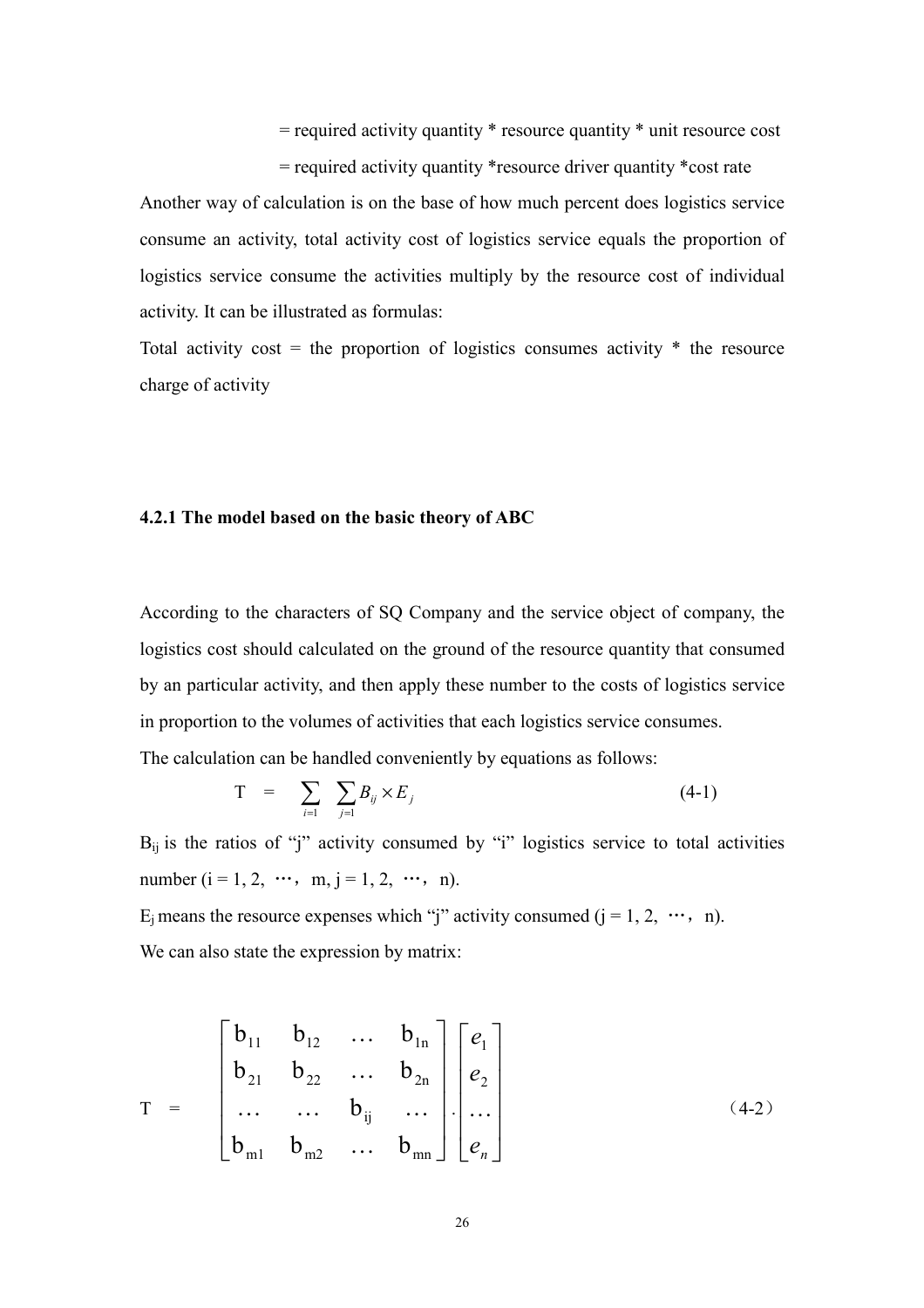= required activity quantity * resource quantity * unit resource cost

= required activity quantity *resource driver quantity *cost rate

Another way of calculation is on the base of how much percent does logistics service consume an activity, total activity cost of logistics service equals the proportion of logistics service consume the activities multiply by the resource cost of individual activity. It can be illustrated as formulas:

Total activity cost = the proportion of logistics consumes activity * the resource charge of activity

### 4.2.1 The model based on the basic theory of ABC

According to the characters of SQ Company and the service object of company, the logistics cost should calculated on the ground of the resource quantity that consumed by an particular activity, and then apply these number to the costs of logistics service in proportion to the volumes of activities that each logistics service consumes.

The calculation can be handled conveniently by equations as follows:

$$T = \sum_{i=1} \sum_{j=1} B_{ij} \times E_j \tag{4-1}$$

$B_{ij}$ is the ratios of "j" activity consumed by "i" logistics service to total activities number (i = 1, 2, …, m, j = 1, 2, …, n).

$E_j$ means the resource expenses which "j" activity consumed (j = 1, 2, …, n).

We can also state the expression by matrix:

$$T = \begin{bmatrix} b_{11} & b_{12} & \dots & b_{1n} \\ b_{21} & b_{22} & \dots & b_{2n} \\ \dots & \dots & b_{ij} & \dots \\ b_{m1} & b_{m2} & \dots & b_{mn} \end{bmatrix} \cdot \begin{bmatrix} e_1 \\ e_2 \\ \dots \\ e_n \end{bmatrix} \tag{4-2}$$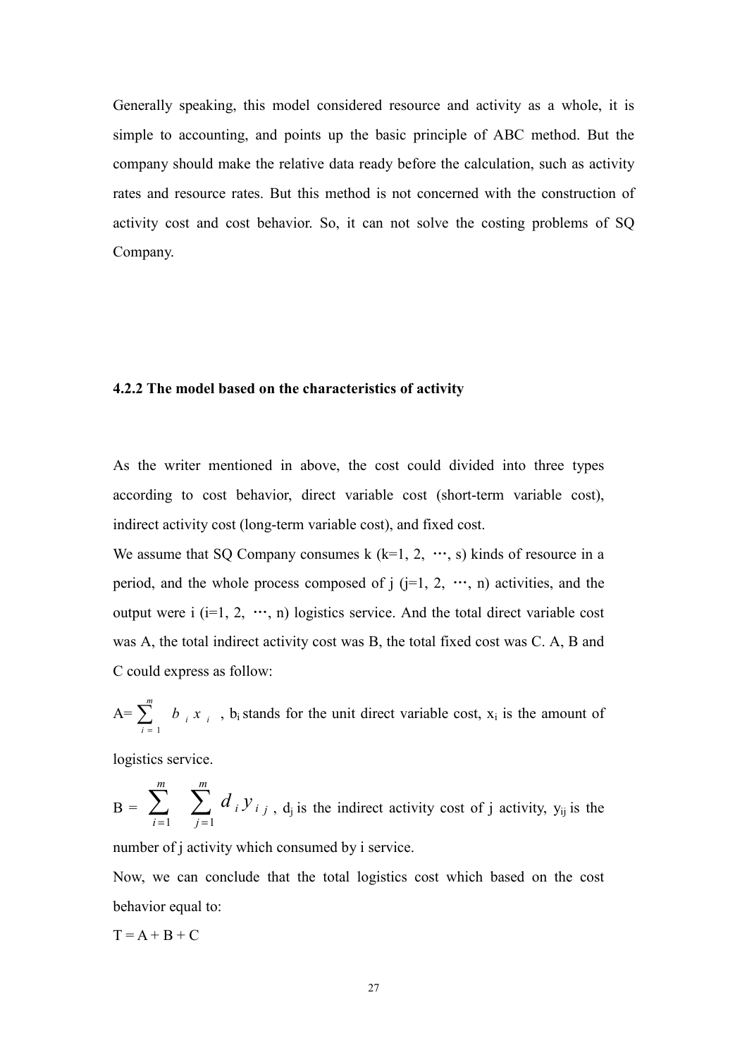Generally speaking, this model considered resource and activity as a whole, it is simple to accounting, and points up the basic principle of ABC method. But the company should make the relative data ready before the calculation, such as activity rates and resource rates. But this method is not concerned with the construction of activity cost and cost behavior. So, it can not solve the costing problems of SQ Company.

#### 4.2.2 The model based on the characteristics of activity

As the writer mentioned in above, the cost could divided into three types according to cost behavior, direct variable cost (short-term variable cost), indirect activity cost (long-term variable cost), and fixed cost.

We assume that SQ Company consumes k (k=1, 2, …, s) kinds of resource in a period, and the whole process composed of j (j=1, 2, …, n) activities, and the output were i (i=1, 2, …, n) logistics service. And the total direct variable cost was A, the total indirect activity cost was B, the total fixed cost was C. A, B and C could express as follow:

$A=\sum_{i=1}^{m} b_i x_i$ , $b_i$ stands for the unit direct variable cost, $x_i$ is the amount of logistics service.

$B = \sum_{i=1}^{m} \sum_{j=1}^{m} d_i y_{ij}$ , $d_j$ is the indirect activity cost of j activity, $y_{ij}$ is the number of j activity which consumed by i service.

Now, we can conclude that the total logistics cost which based on the cost behavior equal to:

$T = A + B + C$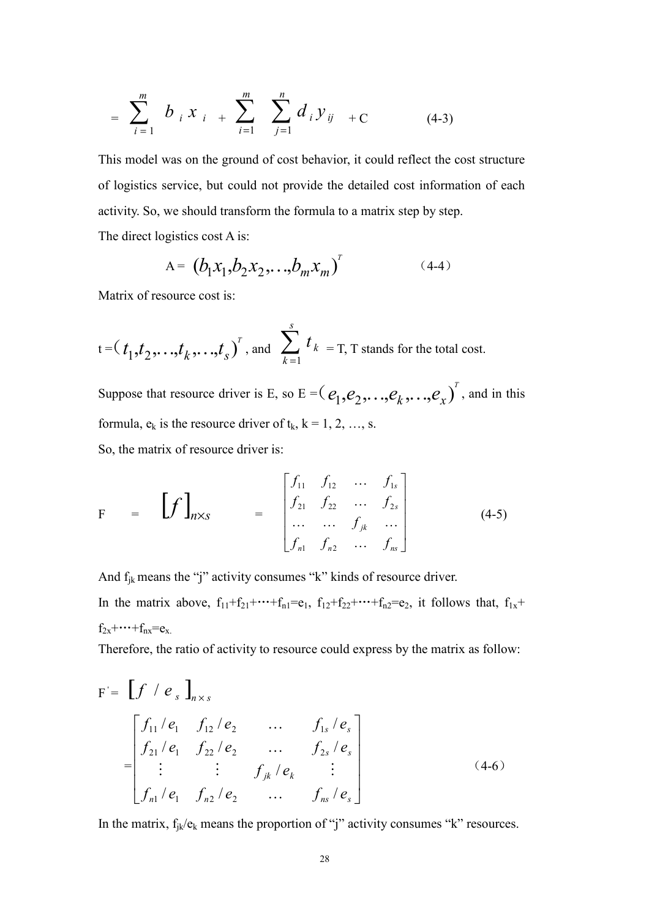$$= \sum_{i=1}^{m} b_i x_i + \sum_{i=1}^{m} \sum_{j=1}^{n} d_i y_{ij} + C \qquad (4\text{-}3)$$

This model was on the ground of cost behavior, it could reflect the cost structure of logistics service, but could not provide the detailed cost information of each activity. So, we should transform the formula to a matrix step by step.

The direct logistics cost A is:

$$A = (b_1x_1, b_2x_2, \ldots, b_mx_m)^T \qquad (4\text{-}4)$$

Matrix of resource cost is:

$t = (t_1, t_2, \ldots, t_k, \ldots, t_s)^T$, and $\sum_{k=1}^{s} t_k = T$, T stands for the total cost.

Suppose that resource driver is E, so $E = (e_1, e_2, \ldots, e_k, \ldots, e_x)^T$, and in this formula, $e_k$ is the resource driver of $t_k$, k = 1, 2, …, s.

So, the matrix of resource driver is:

$$F = [f]_{n \times s} = \begin{bmatrix} f_{11} & f_{12} & \cdots & f_{1s} \\ f_{21} & f_{22} & \cdots & f_{2s} \\ \cdots & \cdots & f_{jk} & \cdots \\ f_{n1} & f_{n2} & \cdots & f_{ns} \end{bmatrix} \qquad (4\text{-}5)$$

And $f_{jk}$ means the "j" activity consumes "k" kinds of resource driver.

In the matrix above, $f_{11}+f_{21}+\cdots+f_{n1}=e_1$, $f_{12}+f_{22}+\cdots+f_{n2}=e_2$, it follows that, $f_{1x}+f_{2x}+\cdots+f_{nx}=e_x$.

Therefore, the ratio of activity to resource could express by the matrix as follow:

$$F' = [f / e_s]_{n \times s}$$

$$= \begin{bmatrix} f_{11}/e_1 & f_{12}/e_2 & \cdots & f_{1s}/e_s \\ f_{21}/e_1 & f_{22}/e_2 & \cdots & f_{2s}/e_s \\ \vdots & \vdots & f_{jk}/e_k & \vdots \\ f_{n1}/e_1 & f_{n2}/e_2 & \cdots & f_{ns}/e_s \end{bmatrix} \qquad (4\text{-}6)$$

In the matrix, $f_{jk}/e_k$ means the proportion of "j" activity consumes "k" resources.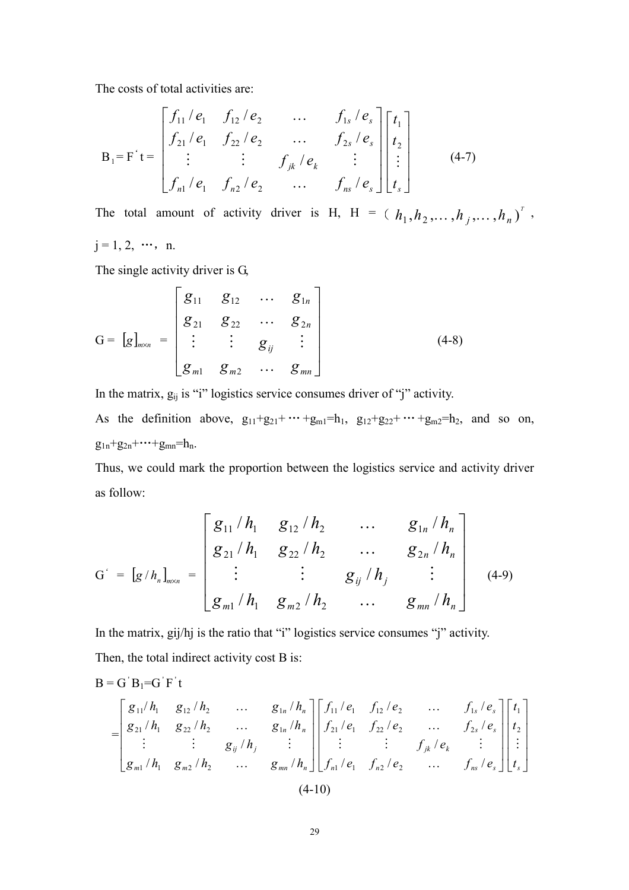The costs of total activities are:

$$
B_1 = F^{'} t = \begin{bmatrix} f_{11}/e_1 & f_{12}/e_2 & \dots & f_{1s}/e_s \\ f_{21}/e_1 & f_{22}/e_2 & \dots & f_{2s}/e_s \\ \vdots & \vdots & f_{jk}/e_k & \vdots \\ f_{n1}/e_1 & f_{n2}/e_2 & \dots & f_{ns}/e_s \end{bmatrix} \begin{bmatrix} t_1 \\ t_2 \\ \vdots \\ t_s \end{bmatrix} \tag{4-7}
$$

The total amount of activity driver is H, $H = (h_1, h_2, \dots, h_j, \dots, h_n)^T$, $j = 1, 2, \cdots, n$.

The single activity driver is G,

$$
G = [g]_{m\times n} = \begin{bmatrix} g_{11} & g_{12} & \cdots & g_{1n} \\ g_{21} & g_{22} & \cdots & g_{2n} \\ \vdots & \vdots & g_{ij} & \vdots \\ g_{m1} & g_{m2} & \cdots & g_{mn} \end{bmatrix} \tag{4-8}
$$

In the matrix, $g_{ij}$ is "i" logistics service consumes driver of "j" activity.

As the definition above, $g_{11}+g_{21}+\cdots+g_{m1}=h_1$, $g_{12}+g_{22}+\cdots+g_{m2}=h_2$, and so on, $g_{1n}+g_{2n}+\cdots+g_{mn}=h_n$.

Thus, we could mark the proportion between the logistics service and activity driver as follow:

$$
G^{'} = [g/h_n]_{m\times n} = \begin{bmatrix} g_{11}/h_1 & g_{12}/h_2 & \dots & g_{1n}/h_n \\ g_{21}/h_1 & g_{22}/h_2 & \dots & g_{2n}/h_n \\ \vdots & \vdots & g_{ij}/h_j & \vdots \\ g_{m1}/h_1 & g_{m2}/h_2 & \dots & g_{mn}/h_n \end{bmatrix} \tag{4-9}
$$

In the matrix, gij/hj is the ratio that "i" logistics service consumes "j" activity.

Then, the total indirect activity cost B is:

$B = G^{'} B_1 = G^{'} F^{'} t$

$$
= \begin{bmatrix} g_{11}/h_1 & g_{12}/h_2 & \dots & g_{1n}/h_n \\ g_{21}/h_1 & g_{22}/h_2 & \dots & g_{1n}/h_n \\ \vdots & \vdots & g_{ij}/h_j & \vdots \\ g_{m1}/h_1 & g_{m2}/h_2 & \dots & g_{mn}/h_n \end{bmatrix} \begin{bmatrix} f_{11}/e_1 & f_{12}/e_2 & \dots & f_{1s}/e_s \\ f_{21}/e_1 & f_{22}/e_2 & \dots & f_{2s}/e_s \\ \vdots & \vdots & f_{jk}/e_k & \vdots \\ f_{n1}/e_1 & f_{n2}/e_2 & \dots & f_{ns}/e_s \end{bmatrix} \begin{bmatrix} t_1 \\ t_2 \\ \vdots \\ t_s \end{bmatrix}
$$

(4-10)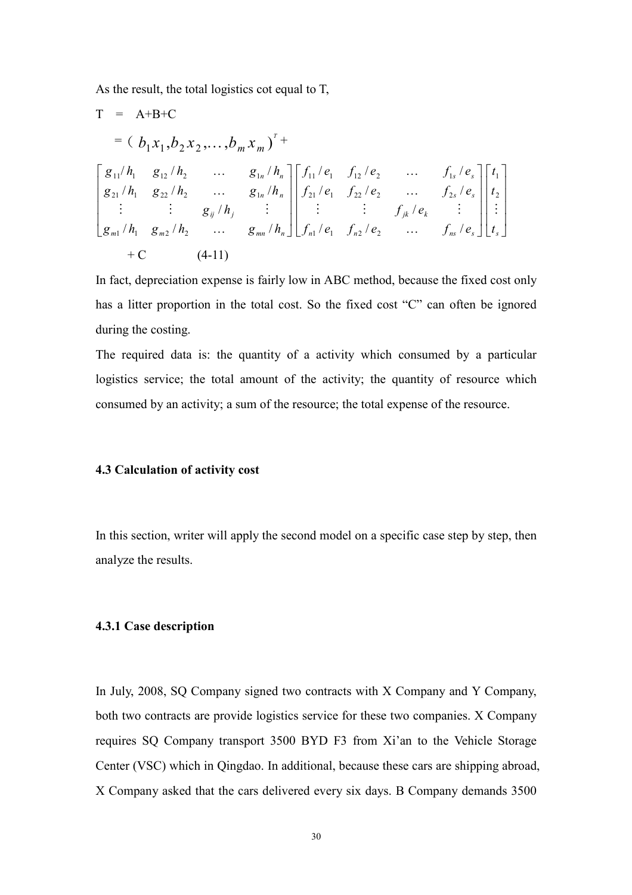As the result, the total logistics cot equal to T,

$$
\begin{aligned}
T &= A+B+C \\
&= (b_1x_1, b_2x_2, \ldots, b_mx_m)^T + \\
&\begin{bmatrix} g_{11}/h_1 & g_{12}/h_2 & \cdots & g_{1n}/h_n \\ g_{21}/h_1 & g_{22}/h_2 & \cdots & g_{1n}/h_n \\ \vdots & \vdots & g_{ij}/h_j & \vdots \\ g_{m1}/h_1 & g_{m2}/h_2 & \cdots & g_{mn}/h_n \end{bmatrix} \begin{bmatrix} f_{11}/e_1 & f_{12}/e_2 & \cdots & f_{1s}/e_s \\ f_{21}/e_1 & f_{22}/e_2 & \cdots & f_{2s}/e_s \\ \vdots & \vdots & f_{jk}/e_k & \vdots \\ f_{n1}/e_1 & f_{n2}/e_2 & \cdots & f_{ns}/e_s \end{bmatrix} \begin{bmatrix} t_1 \\ t_2 \\ \vdots \\ t_s \end{bmatrix} \\
&\quad + C \qquad (4\text{-}11)
\end{aligned}
$$

In fact, depreciation expense is fairly low in ABC method, because the fixed cost only has a litter proportion in the total cost. So the fixed cost "C" can often be ignored during the costing.

The required data is: the quantity of a activity which consumed by a particular logistics service; the total amount of the activity; the quantity of resource which consumed by an activity; a sum of the resource; the total expense of the resource.

### 4.3 Calculation of activity cost

In this section, writer will apply the second model on a specific case step by step, then analyze the results.

#### 4.3.1 Case description

In July, 2008, SQ Company signed two contracts with X Company and Y Company, both two contracts are provide logistics service for these two companies. X Company requires SQ Company transport 3500 BYD F3 from Xi'an to the Vehicle Storage Center (VSC) which in Qingdao. In additional, because these cars are shipping abroad, X Company asked that the cars delivered every six days. B Company demands 3500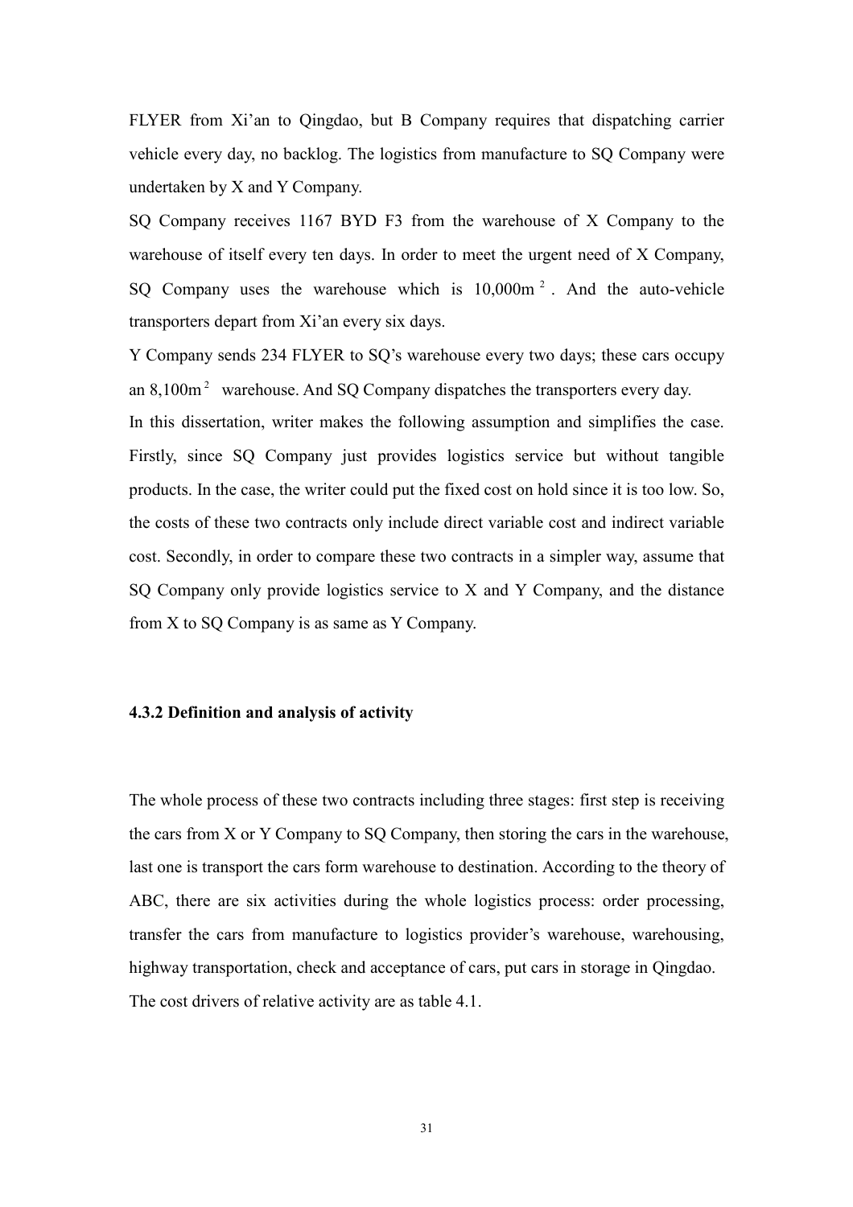FLYER from Xi'an to Qingdao, but B Company requires that dispatching carrier vehicle every day, no backlog. The logistics from manufacture to SQ Company were undertaken by X and Y Company.

SQ Company receives 1167 BYD F3 from the warehouse of X Company to the warehouse of itself every ten days. In order to meet the urgent need of X Company, SQ Company uses the warehouse which is $10,000m^2$. And the auto-vehicle transporters depart from Xi'an every six days.

Y Company sends 234 FLYER to SQ's warehouse every two days; these cars occupy an $8,100m^2$ warehouse. And SQ Company dispatches the transporters every day.

In this dissertation, writer makes the following assumption and simplifies the case. Firstly, since SQ Company just provides logistics service but without tangible products. In the case, the writer could put the fixed cost on hold since it is too low. So, the costs of these two contracts only include direct variable cost and indirect variable cost. Secondly, in order to compare these two contracts in a simpler way, assume that SQ Company only provide logistics service to X and Y Company, and the distance from X to SQ Company is as same as Y Company.

### 4.3.2 Definition and analysis of activity

The whole process of these two contracts including three stages: first step is receiving the cars from X or Y Company to SQ Company, then storing the cars in the warehouse, last one is transport the cars form warehouse to destination. According to the theory of ABC, there are six activities during the whole logistics process: order processing, transfer the cars from manufacture to logistics provider's warehouse, warehousing, highway transportation, check and acceptance of cars, put cars in storage in Qingdao. The cost drivers of relative activity are as table 4.1.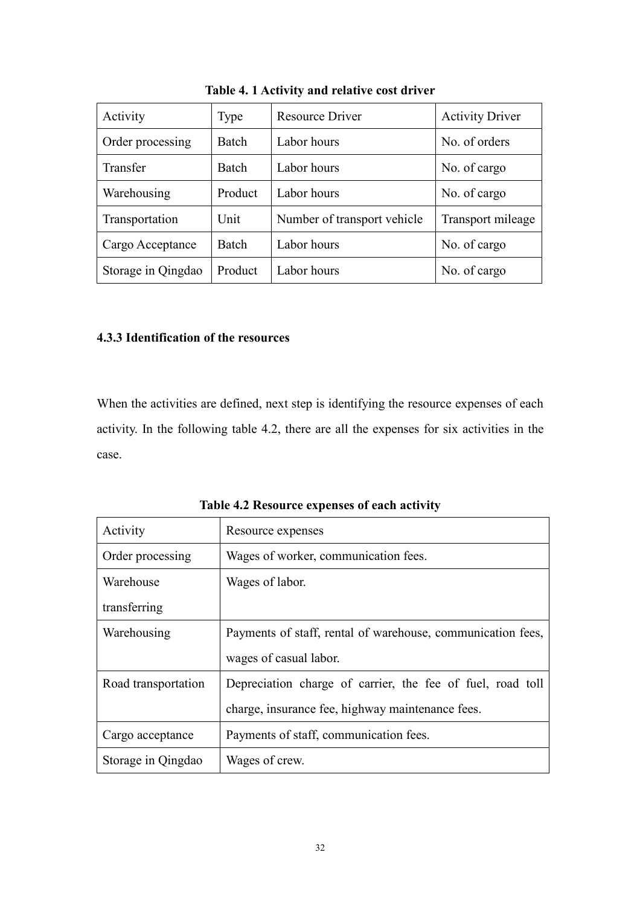**Table 4. 1 Activity and relative cost driver**

| Activity | Type | Resource Driver | Activity Driver |
|---|---|---|---|
| Order processing | Batch | Labor hours | No. of orders |
| Transfer | Batch | Labor hours | No. of cargo |
| Warehousing | Product | Labor hours | No. of cargo |
| Transportation | Unit | Number of transport vehicle | Transport mileage |
| Cargo Acceptance | Batch | Labor hours | No. of cargo |
| Storage in Qingdao | Product | Labor hours | No. of cargo |

### 4.3.3 Identification of the resources

When the activities are defined, next step is identifying the resource expenses of each activity. In the following table 4.2, there are all the expenses for six activities in the case.

**Table 4.2 Resource expenses of each activity**

| Activity | Resource expenses |
|---|---|
| Order processing | Wages of worker, communication fees. |
| Warehouse transferring | Wages of labor. |
| Warehousing | Payments of staff, rental of warehouse, communication fees, wages of casual labor. |
| Road transportation | Depreciation charge of carrier, the fee of fuel, road toll charge, insurance fee, highway maintenance fees. |
| Cargo acceptance | Payments of staff, communication fees. |
| Storage in Qingdao | Wages of crew. |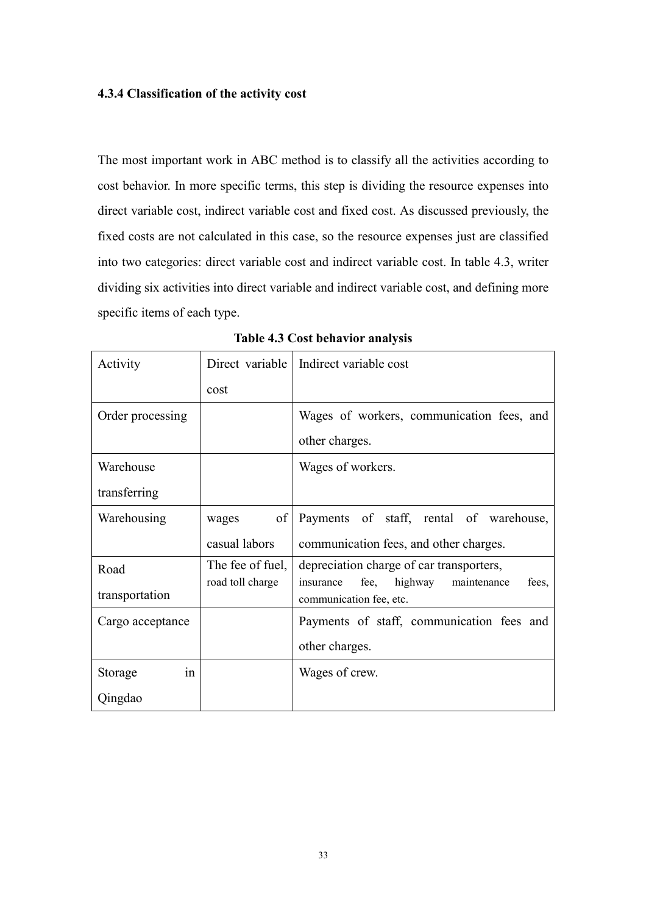### 4.3.4 Classification of the activity cost

The most important work in ABC method is to classify all the activities according to cost behavior. In more specific terms, this step is dividing the resource expenses into direct variable cost, indirect variable cost and fixed cost. As discussed previously, the fixed costs are not calculated in this case, so the resource expenses just are classified into two categories: direct variable cost and indirect variable cost. In table 4.3, writer dividing six activities into direct variable and indirect variable cost, and defining more specific items of each type.

**Table 4.3 Cost behavior analysis**

| Activity | Direct variable cost | Indirect variable cost |
| --- | --- | --- |
| Order processing | | Wages of workers, communication fees, and other charges. |
| Warehouse transferring | | Wages of workers. |
| Warehousing | wages of casual labors | Payments of staff, rental of warehouse, communication fees, and other charges. |
| Road transportation | The fee of fuel, road toll charge | depreciation charge of car transporters, insurance fee, highway maintenance fees, communication fee, etc. |
| Cargo acceptance | | Payments of staff, communication fees and other charges. |
| Storage in Qingdao | | Wages of crew. |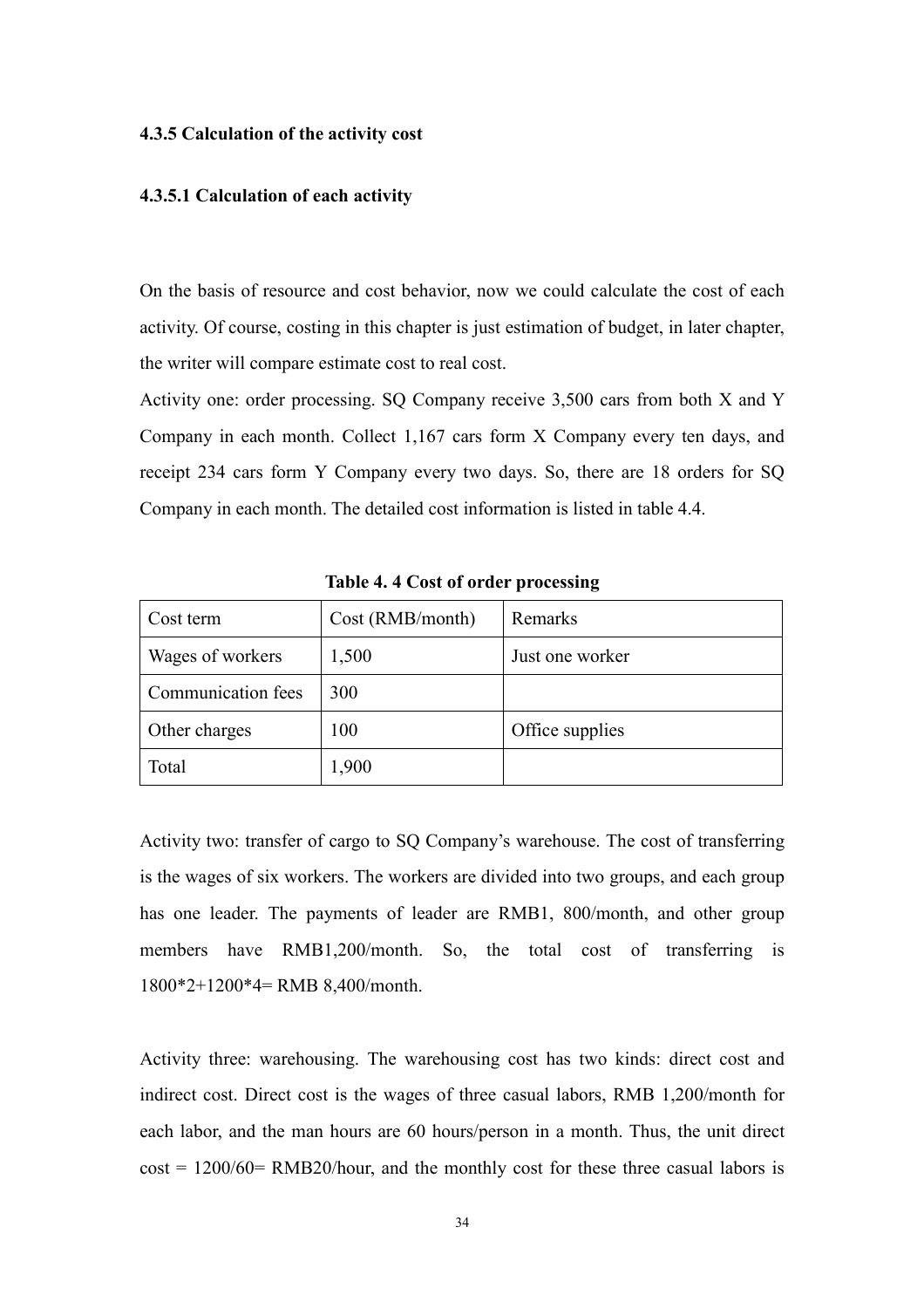#### 4.3.5 Calculation of the activity cost

##### 4.3.5.1 Calculation of each activity

On the basis of resource and cost behavior, now we could calculate the cost of each activity. Of course, costing in this chapter is just estimation of budget, in later chapter, the writer will compare estimate cost to real cost.

Activity one: order processing. SQ Company receive 3,500 cars from both X and Y Company in each month. Collect 1,167 cars form X Company every ten days, and receipt 234 cars form Y Company every two days. So, there are 18 orders for SQ Company in each month. The detailed cost information is listed in table 4.4.

**Table 4. 4 Cost of order processing**

| Cost term | Cost (RMB/month) | Remarks |
| --- | --- | --- |
| Wages of workers | 1,500 | Just one worker |
| Communication fees | 300 | |
| Other charges | 100 | Office supplies |
| Total | 1,900 | |

Activity two: transfer of cargo to SQ Company's warehouse. The cost of transferring is the wages of six workers. The workers are divided into two groups, and each group has one leader. The payments of leader are RMB1, 800/month, and other group members have RMB1,200/month. So, the total cost of transferring is 1800*2+1200*4= RMB 8,400/month.

Activity three: warehousing. The warehousing cost has two kinds: direct cost and indirect cost. Direct cost is the wages of three casual labors, RMB 1,200/month for each labor, and the man hours are 60 hours/person in a month. Thus, the unit direct cost = 1200/60= RMB20/hour, and the monthly cost for these three casual labors is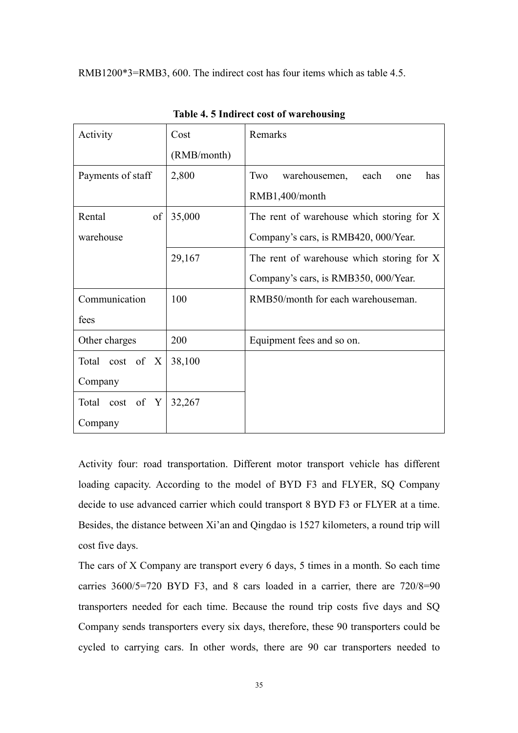RMB1200*3=RMB3, 600. The indirect cost has four items which as table 4.5.

**Table 4. 5 Indirect cost of warehousing**

| Activity | Cost (RMB/month) | Remarks |
|---|---|---|
| Payments of staff | 2,800 | Two warehousemen, each one has RMB1,400/month |
| Rental of warehouse | 35,000 | The rent of warehouse which storing for X Company's cars, is RMB420, 000/Year. |
| | 29,167 | The rent of warehouse which storing for X Company's cars, is RMB350, 000/Year. |
| Communication fees | 100 | RMB50/month for each warehouseman. |
| Other charges | 200 | Equipment fees and so on. |
| Total cost of X Company | 38,100 | |
| Total cost of Y Company | 32,267 | |

Activity four: road transportation. Different motor transport vehicle has different loading capacity. According to the model of BYD F3 and FLYER, SQ Company decide to use advanced carrier which could transport 8 BYD F3 or FLYER at a time. Besides, the distance between Xi'an and Qingdao is 1527 kilometers, a round trip will cost five days.

The cars of X Company are transport every 6 days, 5 times in a month. So each time carries 3600/5=720 BYD F3, and 8 cars loaded in a carrier, there are 720/8=90 transporters needed for each time. Because the round trip costs five days and SQ Company sends transporters every six days, therefore, these 90 transporters could be cycled to carrying cars. In other words, there are 90 car transporters needed to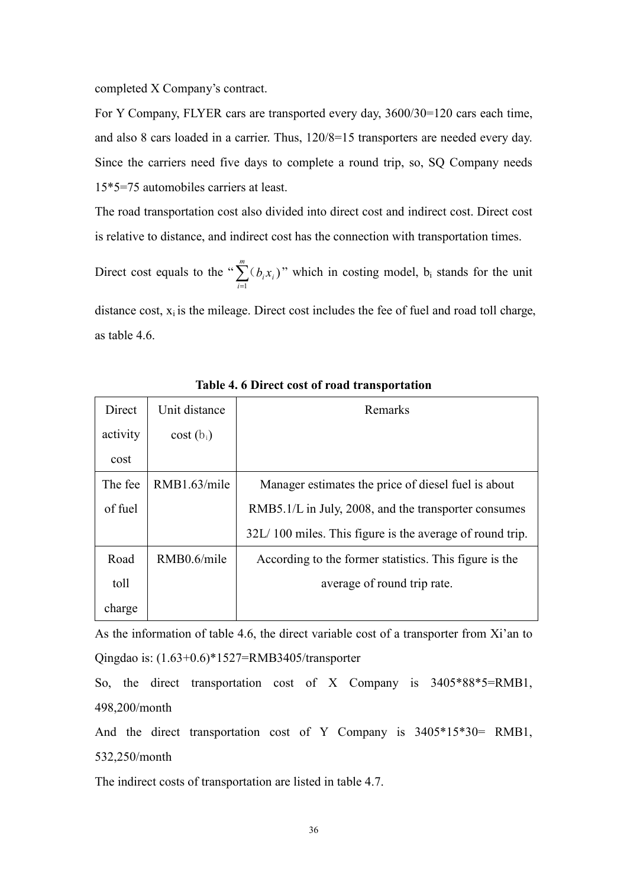completed X Company's contract.

For Y Company, FLYER cars are transported every day, 3600/30=120 cars each time, and also 8 cars loaded in a carrier. Thus, 120/8=15 transporters are needed every day. Since the carriers need five days to complete a round trip, so, SQ Company needs 15*5=75 automobiles carriers at least.

The road transportation cost also divided into direct cost and indirect cost. Direct cost is relative to distance, and indirect cost has the connection with transportation times.

Direct cost equals to the "$\sum_{i=1}^{m}(b_i x_i)$" which in costing model, $b_i$ stands for the unit distance cost, $x_i$ is the mileage. Direct cost includes the fee of fuel and road toll charge, as table 4.6.

**Table 4. 6 Direct cost of road transportation**

| Direct activity cost | Unit distance cost ($b_i$) | Remarks |
|---|---|---|
| The fee of fuel | RMB1.63/mile | Manager estimates the price of diesel fuel is about RMB5.1/L in July, 2008, and the transporter consumes 32L/ 100 miles. This figure is the average of round trip. |
| Road toll charge | RMB0.6/mile | According to the former statistics. This figure is the average of round trip rate. |

As the information of table 4.6, the direct variable cost of a transporter from Xi'an to Qingdao is: (1.63+0.6)*1527=RMB3405/transporter

So, the direct transportation cost of X Company is 3405*88*5=RMB1, 498,200/month

And the direct transportation cost of Y Company is 3405*15*30= RMB1, 532,250/month

The indirect costs of transportation are listed in table 4.7.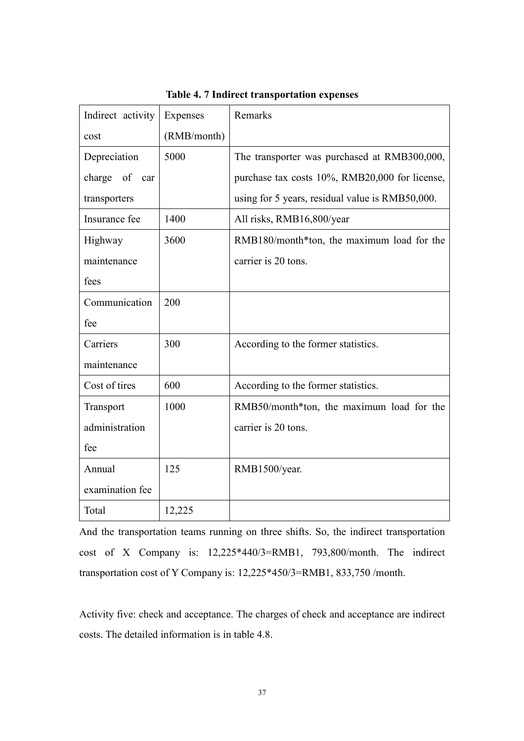**Table 4. 7 Indirect transportation expenses**

| Indirect activity cost | Expenses (RMB/month) | Remarks |
|---|---|---|
| Depreciation charge of car transporters | 5000 | The transporter was purchased at RMB300,000, purchase tax costs 10%, RMB20,000 for license, using for 5 years, residual value is RMB50,000. |
| Insurance fee | 1400 | All risks, RMB16,800/year |
| Highway maintenance fees | 3600 | RMB180/month*ton, the maximum load for the carrier is 20 tons. |
| Communication fee | 200 | |
| Carriers maintenance | 300 | According to the former statistics. |
| Cost of tires | 600 | According to the former statistics. |
| Transport administration fee | 1000 | RMB50/month*ton, the maximum load for the carrier is 20 tons. |
| Annual examination fee | 125 | RMB1500/year. |
| Total | 12,225 | |

And the transportation teams running on three shifts. So, the indirect transportation cost of X Company is: 12,225*440/3=RMB1, 793,800/month. The indirect transportation cost of Y Company is: 12,225*450/3=RMB1, 833,750 /month.

Activity five: check and acceptance. The charges of check and acceptance are indirect costs. The detailed information is in table 4.8.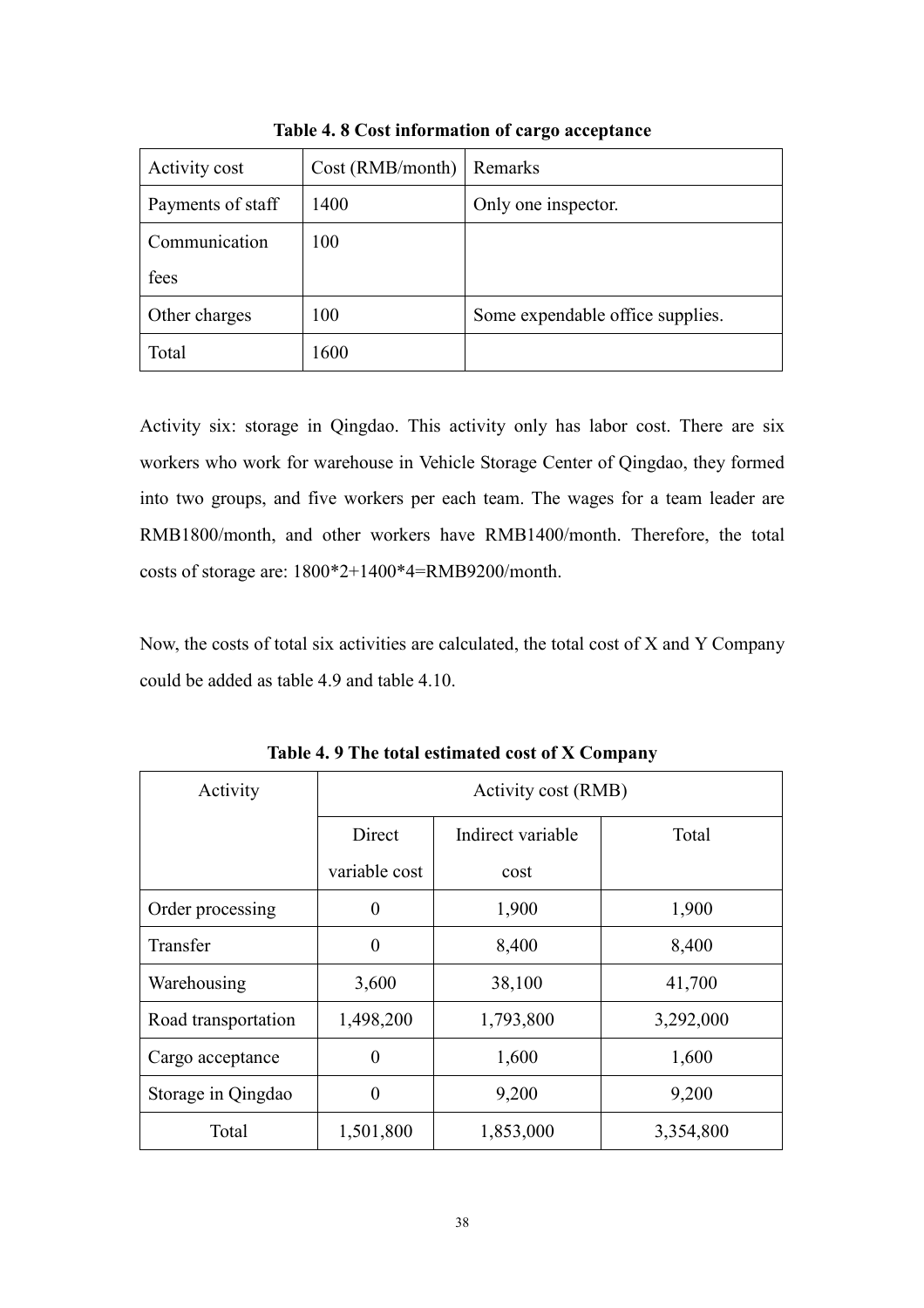**Table 4. 8 Cost information of cargo acceptance**

| Activity cost | Cost (RMB/month) | Remarks |
|---|---|---|
| Payments of staff | 1400 | Only one inspector. |
| Communication fees | 100 | |
| Other charges | 100 | Some expendable office supplies. |
| Total | 1600 | |

Activity six: storage in Qingdao. This activity only has labor cost. There are six workers who work for warehouse in Vehicle Storage Center of Qingdao, they formed into two groups, and five workers per each team. The wages for a team leader are RMB1800/month, and other workers have RMB1400/month. Therefore, the total costs of storage are: 1800*2+1400*4=RMB9200/month.

Now, the costs of total six activities are calculated, the total cost of X and Y Company could be added as table 4.9 and table 4.10.

**Table 4. 9 The total estimated cost of X Company**

| Activity | Activity cost (RMB) | | |
|---|---|---|---|
| | Direct variable cost | Indirect variable cost | Total |
| Order processing | 0 | 1,900 | 1,900 |
| Transfer | 0 | 8,400 | 8,400 |
| Warehousing | 3,600 | 38,100 | 41,700 |
| Road transportation | 1,498,200 | 1,793,800 | 3,292,000 |
| Cargo acceptance | 0 | 1,600 | 1,600 |
| Storage in Qingdao | 0 | 9,200 | 9,200 |
| Total | 1,501,800 | 1,853,000 | 3,354,800 |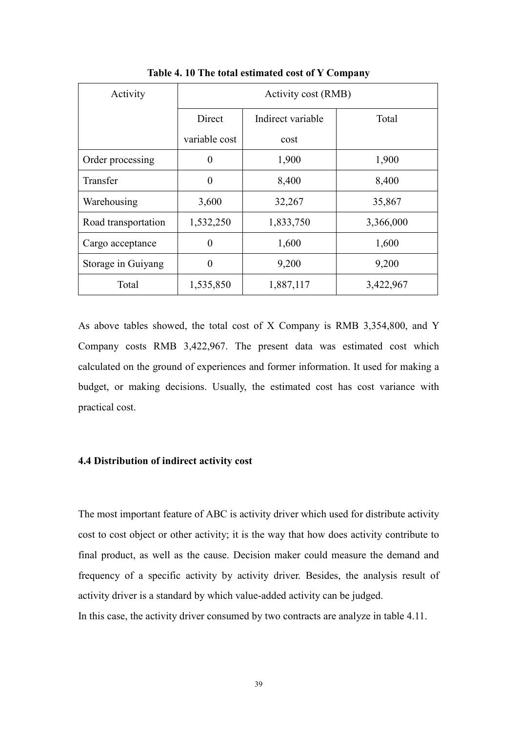**Table 4. 10 The total estimated cost of Y Company**

| Activity | Activity cost (RMB) | | |
|---|---|---|---|
| | Direct variable cost | Indirect variable cost | Total |
| Order processing | 0 | 1,900 | 1,900 |
| Transfer | 0 | 8,400 | 8,400 |
| Warehousing | 3,600 | 32,267 | 35,867 |
| Road transportation | 1,532,250 | 1,833,750 | 3,366,000 |
| Cargo acceptance | 0 | 1,600 | 1,600 |
| Storage in Guiyang | 0 | 9,200 | 9,200 |
| Total | 1,535,850 | 1,887,117 | 3,422,967 |

As above tables showed, the total cost of X Company is RMB 3,354,800, and Y Company costs RMB 3,422,967. The present data was estimated cost which calculated on the ground of experiences and former information. It used for making a budget, or making decisions. Usually, the estimated cost has cost variance with practical cost.

### 4.4 Distribution of indirect activity cost

The most important feature of ABC is activity driver which used for distribute activity cost to cost object or other activity; it is the way that how does activity contribute to final product, as well as the cause. Decision maker could measure the demand and frequency of a specific activity by activity driver. Besides, the analysis result of activity driver is a standard by which value-added activity can be judged.

In this case, the activity driver consumed by two contracts are analyze in table 4.11.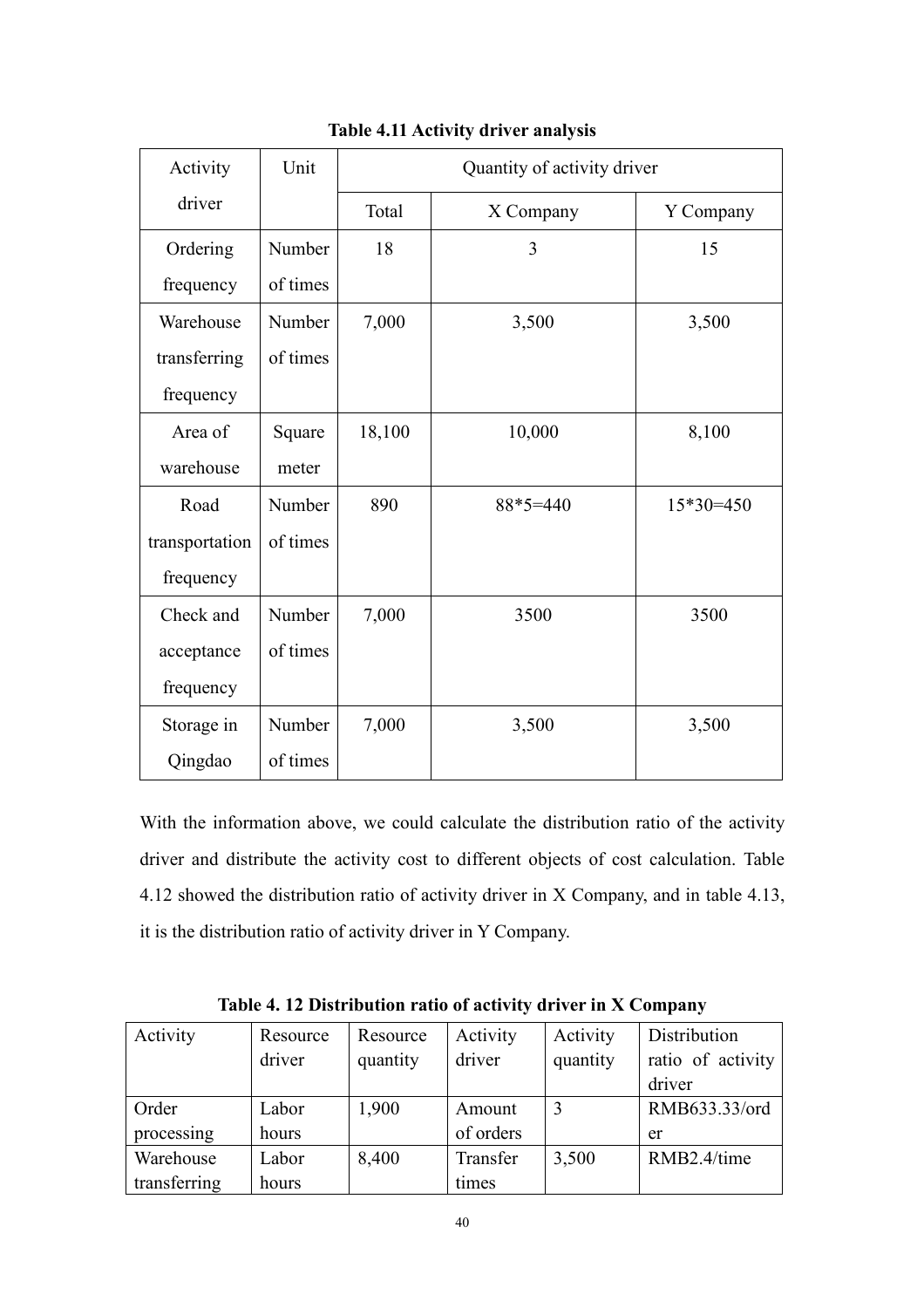**Table 4.11 Activity driver analysis**

| Activity driver | Unit | Quantity of activity driver | | |
|---|---|---|---|---|
| | | Total | X Company | Y Company |
| Ordering frequency | Number of times | 18 | 3 | 15 |
| Warehouse transferring frequency | Number of times | 7,000 | 3,500 | 3,500 |
| Area of warehouse | Square meter | 18,100 | 10,000 | 8,100 |
| Road transportation frequency | Number of times | 890 | 88*5=440 | 15*30=450 |
| Check and acceptance frequency | Number of times | 7,000 | 3500 | 3500 |
| Storage in Qingdao | Number of times | 7,000 | 3,500 | 3,500 |

With the information above, we could calculate the distribution ratio of the activity driver and distribute the activity cost to different objects of cost calculation. Table 4.12 showed the distribution ratio of activity driver in X Company, and in table 4.13, it is the distribution ratio of activity driver in Y Company.

**Table 4. 12 Distribution ratio of activity driver in X Company**

| Activity | Resource driver | Resource quantity | Activity driver | Activity quantity | Distribution ratio of activity driver |
|---|---|---|---|---|---|
| Order processing | Labor hours | 1,900 | Amount of orders | 3 | RMB633.33/order |
| Warehouse transferring | Labor hours | 8,400 | Transfer times | 3,500 | RMB2.4/time |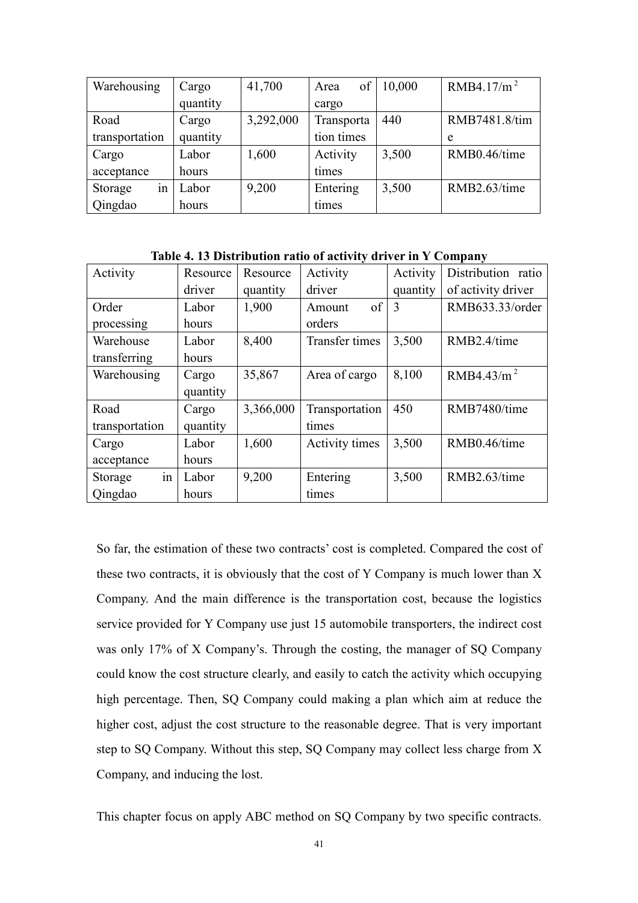| Warehousing | Cargo quantity | 41,700 | Area of cargo | 10,000 | RMB4.17/m$^2$ |
|---|---|---|---|---|---|
| Road transportation | Cargo quantity | 3,292,000 | Transportation times | 440 | RMB7481.8/time |
| Cargo acceptance | Labor hours | 1,600 | Activity times | 3,500 | RMB0.46/time |
| Storage in Qingdao | Labor hours | 9,200 | Entering times | 3,500 | RMB2.63/time |

**Table 4. 13 Distribution ratio of activity driver in Y Company**

| Activity | Resource driver | Resource quantity | Activity driver | Activity quantity | Distribution ratio of activity driver |
|---|---|---|---|---|---|
| Order processing | Labor hours | 1,900 | Amount of orders | 3 | RMB633.33/order |
| Warehouse transferring | Labor hours | 8,400 | Transfer times | 3,500 | RMB2.4/time |
| Warehousing | Cargo quantity | 35,867 | Area of cargo | 8,100 | RMB4.43/m$^2$ |
| Road transportation | Cargo quantity | 3,366,000 | Transportation times | 450 | RMB7480/time |
| Cargo acceptance | Labor hours | 1,600 | Activity times | 3,500 | RMB0.46/time |
| Storage in Qingdao | Labor hours | 9,200 | Entering times | 3,500 | RMB2.63/time |

So far, the estimation of these two contracts' cost is completed. Compared the cost of these two contracts, it is obviously that the cost of Y Company is much lower than X Company. And the main difference is the transportation cost, because the logistics service provided for Y Company use just 15 automobile transporters, the indirect cost was only 17% of X Company's. Through the costing, the manager of SQ Company could know the cost structure clearly, and easily to catch the activity which occupying high percentage. Then, SQ Company could making a plan which aim at reduce the higher cost, adjust the cost structure to the reasonable degree. That is very important step to SQ Company. Without this step, SQ Company may collect less charge from X Company, and inducing the lost.

This chapter focus on apply ABC method on SQ Company by two specific contracts.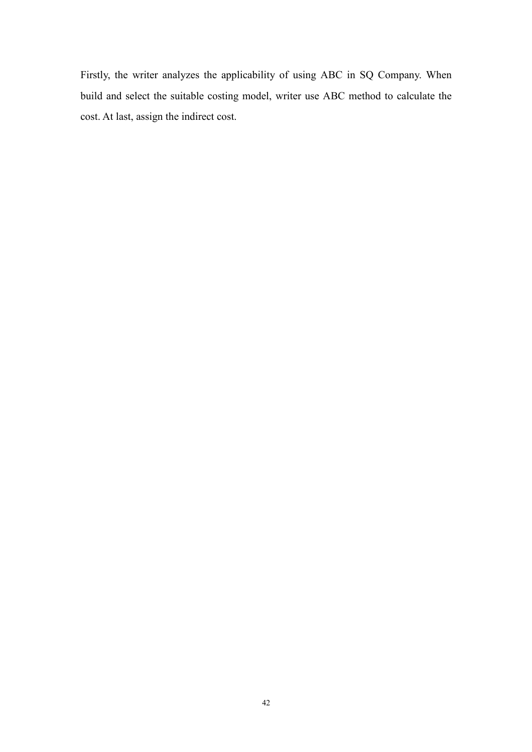Firstly, the writer analyzes the applicability of using ABC in SQ Company. When build and select the suitable costing model, writer use ABC method to calculate the cost. At last, assign the indirect cost.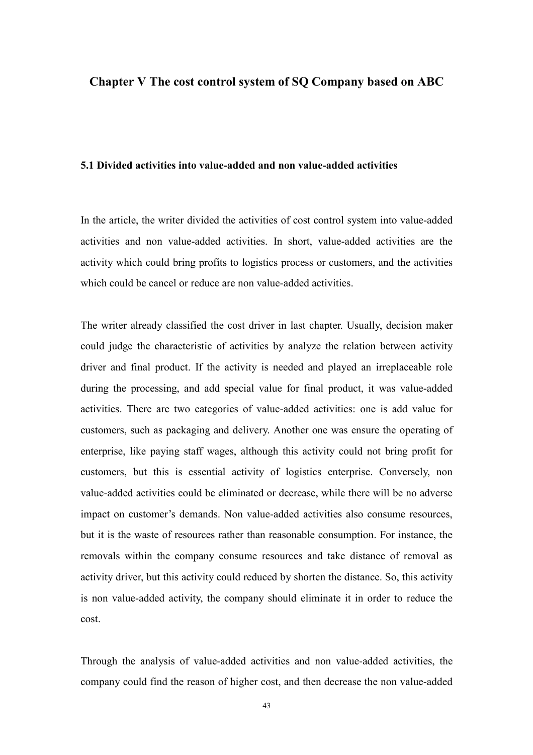# Chapter V The cost control system of SQ Company based on ABC

## 5.1 Divided activities into value-added and non value-added activities

In the article, the writer divided the activities of cost control system into value-added activities and non value-added activities. In short, value-added activities are the activity which could bring profits to logistics process or customers, and the activities which could be cancel or reduce are non value-added activities.

The writer already classified the cost driver in last chapter. Usually, decision maker could judge the characteristic of activities by analyze the relation between activity driver and final product. If the activity is needed and played an irreplaceable role during the processing, and add special value for final product, it was value-added activities. There are two categories of value-added activities: one is add value for customers, such as packaging and delivery. Another one was ensure the operating of enterprise, like paying staff wages, although this activity could not bring profit for customers, but this is essential activity of logistics enterprise. Conversely, non value-added activities could be eliminated or decrease, while there will be no adverse impact on customer's demands. Non value-added activities also consume resources, but it is the waste of resources rather than reasonable consumption. For instance, the removals within the company consume resources and take distance of removal as activity driver, but this activity could reduced by shorten the distance. So, this activity is non value-added activity, the company should eliminate it in order to reduce the cost.

Through the analysis of value-added activities and non value-added activities, the company could find the reason of higher cost, and then decrease the non value-added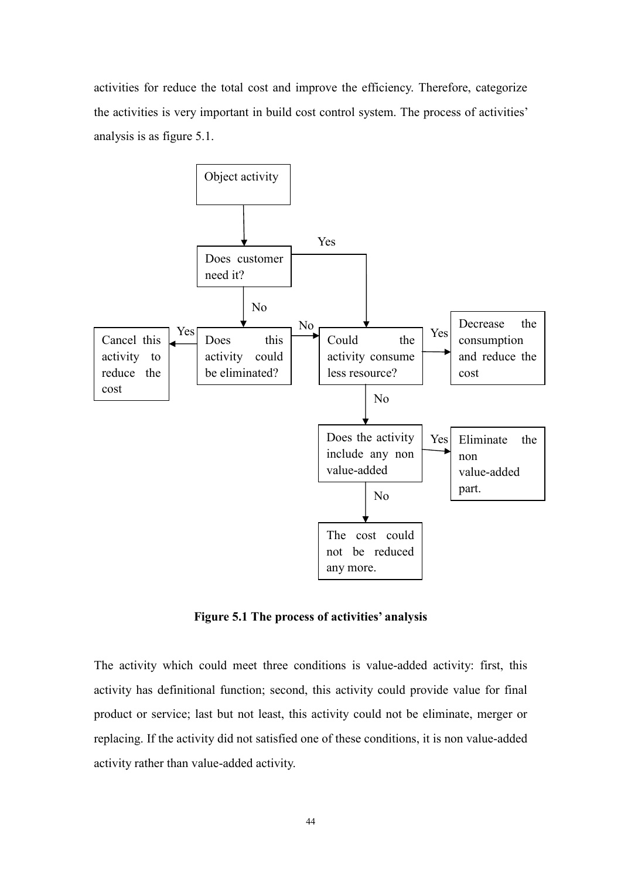activities for reduce the total cost and improve the efficiency. Therefore, categorize the activities is very important in build cost control system. The process of activities' analysis is as figure 5.1.

Object activity

Does customer need it?

Yes

No

Cancel this activity to reduce the cost

Yes

Does this activity could be eliminated?

No

Could the activity consume less resource?

Yes

Decrease the consumption and reduce the cost

No

Does the activity include any non value-added

Yes

Eliminate the non value-added part.

No

The cost could not be reduced any more.

**Figure 5.1 The process of activities' analysis**

The activity which could meet three conditions is value-added activity: first, this activity has definitional function; second, this activity could provide value for final product or service; last but not least, this activity could not be eliminate, merger or replacing. If the activity did not satisfied one of these conditions, it is non value-added activity rather than value-added activity.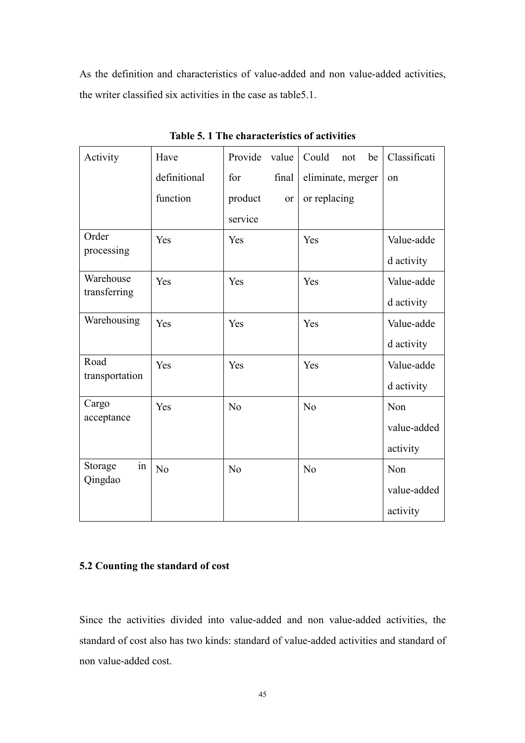As the definition and characteristics of value-added and non value-added activities, the writer classified six activities in the case as table5.1.

**Table 5. 1 The characteristics of activities**

| Activity | Have definitional function | Provide value for final product or service | Could not be eliminate, merger or replacing | Classification |
|---|---|---|---|---|
| Order processing | Yes | Yes | Yes | Value-added activity |
| Warehouse transferring | Yes | Yes | Yes | Value-added activity |
| Warehousing | Yes | Yes | Yes | Value-added activity |
| Road transportation | Yes | Yes | Yes | Value-added activity |
| Cargo acceptance | Yes | No | No | Non value-added activity |
| Storage in Qingdao | No | No | No | Non value-added activity |

### 5.2 Counting the standard of cost

Since the activities divided into value-added and non value-added activities, the standard of cost also has two kinds: standard of value-added activities and standard of non value-added cost.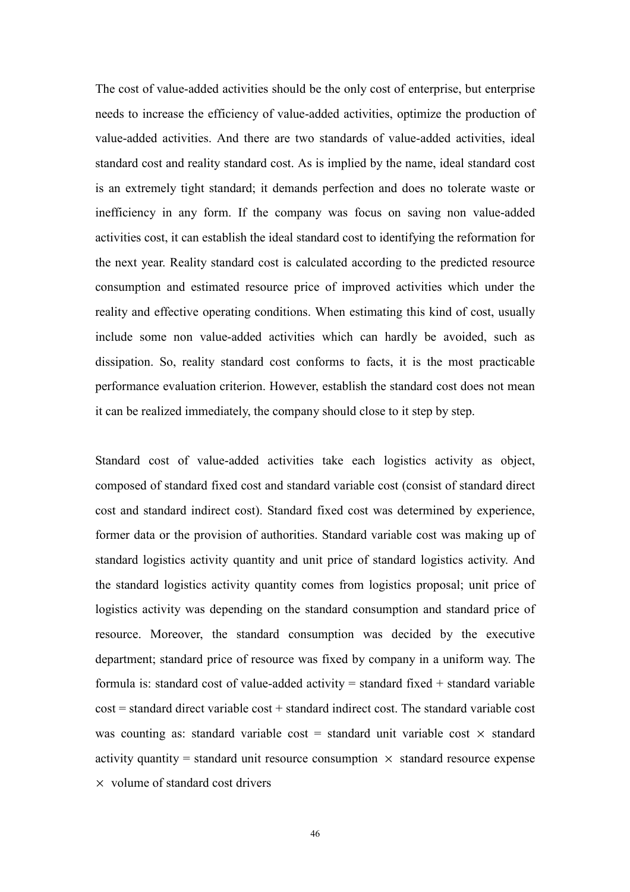The cost of value-added activities should be the only cost of enterprise, but enterprise needs to increase the efficiency of value-added activities, optimize the production of value-added activities. And there are two standards of value-added activities, ideal standard cost and reality standard cost. As is implied by the name, ideal standard cost is an extremely tight standard; it demands perfection and does no tolerate waste or inefficiency in any form. If the company was focus on saving non value-added activities cost, it can establish the ideal standard cost to identifying the reformation for the next year. Reality standard cost is calculated according to the predicted resource consumption and estimated resource price of improved activities which under the reality and effective operating conditions. When estimating this kind of cost, usually include some non value-added activities which can hardly be avoided, such as dissipation. So, reality standard cost conforms to facts, it is the most practicable performance evaluation criterion. However, establish the standard cost does not mean it can be realized immediately, the company should close to it step by step.

Standard cost of value-added activities take each logistics activity as object, composed of standard fixed cost and standard variable cost (consist of standard direct cost and standard indirect cost). Standard fixed cost was determined by experience, former data or the provision of authorities. Standard variable cost was making up of standard logistics activity quantity and unit price of standard logistics activity. And the standard logistics activity quantity comes from logistics proposal; unit price of logistics activity was depending on the standard consumption and standard price of resource. Moreover, the standard consumption was decided by the executive department; standard price of resource was fixed by company in a uniform way. The formula is: standard cost of value-added activity = standard fixed + standard variable cost = standard direct variable cost + standard indirect cost. The standard variable cost was counting as: standard variable cost = standard unit variable cost $\times$ standard activity quantity = standard unit resource consumption $\times$ standard resource expense $\times$ volume of standard cost drivers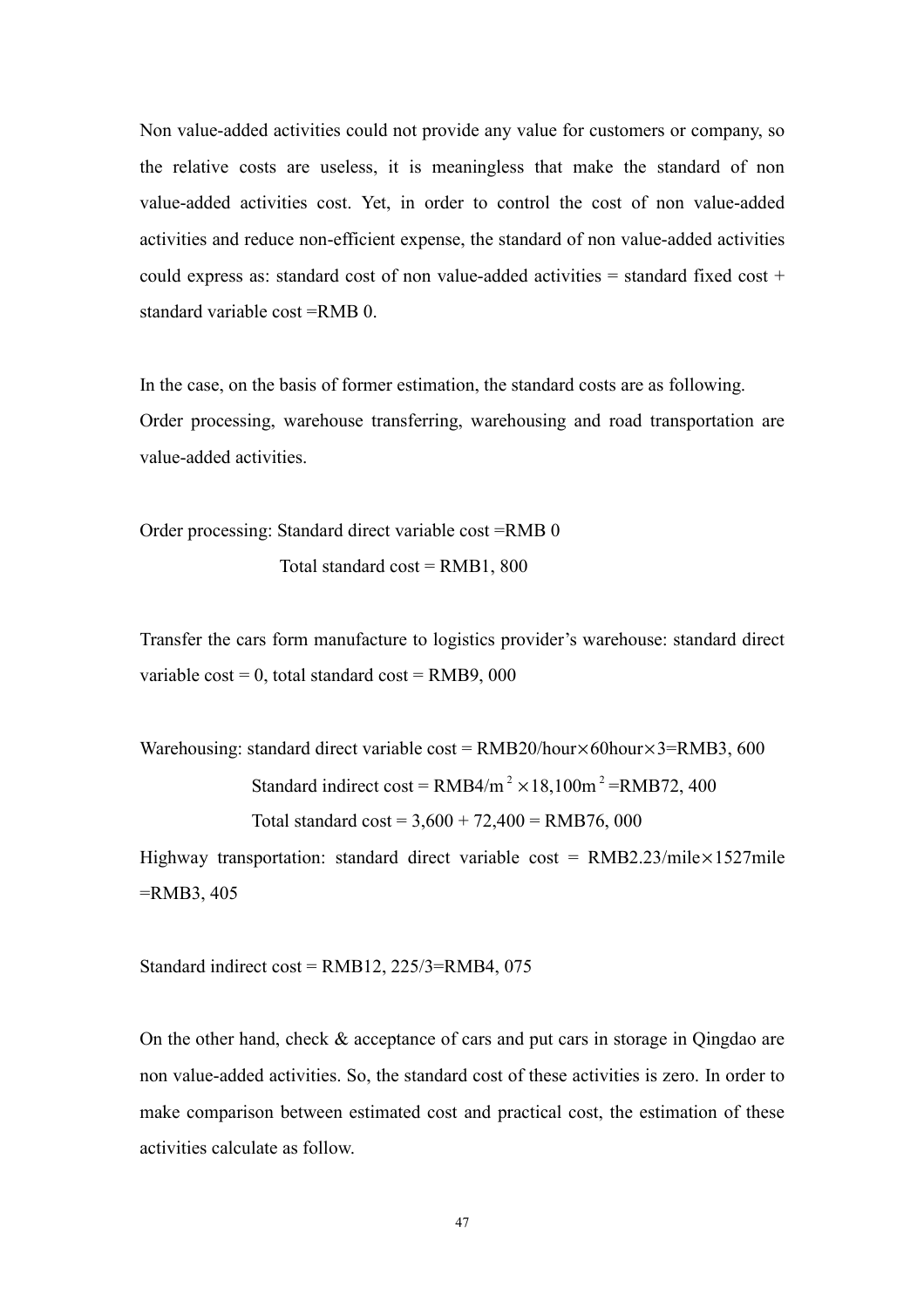Non value-added activities could not provide any value for customers or company, so the relative costs are useless, it is meaningless that make the standard of non value-added activities cost. Yet, in order to control the cost of non value-added activities and reduce non-efficient expense, the standard of non value-added activities could express as: standard cost of non value-added activities = standard fixed cost + standard variable cost =RMB 0.

In the case, on the basis of former estimation, the standard costs are as following.
Order processing, warehouse transferring, warehousing and road transportation are value-added activities.

Order processing: Standard direct variable cost =RMB 0
Total standard cost = RMB1, 800

Transfer the cars form manufacture to logistics provider's warehouse: standard direct variable cost = 0, total standard cost = RMB9, 000

Warehousing: standard direct variable cost = RMB20/hour×60hour×3=RMB3, 600
Standard indirect cost = RMB4/$m^2$ ×18,100$m^2$ =RMB72, 400
Total standard cost = 3,600 + 72,400 = RMB76, 000

Highway transportation: standard direct variable cost = RMB2.23/mile×1527mile =RMB3, 405

Standard indirect cost = RMB12, 225/3=RMB4, 075

On the other hand, check & acceptance of cars and put cars in storage in Qingdao are non value-added activities. So, the standard cost of these activities is zero. In order to make comparison between estimated cost and practical cost, the estimation of these activities calculate as follow.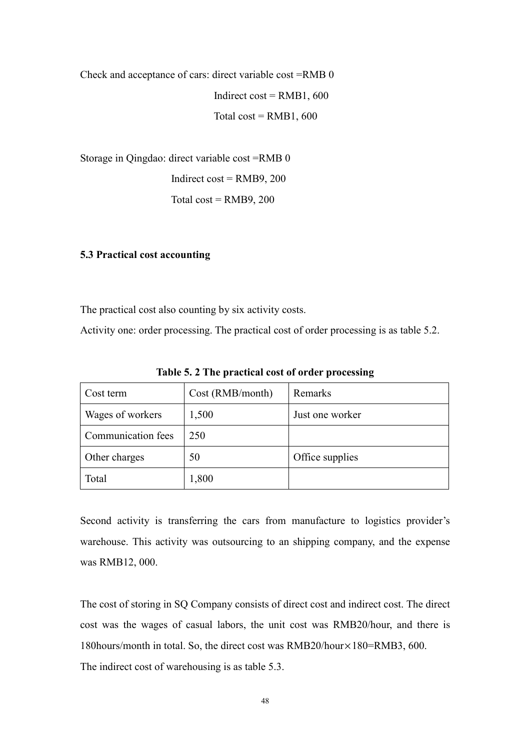Check and acceptance of cars: direct variable cost =RMB 0

Indirect cost = RMB1, 600

Total cost = RMB1, 600

Storage in Qingdao: direct variable cost =RMB 0

Indirect cost = RMB9, 200

Total cost = RMB9, 200

### 5.3 Practical cost accounting

The practical cost also counting by six activity costs.

Activity one: order processing. The practical cost of order processing is as table 5.2.

**Table 5. 2 The practical cost of order processing**

| Cost term | Cost (RMB/month) | Remarks |
|---|---|---|
| Wages of workers | 1,500 | Just one worker |
| Communication fees | 250 | |
| Other charges | 50 | Office supplies |
| Total | 1,800 | |

Second activity is transferring the cars from manufacture to logistics provider's warehouse. This activity was outsourcing to an shipping company, and the expense was RMB12, 000.

The cost of storing in SQ Company consists of direct cost and indirect cost. The direct cost was the wages of casual labors, the unit cost was RMB20/hour, and there is 180hours/month in total. So, the direct cost was RMB20/hour×180=RMB3, 600.

The indirect cost of warehousing is as table 5.3.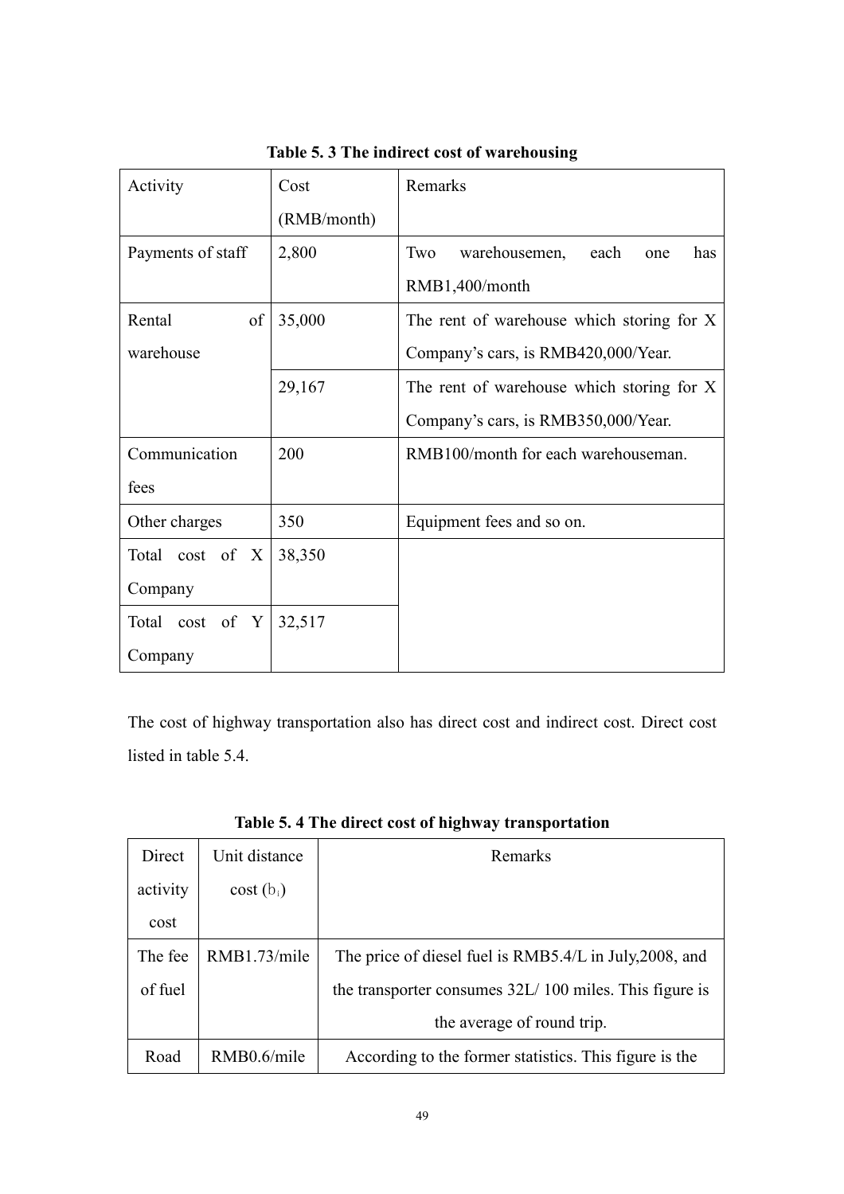**Table 5. 3 The indirect cost of warehousing**

| Activity | Cost (RMB/month) | Remarks |
|---|---|---|
| Payments of staff | 2,800 | Two warehousemen, each one has RMB1,400/month |
| Rental of warehouse | 35,000 | The rent of warehouse which storing for X Company's cars, is RMB420,000/Year. |
| | 29,167 | The rent of warehouse which storing for X Company's cars, is RMB350,000/Year. |
| Communication fees | 200 | RMB100/month for each warehouseman. |
| Other charges | 350 | Equipment fees and so on. |
| Total cost of X Company | 38,350 | |
| Total cost of Y Company | 32,517 | |

The cost of highway transportation also has direct cost and indirect cost. Direct cost listed in table 5.4.

**Table 5. 4 The direct cost of highway transportation**

| Direct activity cost | Unit distance cost ($b_i$) | Remarks |
|---|---|---|
| The fee of fuel | RMB1.73/mile | The price of diesel fuel is RMB5.4/L in July,2008, and the transporter consumes 32L/ 100 miles. This figure is the average of round trip. |
| Road | RMB0.6/mile | According to the former statistics. This figure is the |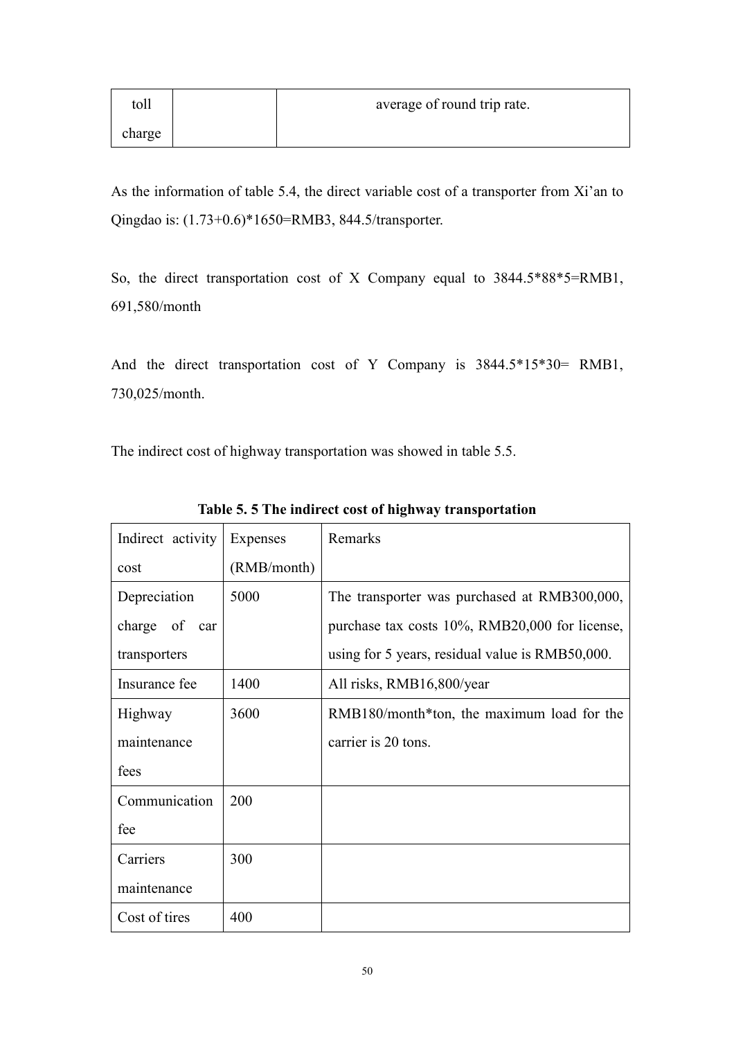| toll charge | | average of round trip rate. |
|---|---|---|

As the information of table 5.4, the direct variable cost of a transporter from Xi'an to Qingdao is: (1.73+0.6)*1650=RMB3, 844.5/transporter.

So, the direct transportation cost of X Company equal to 3844.5*88*5=RMB1, 691,580/month

And the direct transportation cost of Y Company is 3844.5*15*30= RMB1, 730,025/month.

The indirect cost of highway transportation was showed in table 5.5.

**Table 5. 5 The indirect cost of highway transportation**

| Indirect activity cost | Expenses (RMB/month) | Remarks |
|---|---|---|
| Depreciation charge of car transporters | 5000 | The transporter was purchased at RMB300,000, purchase tax costs 10%, RMB20,000 for license, using for 5 years, residual value is RMB50,000. |
| Insurance fee | 1400 | All risks, RMB16,800/year |
| Highway maintenance fees | 3600 | RMB180/month*ton, the maximum load for the carrier is 20 tons. |
| Communication fee | 200 | |
| Carriers maintenance | 300 | |
| Cost of tires | 400 | |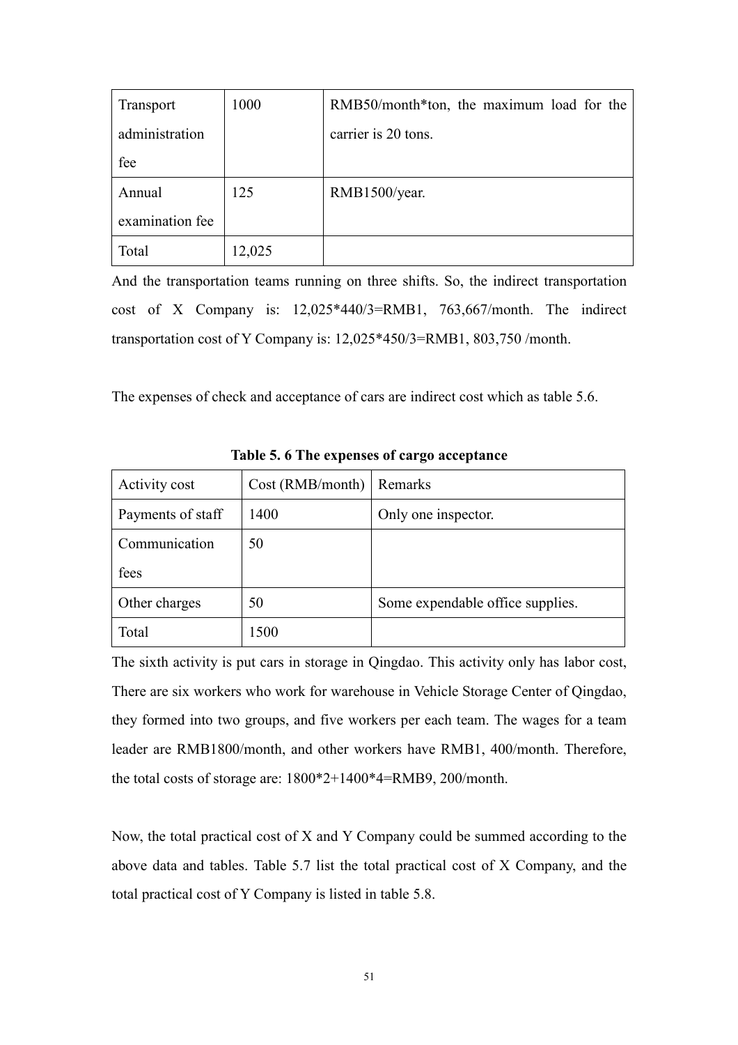| Transport administration fee | 1000 | RMB50/month*ton, the maximum load for the carrier is 20 tons. |
|---|---|---|
| Annual examination fee | 125 | RMB1500/year. |
| Total | 12,025 | |

And the transportation teams running on three shifts. So, the indirect transportation cost of X Company is: 12,025*440/3=RMB1, 763,667/month. The indirect transportation cost of Y Company is: 12,025*450/3=RMB1, 803,750 /month.

The expenses of check and acceptance of cars are indirect cost which as table 5.6.

**Table 5. 6 The expenses of cargo acceptance**

| Activity cost | Cost (RMB/month) | Remarks |
|---|---|---|
| Payments of staff | 1400 | Only one inspector. |
| Communication fees | 50 | |
| Other charges | 50 | Some expendable office supplies. |
| Total | 1500 | |

The sixth activity is put cars in storage in Qingdao. This activity only has labor cost, There are six workers who work for warehouse in Vehicle Storage Center of Qingdao, they formed into two groups, and five workers per each team. The wages for a team leader are RMB1800/month, and other workers have RMB1, 400/month. Therefore, the total costs of storage are: 1800*2+1400*4=RMB9, 200/month.

Now, the total practical cost of X and Y Company could be summed according to the above data and tables. Table 5.7 list the total practical cost of X Company, and the total practical cost of Y Company is listed in table 5.8.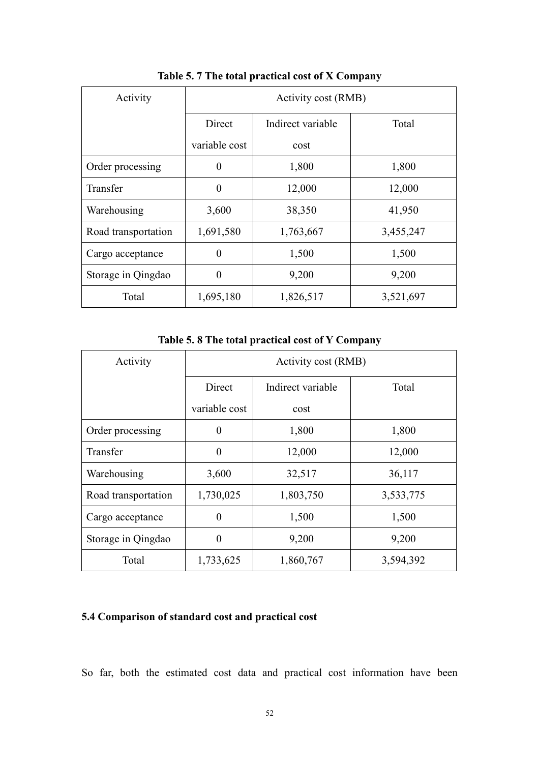**Table 5. 7 The total practical cost of X Company**

| Activity | Activity cost (RMB) | | |
|---|---|---|---|
| | Direct variable cost | Indirect variable cost | Total |
| Order processing | 0 | 1,800 | 1,800 |
| Transfer | 0 | 12,000 | 12,000 |
| Warehousing | 3,600 | 38,350 | 41,950 |
| Road transportation | 1,691,580 | 1,763,667 | 3,455,247 |
| Cargo acceptance | 0 | 1,500 | 1,500 |
| Storage in Qingdao | 0 | 9,200 | 9,200 |
| Total | 1,695,180 | 1,826,517 | 3,521,697 |

**Table 5. 8 The total practical cost of Y Company**

| Activity | Activity cost (RMB) | | |
|---|---|---|---|
| | Direct variable cost | Indirect variable cost | Total |
| Order processing | 0 | 1,800 | 1,800 |
| Transfer | 0 | 12,000 | 12,000 |
| Warehousing | 3,600 | 32,517 | 36,117 |
| Road transportation | 1,730,025 | 1,803,750 | 3,533,775 |
| Cargo acceptance | 0 | 1,500 | 1,500 |
| Storage in Qingdao | 0 | 9,200 | 9,200 |
| Total | 1,733,625 | 1,860,767 | 3,594,392 |

### 5.4 Comparison of standard cost and practical cost

So far, both the estimated cost data and practical cost information have been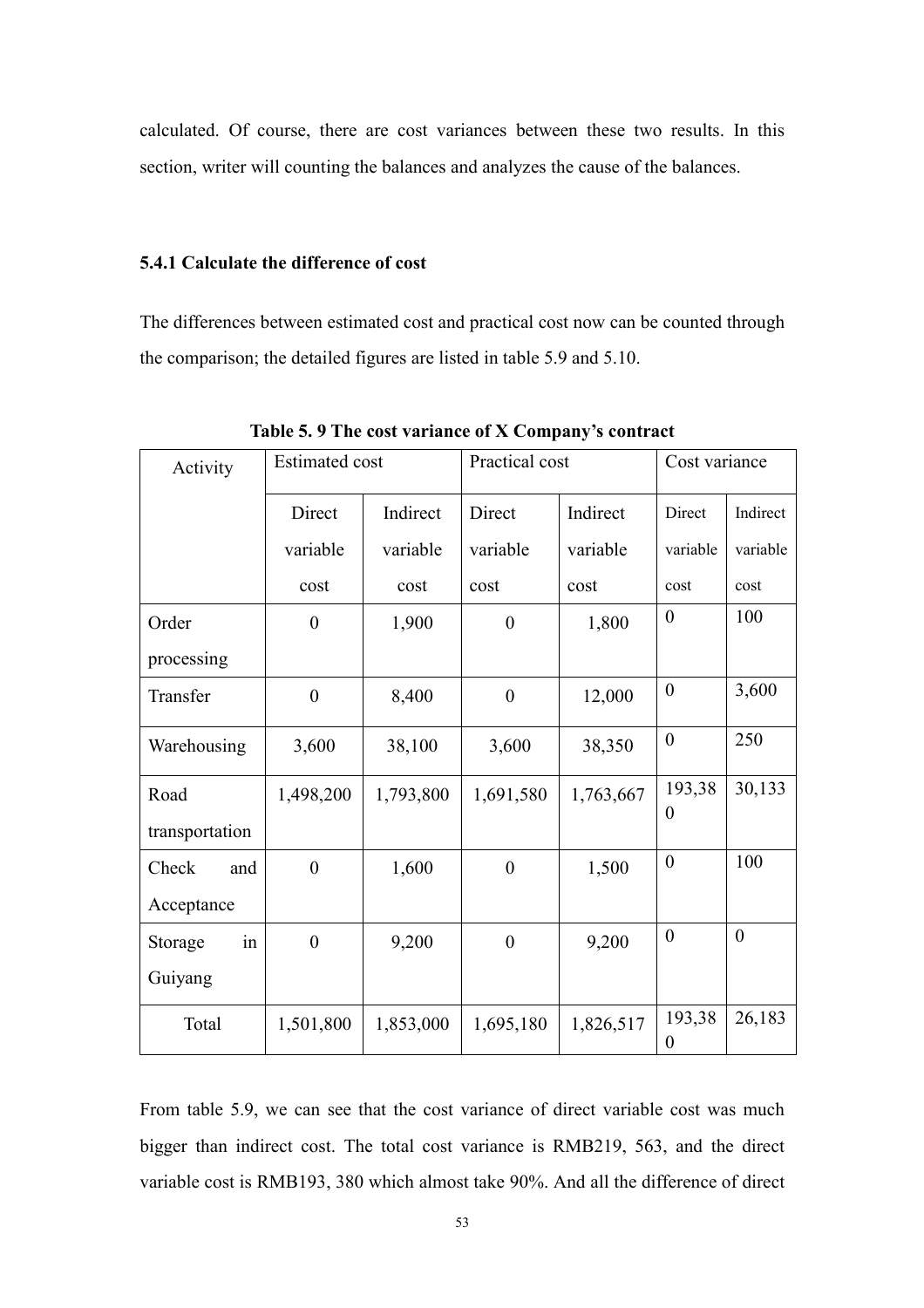calculated. Of course, there are cost variances between these two results. In this section, writer will counting the balances and analyzes the cause of the balances.

### 5.4.1 Calculate the difference of cost

The differences between estimated cost and practical cost now can be counted through the comparison; the detailed figures are listed in table 5.9 and 5.10.

**Table 5. 9 The cost variance of X Company's contract**

| Activity | Estimated cost | | Practical cost | | Cost variance | |
|---|---|---|---|---|---|---|
| | Direct variable cost | Indirect variable cost | Direct variable cost | Indirect variable cost | Direct variable cost | Indirect variable cost |
| Order processing | 0 | 1,900 | 0 | 1,800 | 0 | 100 |
| Transfer | 0 | 8,400 | 0 | 12,000 | 0 | 3,600 |
| Warehousing | 3,600 | 38,100 | 3,600 | 38,350 | 0 | 250 |
| Road transportation | 1,498,200 | 1,793,800 | 1,691,580 | 1,763,667 | 193,380 | 30,133 |
| Check and Acceptance | 0 | 1,600 | 0 | 1,500 | 0 | 100 |
| Storage in Guiyang | 0 | 9,200 | 0 | 9,200 | 0 | 0 |
| Total | 1,501,800 | 1,853,000 | 1,695,180 | 1,826,517 | 193,380 | 26,183 |

From table 5.9, we can see that the cost variance of direct variable cost was much bigger than indirect cost. The total cost variance is RMB219, 563, and the direct variable cost is RMB193, 380 which almost take 90%. And all the difference of direct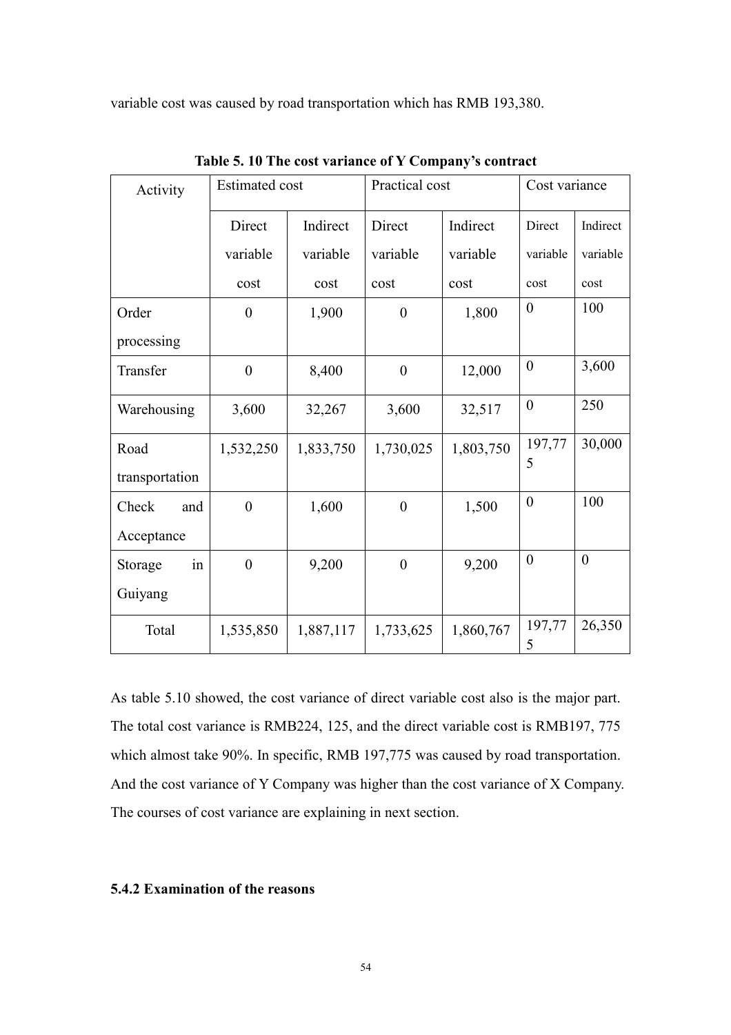variable cost was caused by road transportation which has RMB 193,380.

**Table 5. 10 The cost variance of Y Company's contract**

| Activity | Estimated cost | | Practical cost | | Cost variance | |
|---|---|---|---|---|---|---|
| | Direct variable cost | Indirect variable cost | Direct variable cost | Indirect variable cost | Direct variable cost | Indirect variable cost |
| Order processing | 0 | 1,900 | 0 | 1,800 | 0 | 100 |
| Transfer | 0 | 8,400 | 0 | 12,000 | 0 | 3,600 |
| Warehousing | 3,600 | 32,267 | 3,600 | 32,517 | 0 | 250 |
| Road transportation | 1,532,250 | 1,833,750 | 1,730,025 | 1,803,750 | 197,775 | 30,000 |
| Check and Acceptance | 0 | 1,600 | 0 | 1,500 | 0 | 100 |
| Storage in Guiyang | 0 | 9,200 | 0 | 9,200 | 0 | 0 |
| Total | 1,535,850 | 1,887,117 | 1,733,625 | 1,860,767 | 197,775 | 26,350 |

As table 5.10 showed, the cost variance of direct variable cost also is the major part. The total cost variance is RMB224, 125, and the direct variable cost is RMB197, 775 which almost take 90%. In specific, RMB 197,775 was caused by road transportation. And the cost variance of Y Company was higher than the cost variance of X Company. The courses of cost variance are explaining in next section.

### 5.4.2 Examination of the reasons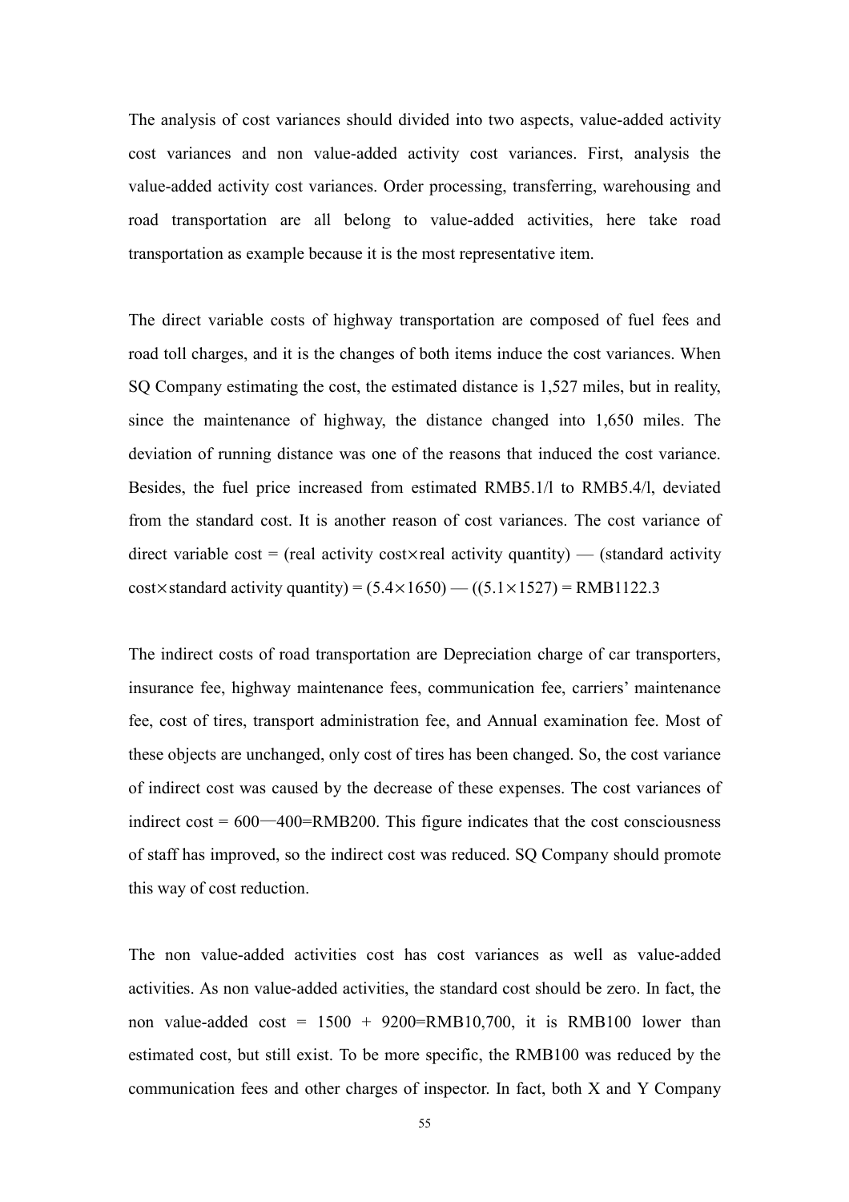The analysis of cost variances should divided into two aspects, value-added activity cost variances and non value-added activity cost variances. First, analysis the value-added activity cost variances. Order processing, transferring, warehousing and road transportation are all belong to value-added activities, here take road transportation as example because it is the most representative item.

The direct variable costs of highway transportation are composed of fuel fees and road toll charges, and it is the changes of both items induce the cost variances. When SQ Company estimating the cost, the estimated distance is 1,527 miles, but in reality, since the maintenance of highway, the distance changed into 1,650 miles. The deviation of running distance was one of the reasons that induced the cost variance. Besides, the fuel price increased from estimated RMB5.1/l to RMB5.4/l, deviated from the standard cost. It is another reason of cost variances. The cost variance of direct variable cost = (real activity cost×real activity quantity) — (standard activity cost×standard activity quantity) = (5.4×1650) — ((5.1×1527) = RMB1122.3

The indirect costs of road transportation are Depreciation charge of car transporters, insurance fee, highway maintenance fees, communication fee, carriers' maintenance fee, cost of tires, transport administration fee, and Annual examination fee. Most of these objects are unchanged, only cost of tires has been changed. So, the cost variance of indirect cost was caused by the decrease of these expenses. The cost variances of indirect cost = 600—400=RMB200. This figure indicates that the cost consciousness of staff has improved, so the indirect cost was reduced. SQ Company should promote this way of cost reduction.

The non value-added activities cost has cost variances as well as value-added activities. As non value-added activities, the standard cost should be zero. In fact, the non value-added cost = 1500 + 9200=RMB10,700, it is RMB100 lower than estimated cost, but still exist. To be more specific, the RMB100 was reduced by the communication fees and other charges of inspector. In fact, both X and Y Company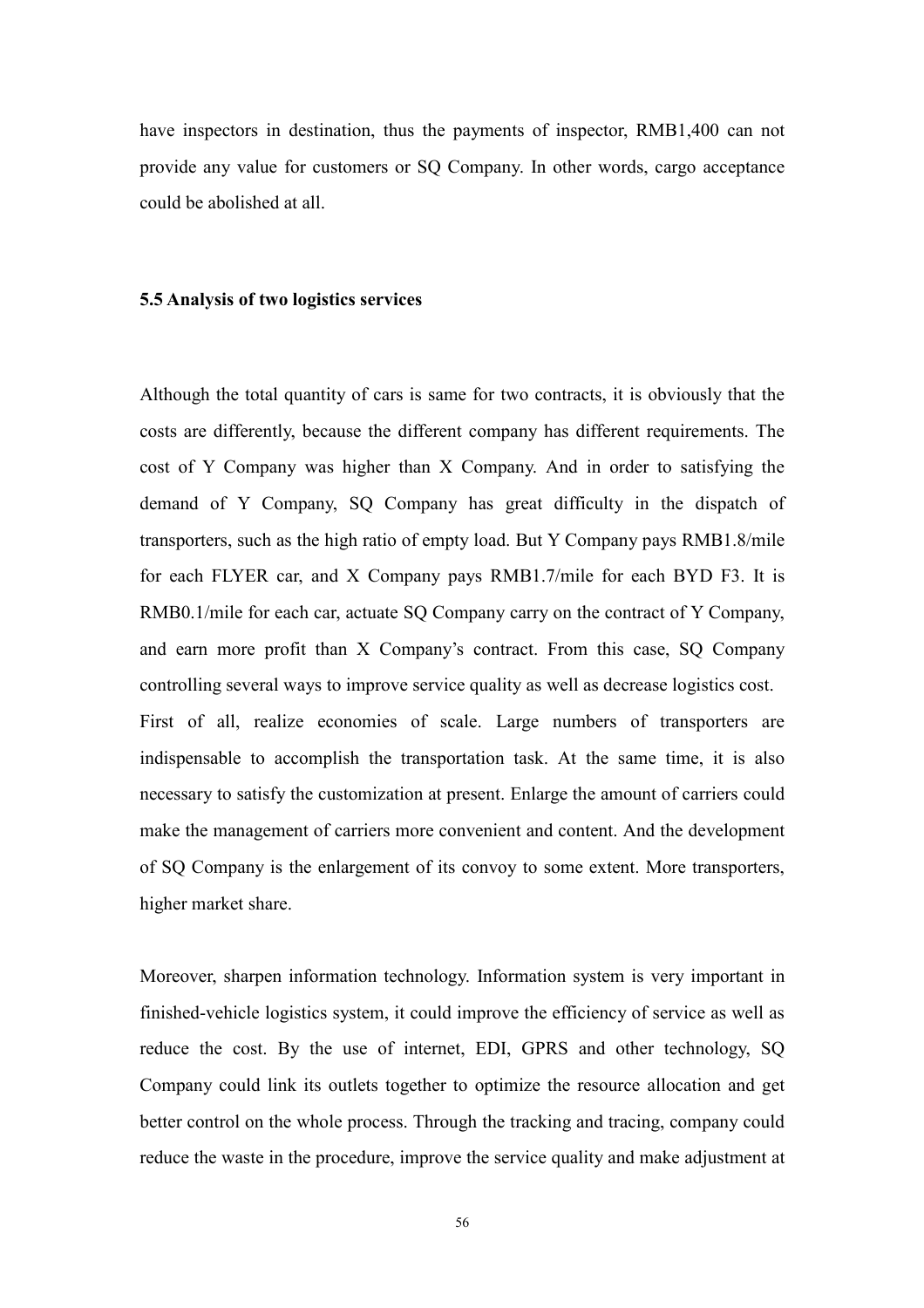have inspectors in destination, thus the payments of inspector, RMB1,400 can not provide any value for customers or SQ Company. In other words, cargo acceptance could be abolished at all.

### 5.5 Analysis of two logistics services

Although the total quantity of cars is same for two contracts, it is obviously that the costs are differently, because the different company has different requirements. The cost of Y Company was higher than X Company. And in order to satisfying the demand of Y Company, SQ Company has great difficulty in the dispatch of transporters, such as the high ratio of empty load. But Y Company pays RMB1.8/mile for each FLYER car, and X Company pays RMB1.7/mile for each BYD F3. It is RMB0.1/mile for each car, actuate SQ Company carry on the contract of Y Company, and earn more profit than X Company's contract. From this case, SQ Company controlling several ways to improve service quality as well as decrease logistics cost.
First of all, realize economies of scale. Large numbers of transporters are indispensable to accomplish the transportation task. At the same time, it is also necessary to satisfy the customization at present. Enlarge the amount of carriers could make the management of carriers more convenient and content. And the development of SQ Company is the enlargement of its convoy to some extent. More transporters, higher market share.

Moreover, sharpen information technology. Information system is very important in finished-vehicle logistics system, it could improve the efficiency of service as well as reduce the cost. By the use of internet, EDI, GPRS and other technology, SQ Company could link its outlets together to optimize the resource allocation and get better control on the whole process. Through the tracking and tracing, company could reduce the waste in the procedure, improve the service quality and make adjustment at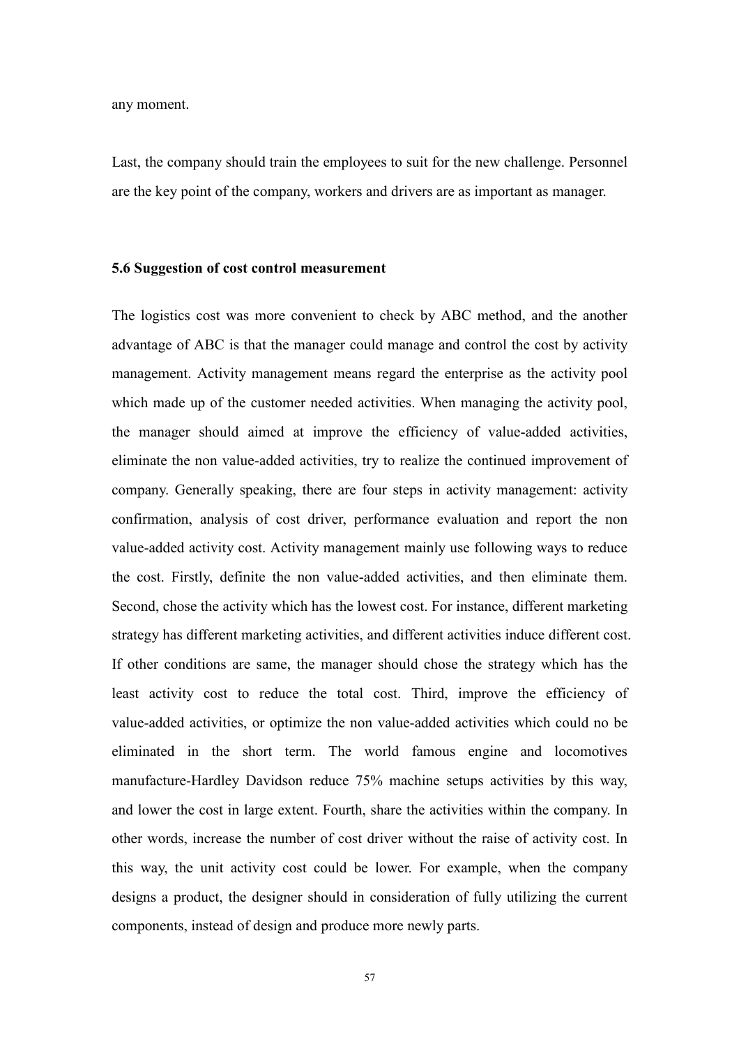any moment.

Last, the company should train the employees to suit for the new challenge. Personnel are the key point of the company, workers and drivers are as important as manager.

### 5.6 Suggestion of cost control measurement

The logistics cost was more convenient to check by ABC method, and the another advantage of ABC is that the manager could manage and control the cost by activity management. Activity management means regard the enterprise as the activity pool which made up of the customer needed activities. When managing the activity pool, the manager should aimed at improve the efficiency of value-added activities, eliminate the non value-added activities, try to realize the continued improvement of company. Generally speaking, there are four steps in activity management: activity confirmation, analysis of cost driver, performance evaluation and report the non value-added activity cost. Activity management mainly use following ways to reduce the cost. Firstly, definite the non value-added activities, and then eliminate them. Second, chose the activity which has the lowest cost. For instance, different marketing strategy has different marketing activities, and different activities induce different cost. If other conditions are same, the manager should chose the strategy which has the least activity cost to reduce the total cost. Third, improve the efficiency of value-added activities, or optimize the non value-added activities which could no be eliminated in the short term. The world famous engine and locomotives manufacture-Hardley Davidson reduce 75% machine setups activities by this way, and lower the cost in large extent. Fourth, share the activities within the company. In other words, increase the number of cost driver without the raise of activity cost. In this way, the unit activity cost could be lower. For example, when the company designs a product, the designer should in consideration of fully utilizing the current components, instead of design and produce more newly parts.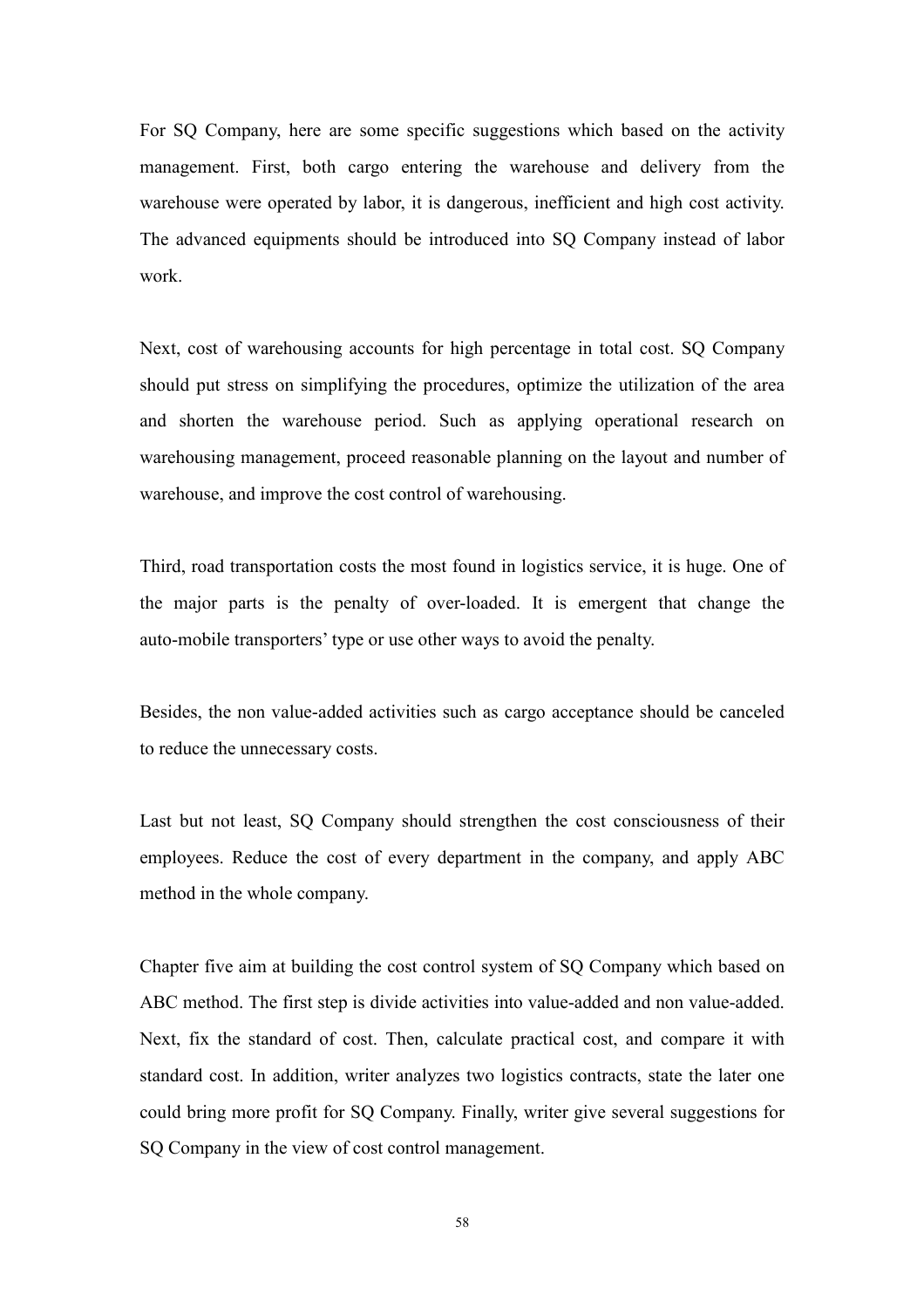For SQ Company, here are some specific suggestions which based on the activity management. First, both cargo entering the warehouse and delivery from the warehouse were operated by labor, it is dangerous, inefficient and high cost activity. The advanced equipments should be introduced into SQ Company instead of labor work.

Next, cost of warehousing accounts for high percentage in total cost. SQ Company should put stress on simplifying the procedures, optimize the utilization of the area and shorten the warehouse period. Such as applying operational research on warehousing management, proceed reasonable planning on the layout and number of warehouse, and improve the cost control of warehousing.

Third, road transportation costs the most found in logistics service, it is huge. One of the major parts is the penalty of over-loaded. It is emergent that change the auto-mobile transporters' type or use other ways to avoid the penalty.

Besides, the non value-added activities such as cargo acceptance should be canceled to reduce the unnecessary costs.

Last but not least, SQ Company should strengthen the cost consciousness of their employees. Reduce the cost of every department in the company, and apply ABC method in the whole company.

Chapter five aim at building the cost control system of SQ Company which based on ABC method. The first step is divide activities into value-added and non value-added. Next, fix the standard of cost. Then, calculate practical cost, and compare it with standard cost. In addition, writer analyzes two logistics contracts, state the later one could bring more profit for SQ Company. Finally, writer give several suggestions for SQ Company in the view of cost control management.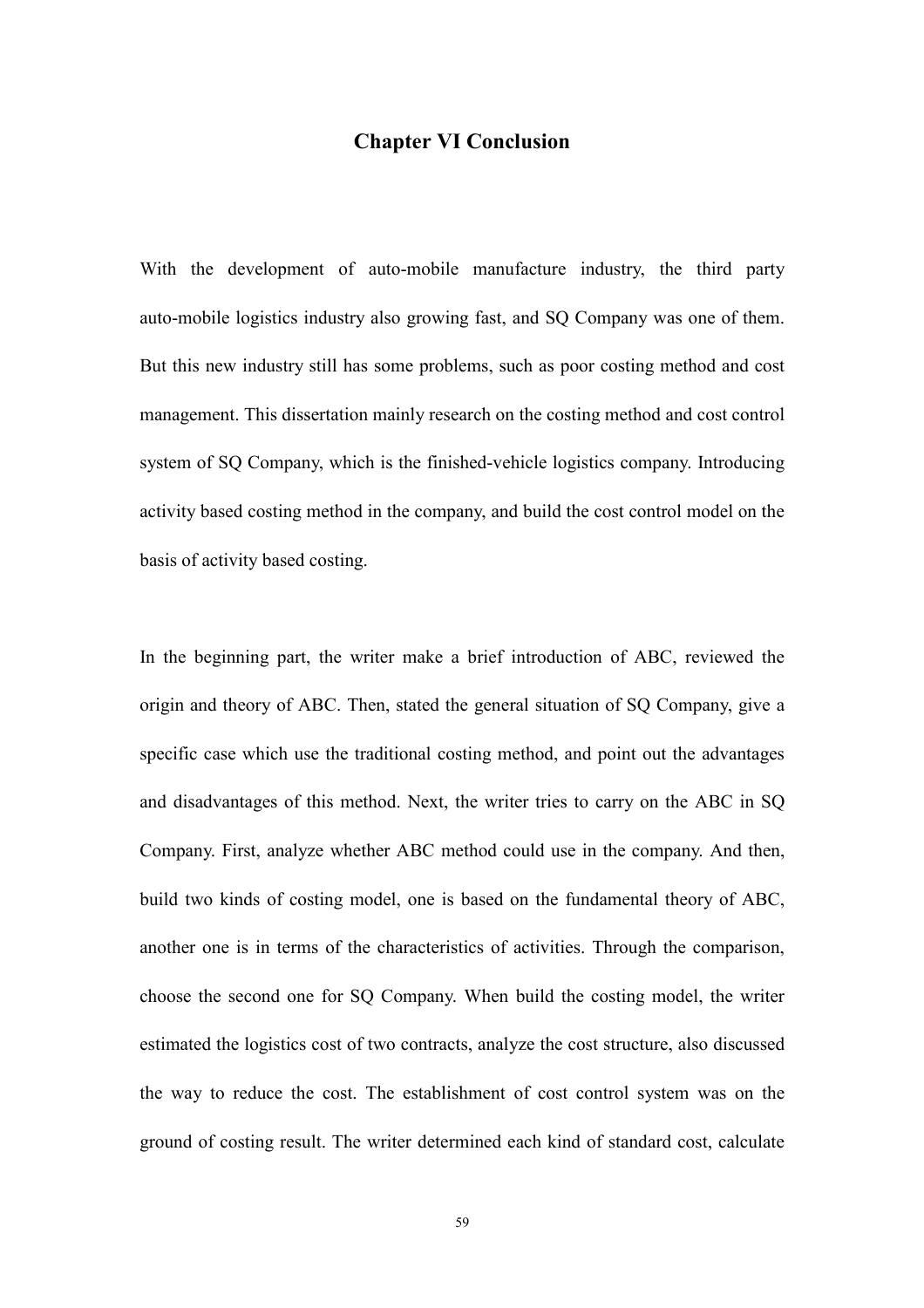# Chapter VI Conclusion

With the development of auto-mobile manufacture industry, the third party auto-mobile logistics industry also growing fast, and SQ Company was one of them. But this new industry still has some problems, such as poor costing method and cost management. This dissertation mainly research on the costing method and cost control system of SQ Company, which is the finished-vehicle logistics company. Introducing activity based costing method in the company, and build the cost control model on the basis of activity based costing.

In the beginning part, the writer make a brief introduction of ABC, reviewed the origin and theory of ABC. Then, stated the general situation of SQ Company, give a specific case which use the traditional costing method, and point out the advantages and disadvantages of this method. Next, the writer tries to carry on the ABC in SQ Company. First, analyze whether ABC method could use in the company. And then, build two kinds of costing model, one is based on the fundamental theory of ABC, another one is in terms of the characteristics of activities. Through the comparison, choose the second one for SQ Company. When build the costing model, the writer estimated the logistics cost of two contracts, analyze the cost structure, also discussed the way to reduce the cost. The establishment of cost control system was on the ground of costing result. The writer determined each kind of standard cost, calculate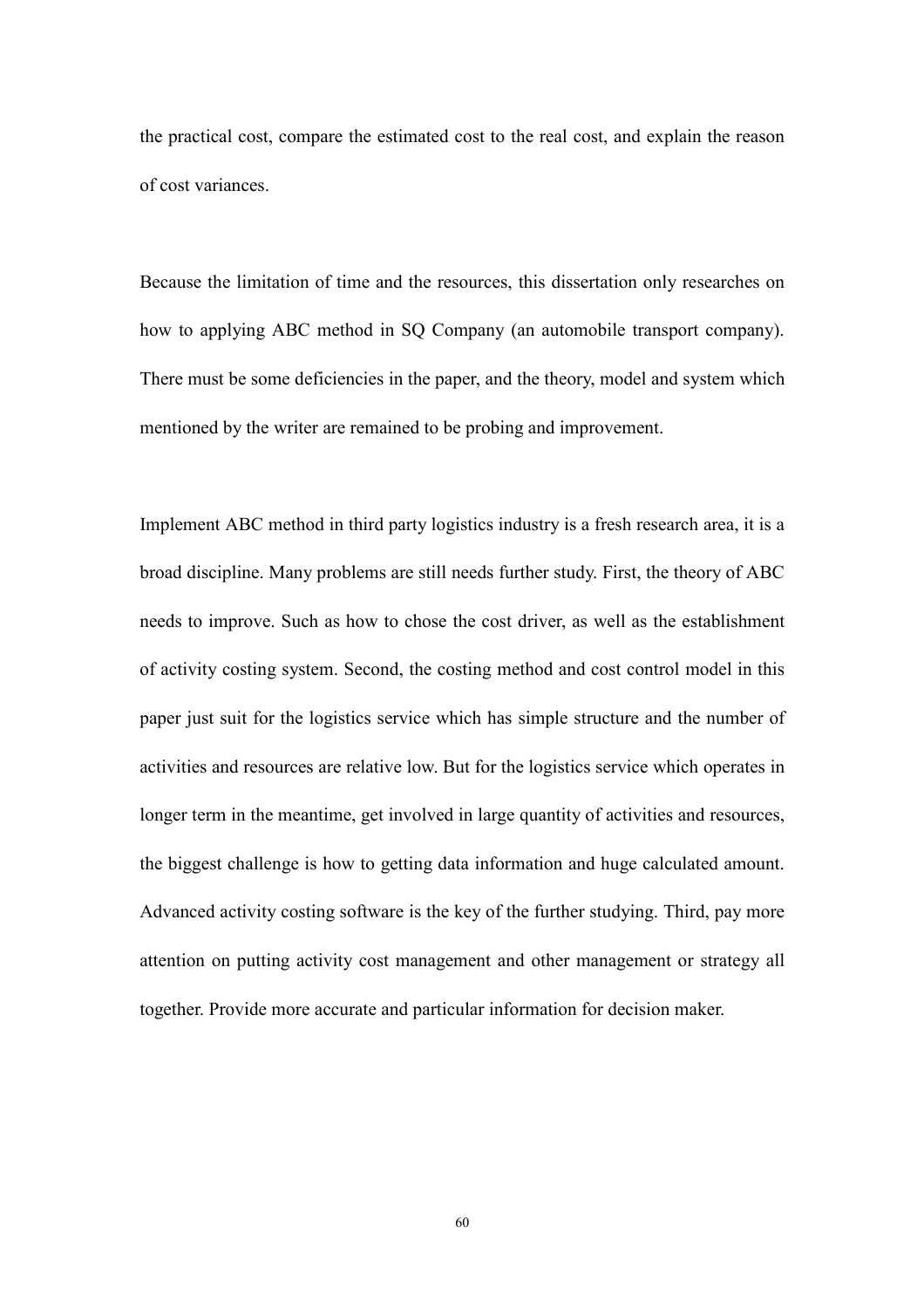the practical cost, compare the estimated cost to the real cost, and explain the reason of cost variances.

Because the limitation of time and the resources, this dissertation only researches on how to applying ABC method in SQ Company (an automobile transport company). There must be some deficiencies in the paper, and the theory, model and system which mentioned by the writer are remained to be probing and improvement.

Implement ABC method in third party logistics industry is a fresh research area, it is a broad discipline. Many problems are still needs further study. First, the theory of ABC needs to improve. Such as how to chose the cost driver, as well as the establishment of activity costing system. Second, the costing method and cost control model in this paper just suit for the logistics service which has simple structure and the number of activities and resources are relative low. But for the logistics service which operates in longer term in the meantime, get involved in large quantity of activities and resources, the biggest challenge is how to getting data information and huge calculated amount. Advanced activity costing software is the key of the further studying. Third, pay more attention on putting activity cost management and other management or strategy all together. Provide more accurate and particular information for decision maker.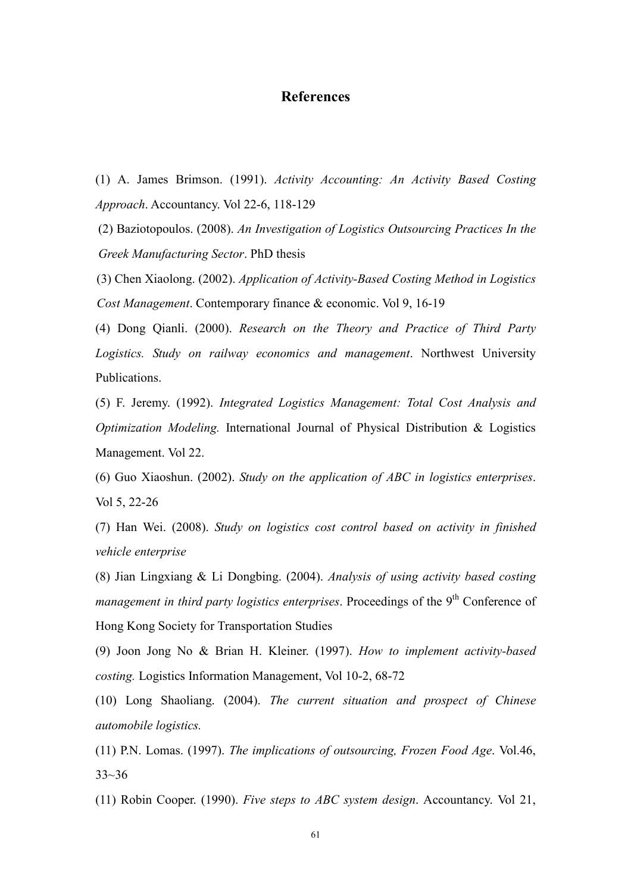# References

(1) A. James Brimson. (1991). *Activity Accounting: An Activity Based Costing Approach*. Accountancy. Vol 22-6, 118-129

(2) Baziotopoulos. (2008). *An Investigation of Logistics Outsourcing Practices In the Greek Manufacturing Sector*. PhD thesis

(3) Chen Xiaolong. (2002). *Application of Activity-Based Costing Method in Logistics Cost Management*. Contemporary finance & economic. Vol 9, 16-19

(4) Dong Qianli. (2000). *Research on the Theory and Practice of Third Party Logistics. Study on railway economics and management*. Northwest University Publications.

(5) F. Jeremy. (1992). *Integrated Logistics Management: Total Cost Analysis and Optimization Modeling.* International Journal of Physical Distribution & Logistics Management. Vol 22.

(6) Guo Xiaoshun. (2002). *Study on the application of ABC in logistics enterprises*. Vol 5, 22-26

(7) Han Wei. (2008). *Study on logistics cost control based on activity in finished vehicle enterprise*

(8) Jian Lingxiang & Li Dongbing. (2004). *Analysis of using activity based costing management in third party logistics enterprises*. Proceedings of the 9th Conference of Hong Kong Society for Transportation Studies

(9) Joon Jong No & Brian H. Kleiner. (1997). *How to implement activity-based costing.* Logistics Information Management, Vol 10-2, 68-72

(10) Long Shaoliang. (2004). *The current situation and prospect of Chinese automobile logistics.*

(11) P.N. Lomas. (1997). *The implications of outsourcing, Frozen Food Age*. Vol.46, 33~36

(11) Robin Cooper. (1990). *Five steps to ABC system design*. Accountancy. Vol 21,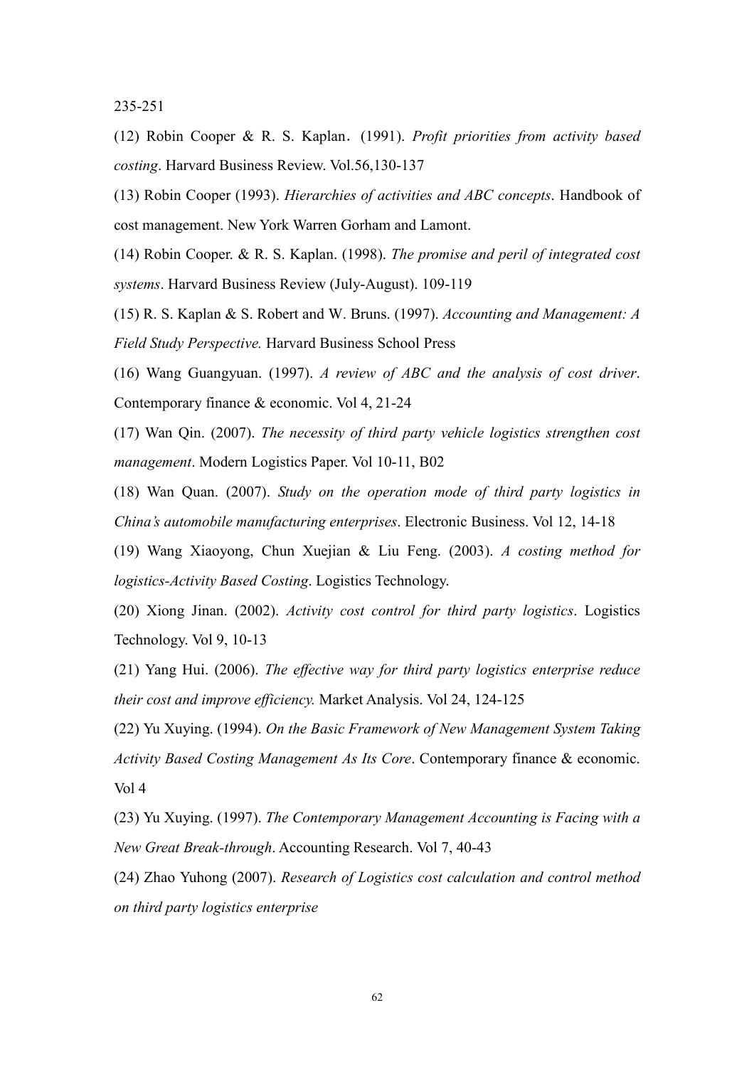235-251

(12) Robin Cooper & R. S. Kaplan．(1991). *Profit priorities from activity based costing*. Harvard Business Review. Vol.56,130-137

(13) Robin Cooper (1993). *Hierarchies of activities and ABC concepts*. Handbook of cost management. New York Warren Gorham and Lamont.

(14) Robin Cooper. & R. S. Kaplan. (1998). *The promise and peril of integrated cost systems*. Harvard Business Review (July-August). 109-119

(15) R. S. Kaplan & S. Robert and W. Bruns. (1997). *Accounting and Management: A Field Study Perspective.* Harvard Business School Press

(16) Wang Guangyuan. (1997). *A review of ABC and the analysis of cost driver*. Contemporary finance & economic. Vol 4, 21-24

(17) Wan Qin. (2007). *The necessity of third party vehicle logistics strengthen cost management*. Modern Logistics Paper. Vol 10-11, B02

(18) Wan Quan. (2007). *Study on the operation mode of third party logistics in China's automobile manufacturing enterprises*. Electronic Business. Vol 12, 14-18

(19) Wang Xiaoyong, Chun Xuejian & Liu Feng. (2003). *A costing method for logistics-Activity Based Costing*. Logistics Technology.

(20) Xiong Jinan. (2002). *Activity cost control for third party logistics*. Logistics Technology. Vol 9, 10-13

(21) Yang Hui. (2006). *The effective way for third party logistics enterprise reduce their cost and improve efficiency.* Market Analysis. Vol 24, 124-125

(22) Yu Xuying. (1994). *On the Basic Framework of New Management System Taking Activity Based Costing Management As Its Core*. Contemporary finance & economic. Vol 4

(23) Yu Xuying. (1997). *The Contemporary Management Accounting is Facing with a New Great Break-through*. Accounting Research. Vol 7, 40-43

(24) Zhao Yuhong (2007). *Research of Logistics cost calculation and control method on third party logistics enterprise*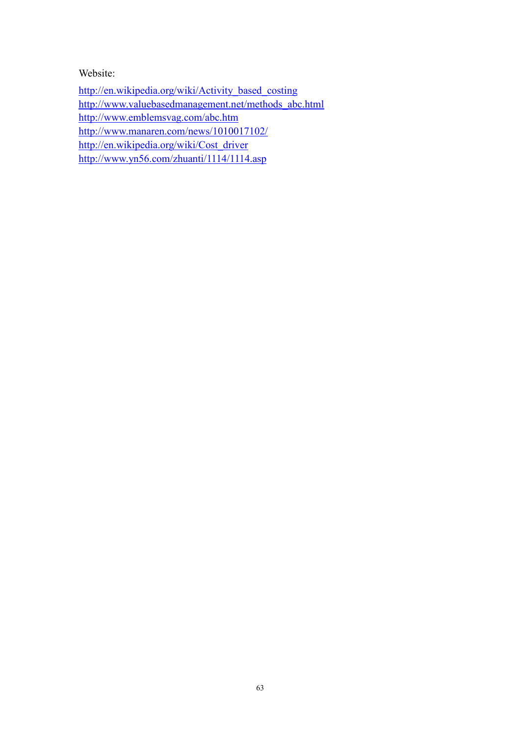Website:

http://en.wikipedia.org/wiki/Activity_based_costing
http://www.valuebasedmanagement.net/methods_abc.html
http://www.emblemsvag.com/abc.htm
http://www.manaren.com/news/1010017102/
http://en.wikipedia.org/wiki/Cost_driver
http://www.yn56.com/zhuanti/1114/1114.asp